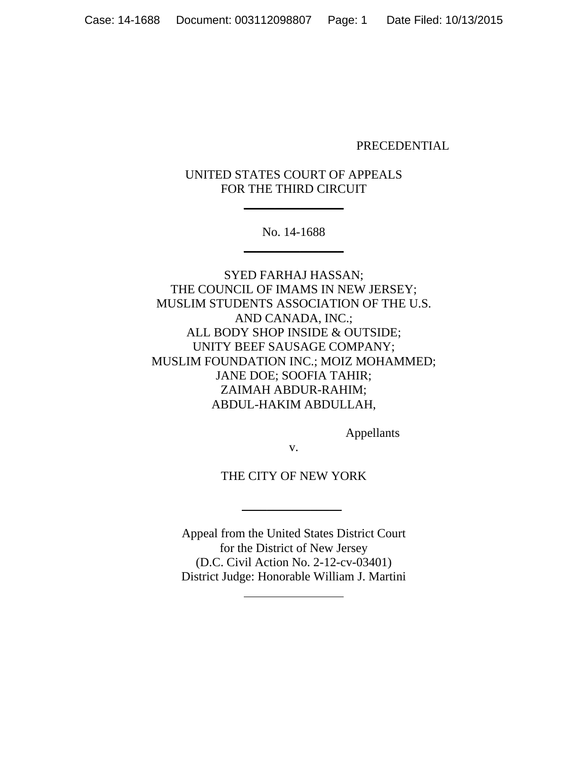PRECEDENTIAL

UNITED STATES COURT OF APPEALS
FOR THE THIRD CIRCUIT

No. 14-1688

SYED FARHAJ HASSAN;
THE COUNCIL OF IMAMS IN NEW JERSEY;
MUSLIM STUDENTS ASSOCIATION OF THE U.S.
AND CANADA, INC.;
ALL BODY SHOP INSIDE & OUTSIDE;
UNITY BEEF SAUSAGE COMPANY;
MUSLIM FOUNDATION INC.; MOIZ MOHAMMED;
JANE DOE; SOOFIA TAHIR;
ZAIMAH ABDUR-RAHIM;
ABDUL-HAKIM ABDULLAH,

Appellants

v.

THE CITY OF NEW YORK

Appeal from the United States District Court
for the District of New Jersey
(D.C. Civil Action No. 2-12-cv-03401)
District Judge: Honorable William J. Martini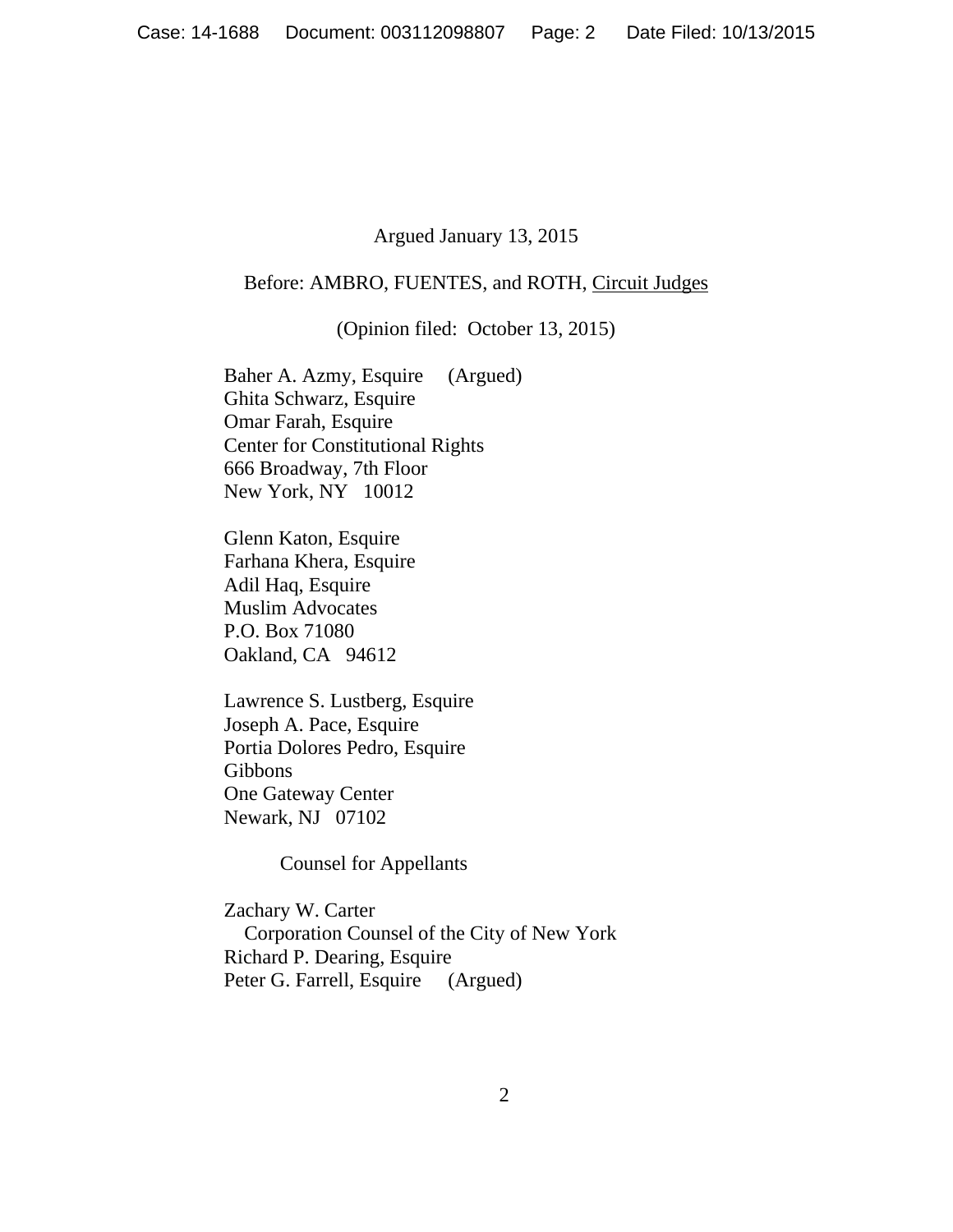Argued January 13, 2015

Before: AMBRO, FUENTES, and ROTH, Circuit Judges

(Opinion filed: October 13, 2015)

Baher A. Azmy, Esquire (Argued)
Ghita Schwarz, Esquire
Omar Farah, Esquire
Center for Constitutional Rights
666 Broadway, 7th Floor
New York, NY 10012

Glenn Katon, Esquire
Farhana Khera, Esquire
Adil Haq, Esquire
Muslim Advocates
P.O. Box 71080
Oakland, CA 94612

Lawrence S. Lustberg, Esquire
Joseph A. Pace, Esquire
Portia Dolores Pedro, Esquire
Gibbons
One Gateway Center
Newark, NJ 07102

Counsel for Appellants

Zachary W. Carter
Corporation Counsel of the City of New York
Richard P. Dearing, Esquire
Peter G. Farrell, Esquire (Argued)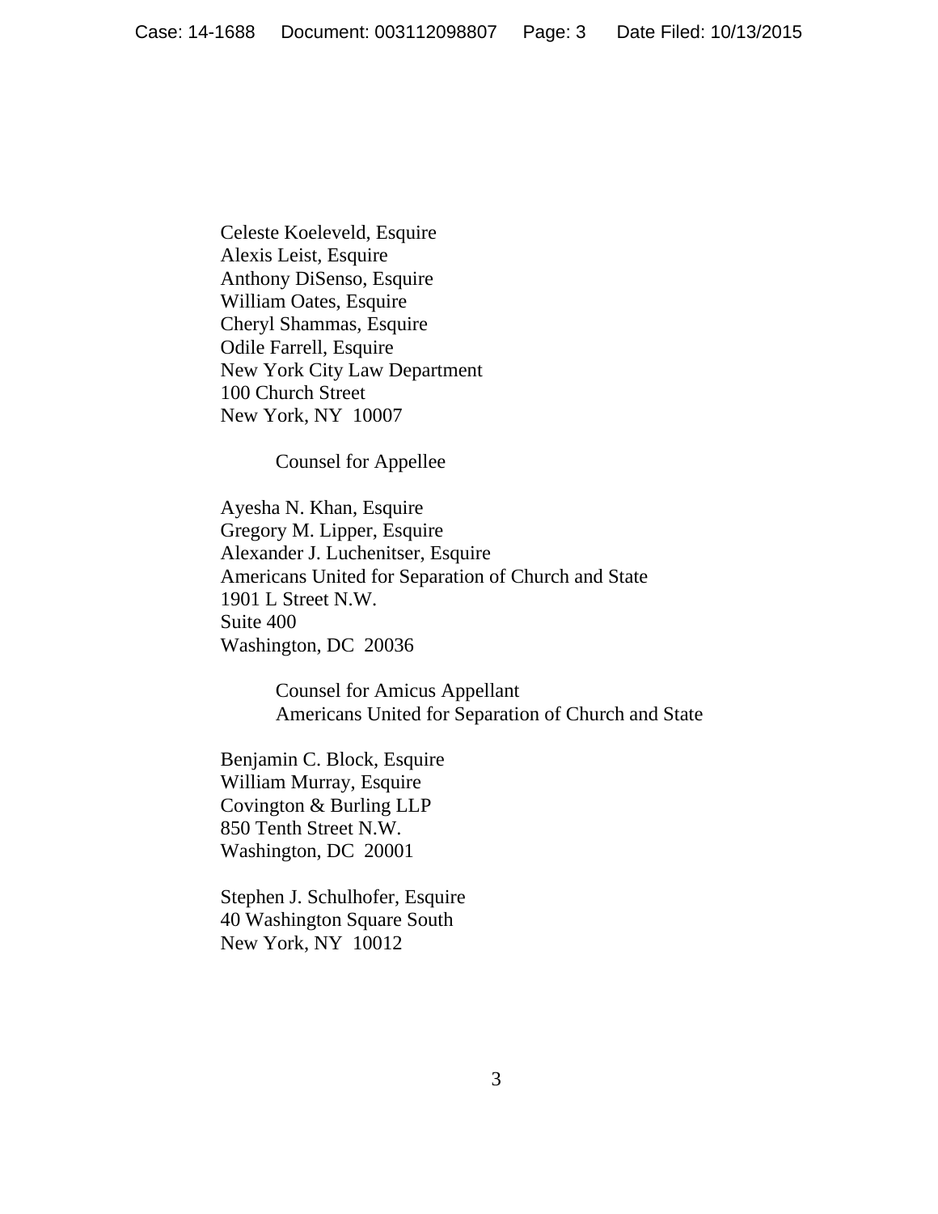Celeste Koeleveld, Esquire
Alexis Leist, Esquire
Anthony DiSenso, Esquire
William Oates, Esquire
Cheryl Shammas, Esquire
Odile Farrell, Esquire
New York City Law Department
100 Church Street
New York, NY  10007

Counsel for Appellee

Ayesha N. Khan, Esquire
Gregory M. Lipper, Esquire
Alexander J. Luchenitser, Esquire
Americans United for Separation of Church and State
1901 L Street N.W.
Suite 400
Washington, DC  20036

Counsel for Amicus Appellant
Americans United for Separation of Church and State

Benjamin C. Block, Esquire
William Murray, Esquire
Covington & Burling LLP
850 Tenth Street N.W.
Washington, DC  20001

Stephen J. Schulhofer, Esquire
40 Washington Square South
New York, NY  10012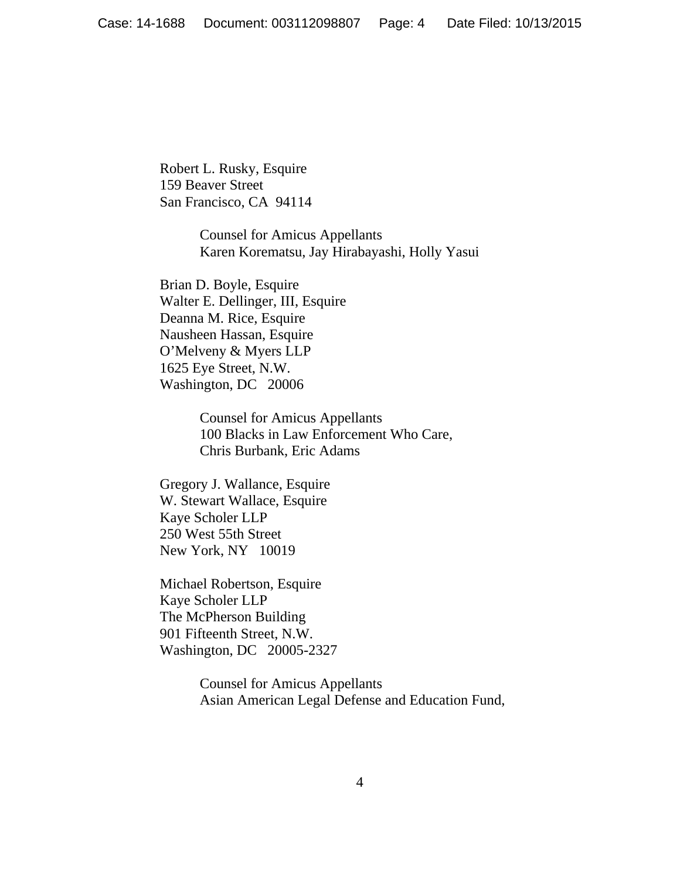Robert L. Rusky, Esquire
159 Beaver Street
San Francisco, CA 94114

> Counsel for Amicus Appellants
> Karen Korematsu, Jay Hirabayashi, Holly Yasui

Brian D. Boyle, Esquire
Walter E. Dellinger, III, Esquire
Deanna M. Rice, Esquire
Nausheen Hassan, Esquire
O'Melveny & Myers LLP
1625 Eye Street, N.W.
Washington, DC 20006

> Counsel for Amicus Appellants
> 100 Blacks in Law Enforcement Who Care,
> Chris Burbank, Eric Adams

Gregory J. Wallance, Esquire
W. Stewart Wallace, Esquire
Kaye Scholer LLP
250 West 55th Street
New York, NY 10019

Michael Robertson, Esquire
Kaye Scholer LLP
The McPherson Building
901 Fifteenth Street, N.W.
Washington, DC 20005-2327

> Counsel for Amicus Appellants
> Asian American Legal Defense and Education Fund,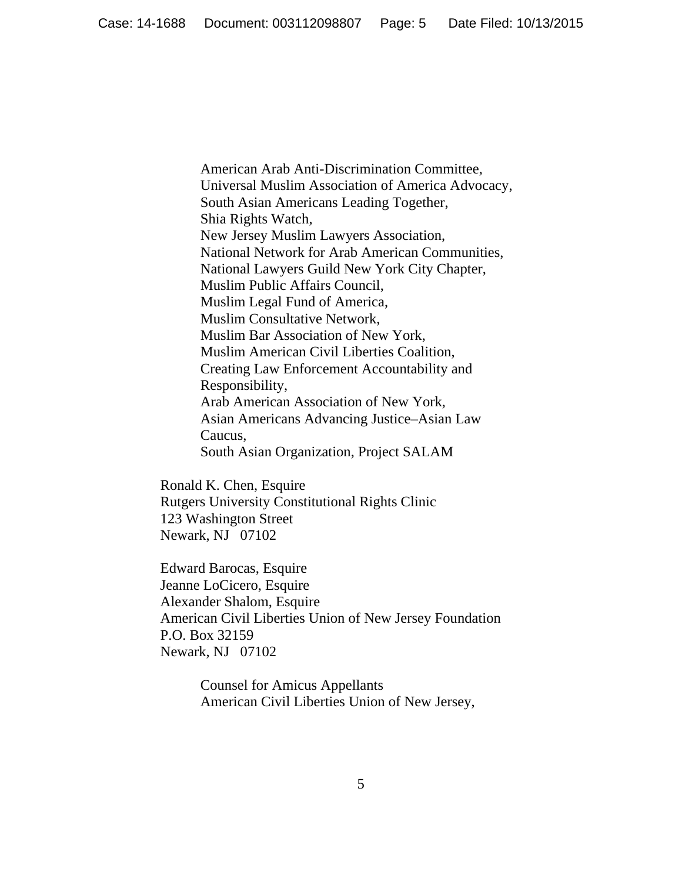American Arab Anti-Discrimination Committee,
Universal Muslim Association of America Advocacy,
South Asian Americans Leading Together,
Shia Rights Watch,
New Jersey Muslim Lawyers Association,
National Network for Arab American Communities,
National Lawyers Guild New York City Chapter,
Muslim Public Affairs Council,
Muslim Legal Fund of America,
Muslim Consultative Network,
Muslim Bar Association of New York,
Muslim American Civil Liberties Coalition,
Creating Law Enforcement Accountability and Responsibility,
Arab American Association of New York,
Asian Americans Advancing Justice–Asian Law Caucus,
South Asian Organization, Project SALAM

Ronald K. Chen, Esquire
Rutgers University Constitutional Rights Clinic
123 Washington Street
Newark, NJ 07102

Edward Barocas, Esquire
Jeanne LoCicero, Esquire
Alexander Shalom, Esquire
American Civil Liberties Union of New Jersey Foundation
P.O. Box 32159
Newark, NJ 07102

Counsel for Amicus Appellants
American Civil Liberties Union of New Jersey,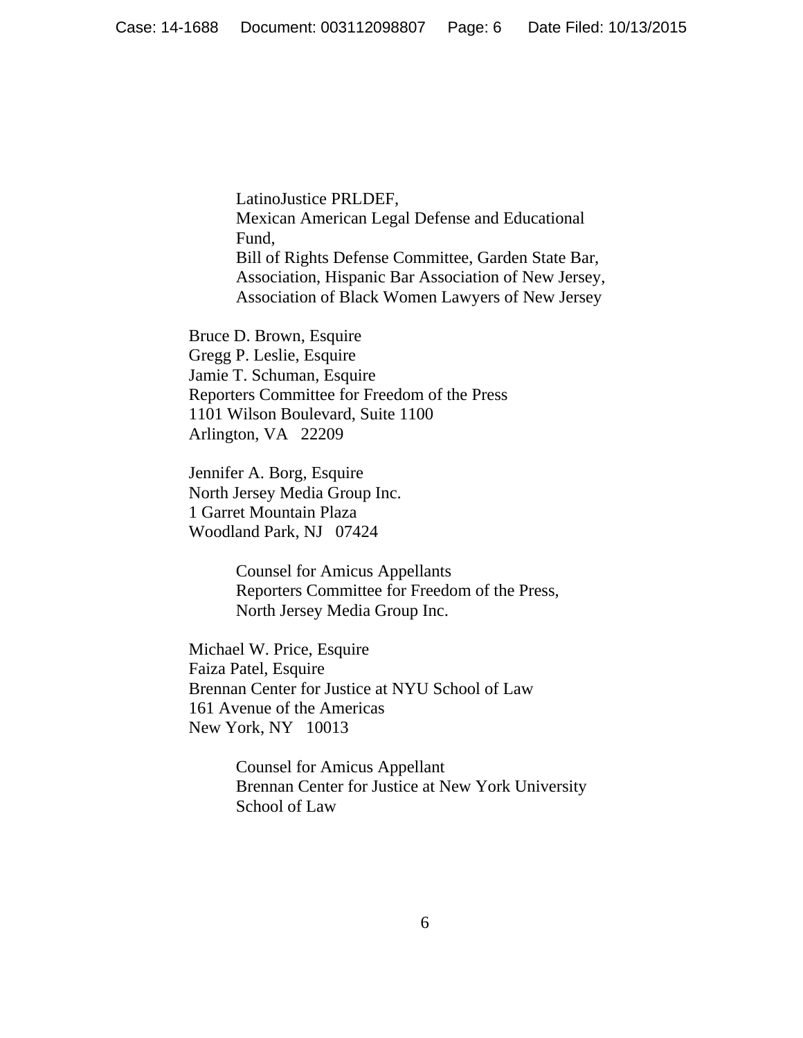LatinoJustice PRLDEF,
Mexican American Legal Defense and Educational Fund,
Bill of Rights Defense Committee, Garden State Bar, Association, Hispanic Bar Association of New Jersey, Association of Black Women Lawyers of New Jersey

Bruce D. Brown, Esquire
Gregg P. Leslie, Esquire
Jamie T. Schuman, Esquire
Reporters Committee for Freedom of the Press
1101 Wilson Boulevard, Suite 1100
Arlington, VA 22209

Jennifer A. Borg, Esquire
North Jersey Media Group Inc.
1 Garret Mountain Plaza
Woodland Park, NJ 07424

Counsel for Amicus Appellants
Reporters Committee for Freedom of the Press,
North Jersey Media Group Inc.

Michael W. Price, Esquire
Faiza Patel, Esquire
Brennan Center for Justice at NYU School of Law
161 Avenue of the Americas
New York, NY 10013

Counsel for Amicus Appellant
Brennan Center for Justice at New York University School of Law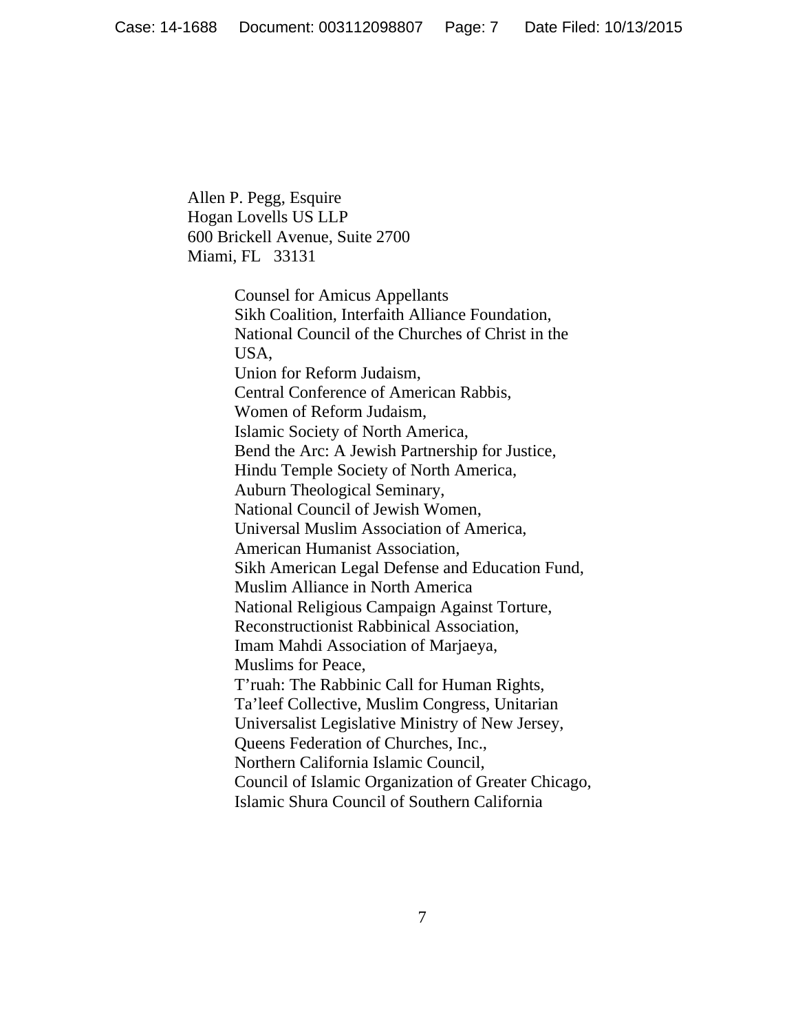Allen P. Pegg, Esquire
Hogan Lovells US LLP
600 Brickell Avenue, Suite 2700
Miami, FL 33131

Counsel for Amicus Appellants
Sikh Coalition, Interfaith Alliance Foundation,
National Council of the Churches of Christ in the USA,
Union for Reform Judaism,
Central Conference of American Rabbis,
Women of Reform Judaism,
Islamic Society of North America,
Bend the Arc: A Jewish Partnership for Justice,
Hindu Temple Society of North America,
Auburn Theological Seminary,
National Council of Jewish Women,
Universal Muslim Association of America,
American Humanist Association,
Sikh American Legal Defense and Education Fund,
Muslim Alliance in North America
National Religious Campaign Against Torture,
Reconstructionist Rabbinical Association,
Imam Mahdi Association of Marjaeya,
Muslims for Peace,
T'ruah: The Rabbinic Call for Human Rights,
Ta'leef Collective, Muslim Congress, Unitarian Universalist Legislative Ministry of New Jersey,
Queens Federation of Churches, Inc.,
Northern California Islamic Council,
Council of Islamic Organization of Greater Chicago,
Islamic Shura Council of Southern California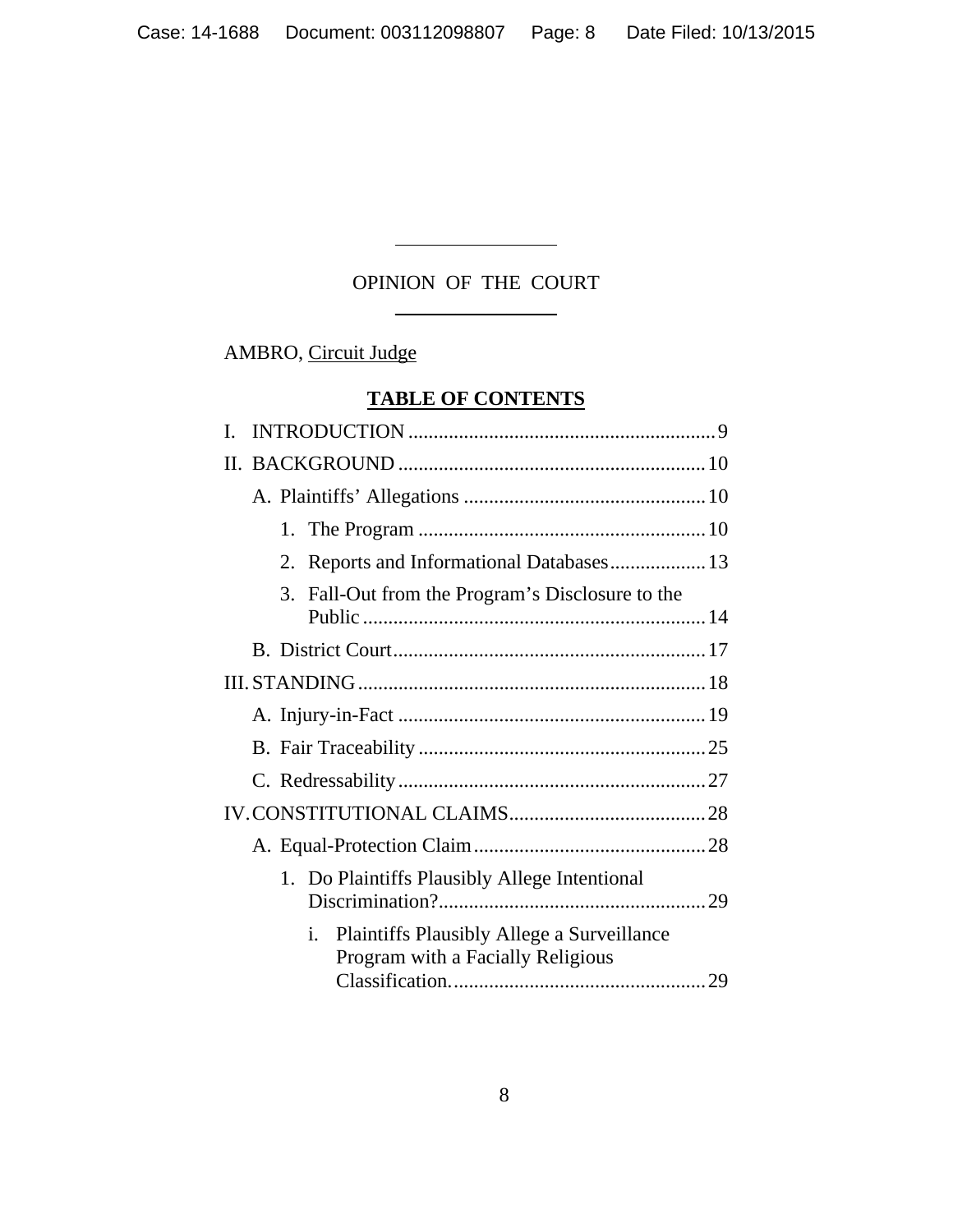## OPINION OF THE COURT

AMBRO, Circuit Judge

**TABLE OF CONTENTS**

I. INTRODUCTION ............................................................ 9

II. BACKGROUND ............................................................ 10

- A. Plaintiffs' Allegations ................................................ 10
  1. The Program ......................................................... 10
  2. Reports and Informational Databases .................. 13
  3. Fall-Out from the Program's Disclosure to the Public ................................................................... 14
- B. District Court............................................................. 17

III. STANDING .................................................................... 18

- A. Injury-in-Fact ............................................................ 19
- B. Fair Traceability ........................................................ 25
- C. Redressability ............................................................ 27

IV. CONSTITUTIONAL CLAIMS....................................... 28

- A. Equal-Protection Claim .............................................. 28
  1. Do Plaintiffs Plausibly Allege Intentional Discrimination?.................................................... 29
     - i. Plaintiffs Plausibly Allege a Surveillance Program with a Facially Religious Classification.................................................. 29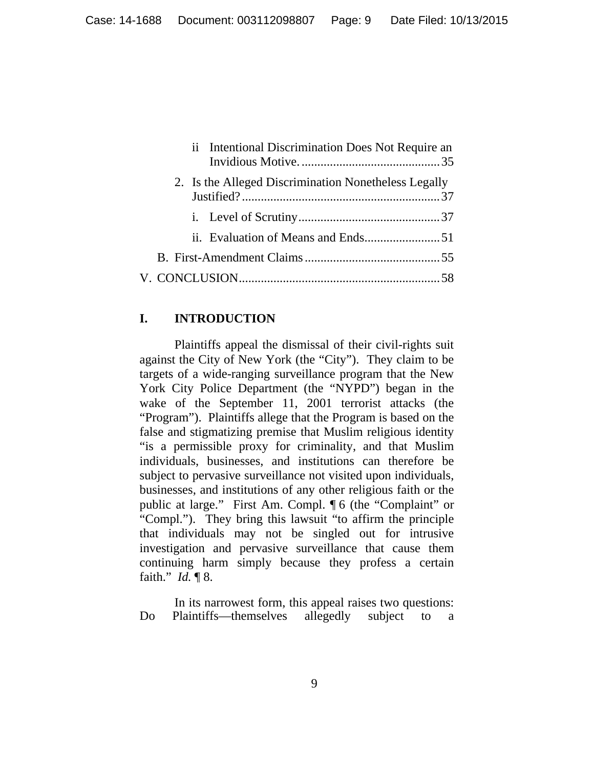ii Intentional Discrimination Does Not Require an Invidious Motive. ........................................... 35

2. Is the Alleged Discrimination Nonetheless Legally Justified? .............................................................. 37

i. Level of Scrutiny ............................................ 37

ii. Evaluation of Means and Ends ....................... 51

B. First-Amendment Claims ........................................... 55

V. CONCLUSION ............................................................... 58

## I. INTRODUCTION

Plaintiffs appeal the dismissal of their civil-rights suit against the City of New York (the "City"). They claim to be targets of a wide-ranging surveillance program that the New York City Police Department (the "NYPD") began in the wake of the September 11, 2001 terrorist attacks (the "Program"). Plaintiffs allege that the Program is based on the false and stigmatizing premise that Muslim religious identity "is a permissible proxy for criminality, and that Muslim individuals, businesses, and institutions can therefore be subject to pervasive surveillance not visited upon individuals, businesses, and institutions of any other religious faith or the public at large." First Am. Compl. ¶ 6 (the "Complaint" or "Compl."). They bring this lawsuit "to affirm the principle that individuals may not be singled out for intrusive investigation and pervasive surveillance that cause them continuing harm simply because they profess a certain faith." *Id.* ¶ 8.

In its narrowest form, this appeal raises two questions: Do Plaintiffs—themselves allegedly subject to a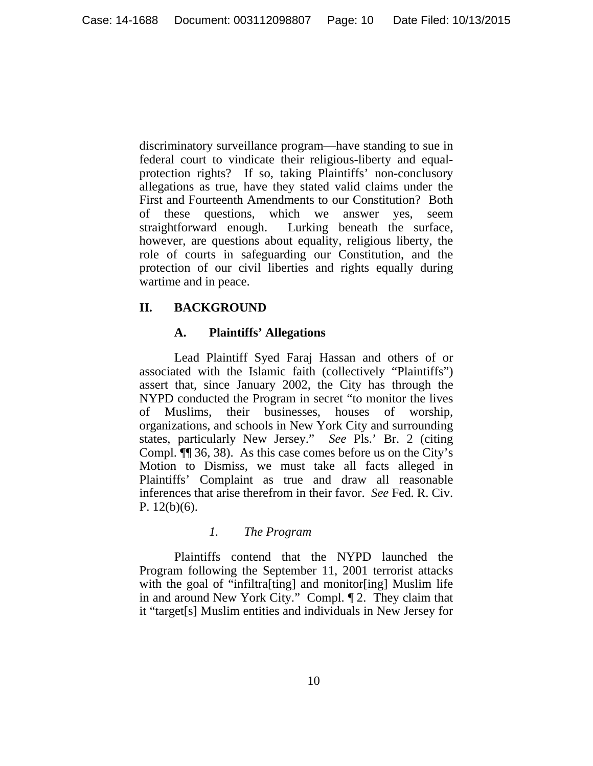discriminatory surveillance program—have standing to sue in federal court to vindicate their religious-liberty and equal-protection rights? If so, taking Plaintiffs' non-conclusory allegations as true, have they stated valid claims under the First and Fourteenth Amendments to our Constitution? Both of these questions, which we answer yes, seem straightforward enough. Lurking beneath the surface, however, are questions about equality, religious liberty, the role of courts in safeguarding our Constitution, and the protection of our civil liberties and rights equally during wartime and in peace.

## II. BACKGROUND

### A. Plaintiffs' Allegations

Lead Plaintiff Syed Faraj Hassan and others of or associated with the Islamic faith (collectively "Plaintiffs") assert that, since January 2002, the City has through the NYPD conducted the Program in secret "to monitor the lives of Muslims, their businesses, houses of worship, organizations, and schools in New York City and surrounding states, particularly New Jersey." *See* Pls.' Br. 2 (citing Compl. ¶¶ 36, 38). As this case comes before us on the City's Motion to Dismiss, we must take all facts alleged in Plaintiffs' Complaint as true and draw all reasonable inferences that arise therefrom in their favor. *See* Fed. R. Civ. P. 12(b)(6).

#### *1. The Program*

Plaintiffs contend that the NYPD launched the Program following the September 11, 2001 terrorist attacks with the goal of "infiltra[ting] and monitor[ing] Muslim life in and around New York City." Compl. ¶ 2. They claim that it "target[s] Muslim entities and individuals in New Jersey for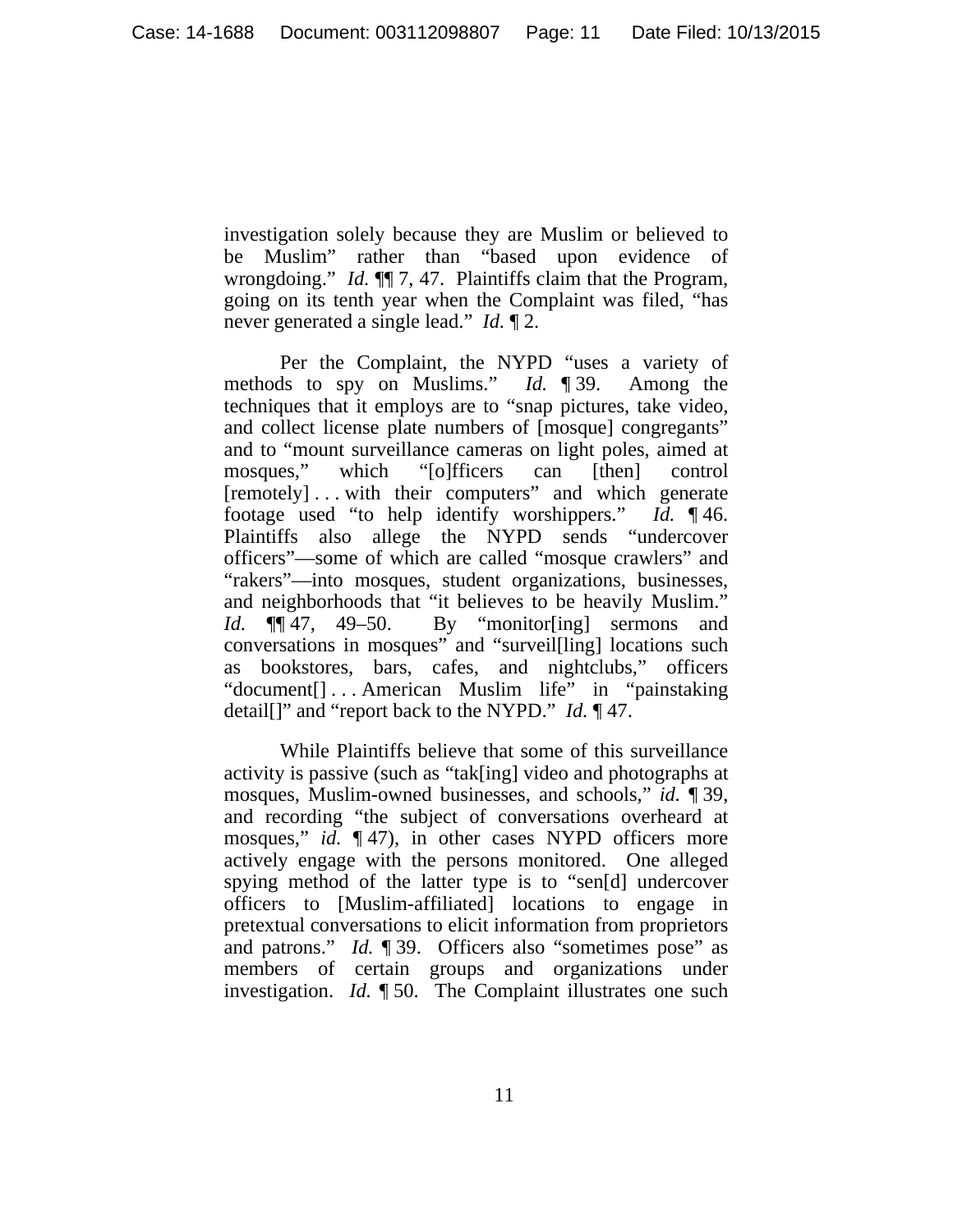investigation solely because they are Muslim or believed to be Muslim" rather than "based upon evidence of wrongdoing." *Id.* ¶¶ 7, 47. Plaintiffs claim that the Program, going on its tenth year when the Complaint was filed, "has never generated a single lead." *Id.* ¶ 2.

Per the Complaint, the NYPD "uses a variety of methods to spy on Muslims." *Id.* ¶ 39. Among the techniques that it employs are to "snap pictures, take video, and collect license plate numbers of [mosque] congregants" and to "mount surveillance cameras on light poles, aimed at mosques," which "[o]fficers can [then] control [remotely] . . . with their computers" and which generate footage used "to help identify worshippers." *Id.* ¶ 46. Plaintiffs also allege the NYPD sends "undercover officers"—some of which are called "mosque crawlers" and "rakers"—into mosques, student organizations, businesses, and neighborhoods that "it believes to be heavily Muslim." *Id.* ¶¶ 47, 49–50. By "monitor[ing] sermons and conversations in mosques" and "surveil[ling] locations such as bookstores, bars, cafes, and nightclubs," officers "document[] . . . American Muslim life" in "painstaking detail[]" and "report back to the NYPD." *Id.* ¶ 47.

While Plaintiffs believe that some of this surveillance activity is passive (such as "tak[ing] video and photographs at mosques, Muslim-owned businesses, and schools," *id.* ¶ 39, and recording "the subject of conversations overheard at mosques," *id.* ¶ 47), in other cases NYPD officers more actively engage with the persons monitored. One alleged spying method of the latter type is to "sen[d] undercover officers to [Muslim-affiliated] locations to engage in pretextual conversations to elicit information from proprietors and patrons." *Id.* ¶ 39. Officers also "sometimes pose" as members of certain groups and organizations under investigation. *Id.* ¶ 50. The Complaint illustrates one such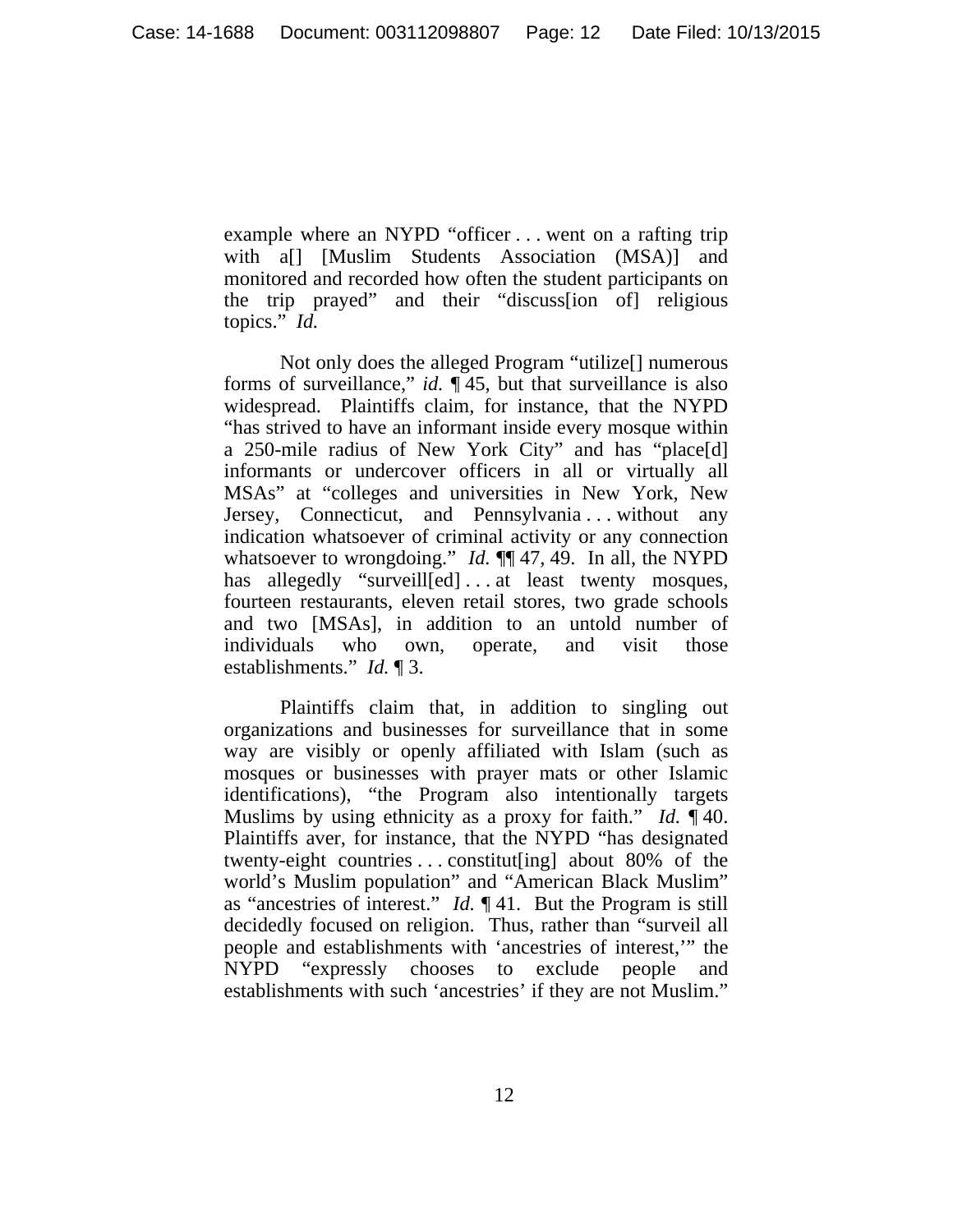example where an NYPD "officer . . . went on a rafting trip with a[] [Muslim Students Association (MSA)] and monitored and recorded how often the student participants on the trip prayed" and their "discuss[ion of] religious topics." *Id.*

Not only does the alleged Program "utilize[] numerous forms of surveillance," *id.* ¶ 45, but that surveillance is also widespread. Plaintiffs claim, for instance, that the NYPD "has strived to have an informant inside every mosque within a 250-mile radius of New York City" and has "place[d] informants or undercover officers in all or virtually all MSAs" at "colleges and universities in New York, New Jersey, Connecticut, and Pennsylvania . . . without any indication whatsoever of criminal activity or any connection whatsoever to wrongdoing." *Id.* ¶¶ 47, 49. In all, the NYPD has allegedly "surveill[ed] . . . at least twenty mosques, fourteen restaurants, eleven retail stores, two grade schools and two [MSAs], in addition to an untold number of individuals who own, operate, and visit those establishments." *Id.* ¶ 3.

Plaintiffs claim that, in addition to singling out organizations and businesses for surveillance that in some way are visibly or openly affiliated with Islam (such as mosques or businesses with prayer mats or other Islamic identifications), "the Program also intentionally targets Muslims by using ethnicity as a proxy for faith." *Id.* ¶ 40. Plaintiffs aver, for instance, that the NYPD "has designated twenty-eight countries . . . constitut[ing] about 80% of the world's Muslim population" and "American Black Muslim" as "ancestries of interest." *Id.* ¶ 41. But the Program is still decidedly focused on religion. Thus, rather than "surveil all people and establishments with 'ancestries of interest,'" the NYPD "expressly chooses to exclude people and establishments with such 'ancestries' if they are not Muslim."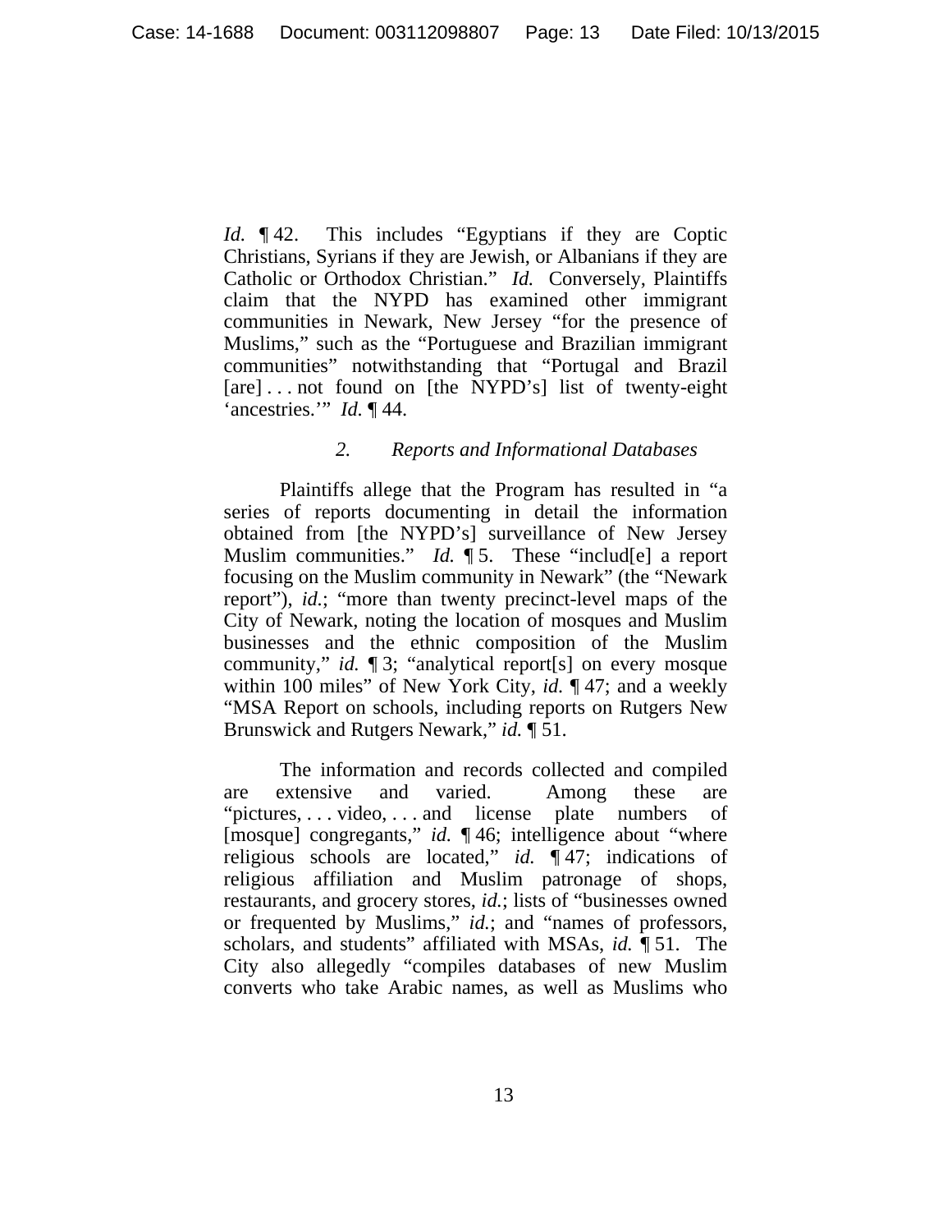*Id.* ¶ 42. This includes "Egyptians if they are Coptic Christians, Syrians if they are Jewish, or Albanians if they are Catholic or Orthodox Christian." *Id.* Conversely, Plaintiffs claim that the NYPD has examined other immigrant communities in Newark, New Jersey "for the presence of Muslims," such as the "Portuguese and Brazilian immigrant communities" notwithstanding that "Portugal and Brazil [are] . . . not found on [the NYPD's] list of twenty-eight 'ancestries.'" *Id.* ¶ 44.

### *2. Reports and Informational Databases*

Plaintiffs allege that the Program has resulted in "a series of reports documenting in detail the information obtained from [the NYPD's] surveillance of New Jersey Muslim communities." *Id.* ¶ 5. These "includ[e] a report focusing on the Muslim community in Newark" (the "Newark report"), *id.*; "more than twenty precinct-level maps of the City of Newark, noting the location of mosques and Muslim businesses and the ethnic composition of the Muslim community," *id.* ¶ 3; "analytical report[s] on every mosque within 100 miles" of New York City, *id.* ¶ 47; and a weekly "MSA Report on schools, including reports on Rutgers New Brunswick and Rutgers Newark," *id.* ¶ 51.

The information and records collected and compiled are extensive and varied. Among these are "pictures, . . . video, . . . and license plate numbers of [mosque] congregants," *id.* ¶ 46; intelligence about "where religious schools are located," *id.* ¶ 47; indications of religious affiliation and Muslim patronage of shops, restaurants, and grocery stores, *id.*; lists of "businesses owned or frequented by Muslims," *id.*; and "names of professors, scholars, and students" affiliated with MSAs, *id.* ¶ 51. The City also allegedly "compiles databases of new Muslim converts who take Arabic names, as well as Muslims who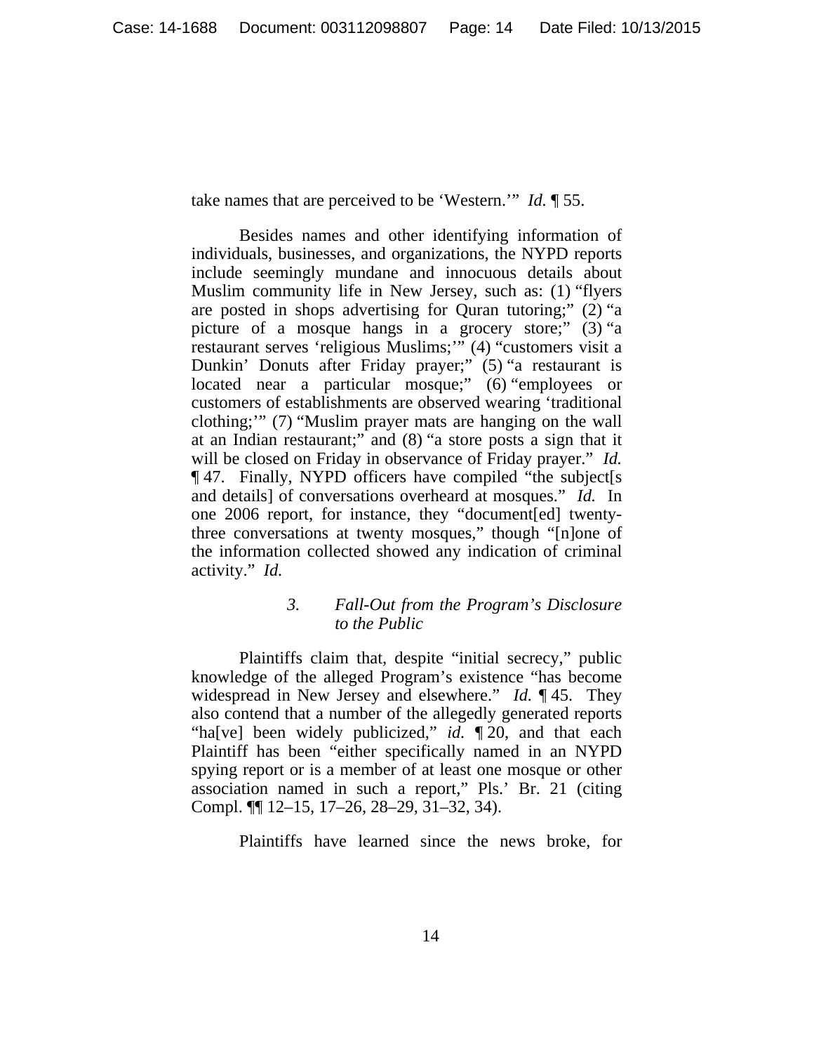take names that are perceived to be 'Western.'" *Id.* ¶ 55.

Besides names and other identifying information of individuals, businesses, and organizations, the NYPD reports include seemingly mundane and innocuous details about Muslim community life in New Jersey, such as: (1) "flyers are posted in shops advertising for Quran tutoring;" (2) "a picture of a mosque hangs in a grocery store;" (3) "a restaurant serves 'religious Muslims;'" (4) "customers visit a Dunkin' Donuts after Friday prayer;" (5) "a restaurant is located near a particular mosque;" (6) "employees or customers of establishments are observed wearing 'traditional clothing;'" (7) "Muslim prayer mats are hanging on the wall at an Indian restaurant;" and (8) "a store posts a sign that it will be closed on Friday in observance of Friday prayer." *Id.* ¶ 47. Finally, NYPD officers have compiled "the subject[s and details] of conversations overheard at mosques." *Id.* In one 2006 report, for instance, they "document[ed] twenty-three conversations at twenty mosques," though "[n]one of the information collected showed any indication of criminal activity." *Id.*

### 3. *Fall-Out from the Program's Disclosure to the Public*

Plaintiffs claim that, despite "initial secrecy," public knowledge of the alleged Program's existence "has become widespread in New Jersey and elsewhere." *Id.* ¶ 45. They also contend that a number of the allegedly generated reports "ha[ve] been widely publicized," *id.* ¶ 20, and that each Plaintiff has been "either specifically named in an NYPD spying report or is a member of at least one mosque or other association named in such a report," Pls.' Br. 21 (citing Compl. ¶¶ 12–15, 17–26, 28–29, 31–32, 34).

Plaintiffs have learned since the news broke, for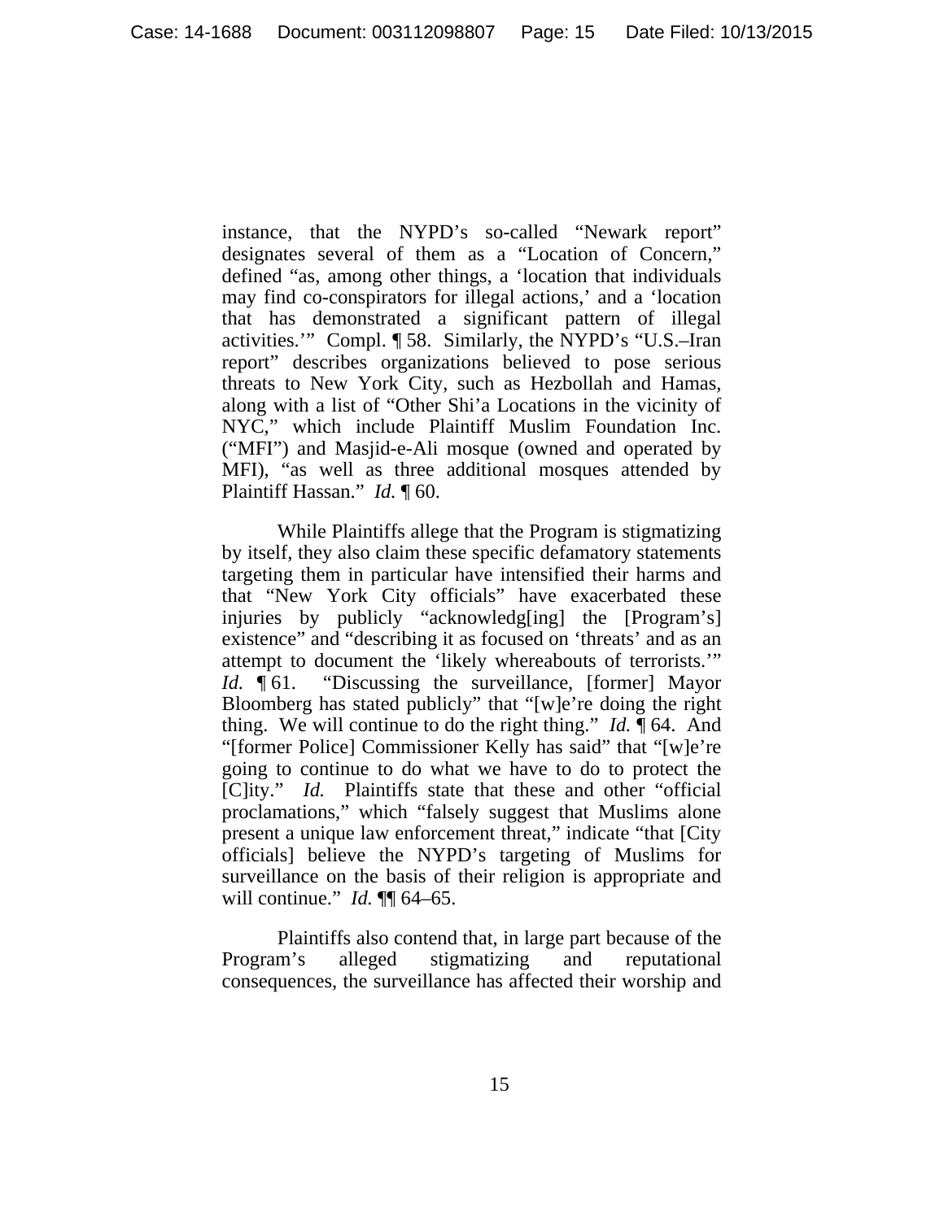instance, that the NYPD's so-called "Newark report" designates several of them as a "Location of Concern," defined "as, among other things, a 'location that individuals may find co-conspirators for illegal actions,' and a 'location that has demonstrated a significant pattern of illegal activities.'" Compl. ¶ 58. Similarly, the NYPD's "U.S.–Iran report" describes organizations believed to pose serious threats to New York City, such as Hezbollah and Hamas, along with a list of "Other Shi'a Locations in the vicinity of NYC," which include Plaintiff Muslim Foundation Inc. ("MFI") and Masjid-e-Ali mosque (owned and operated by MFI), "as well as three additional mosques attended by Plaintiff Hassan." *Id.* ¶ 60.

While Plaintiffs allege that the Program is stigmatizing by itself, they also claim these specific defamatory statements targeting them in particular have intensified their harms and that "New York City officials" have exacerbated these injuries by publicly "acknowledg[ing] the [Program's] existence" and "describing it as focused on 'threats' and as an attempt to document the 'likely whereabouts of terrorists.'" *Id.* ¶ 61. "Discussing the surveillance, [former] Mayor Bloomberg has stated publicly" that "[w]e're doing the right thing. We will continue to do the right thing." *Id.* ¶ 64. And "[former Police] Commissioner Kelly has said" that "[w]e're going to continue to do what we have to do to protect the [C]ity." *Id.* Plaintiffs state that these and other "official proclamations," which "falsely suggest that Muslims alone present a unique law enforcement threat," indicate "that [City officials] believe the NYPD's targeting of Muslims for surveillance on the basis of their religion is appropriate and will continue." *Id.* ¶¶ 64–65.

Plaintiffs also contend that, in large part because of the Program's alleged stigmatizing and reputational consequences, the surveillance has affected their worship and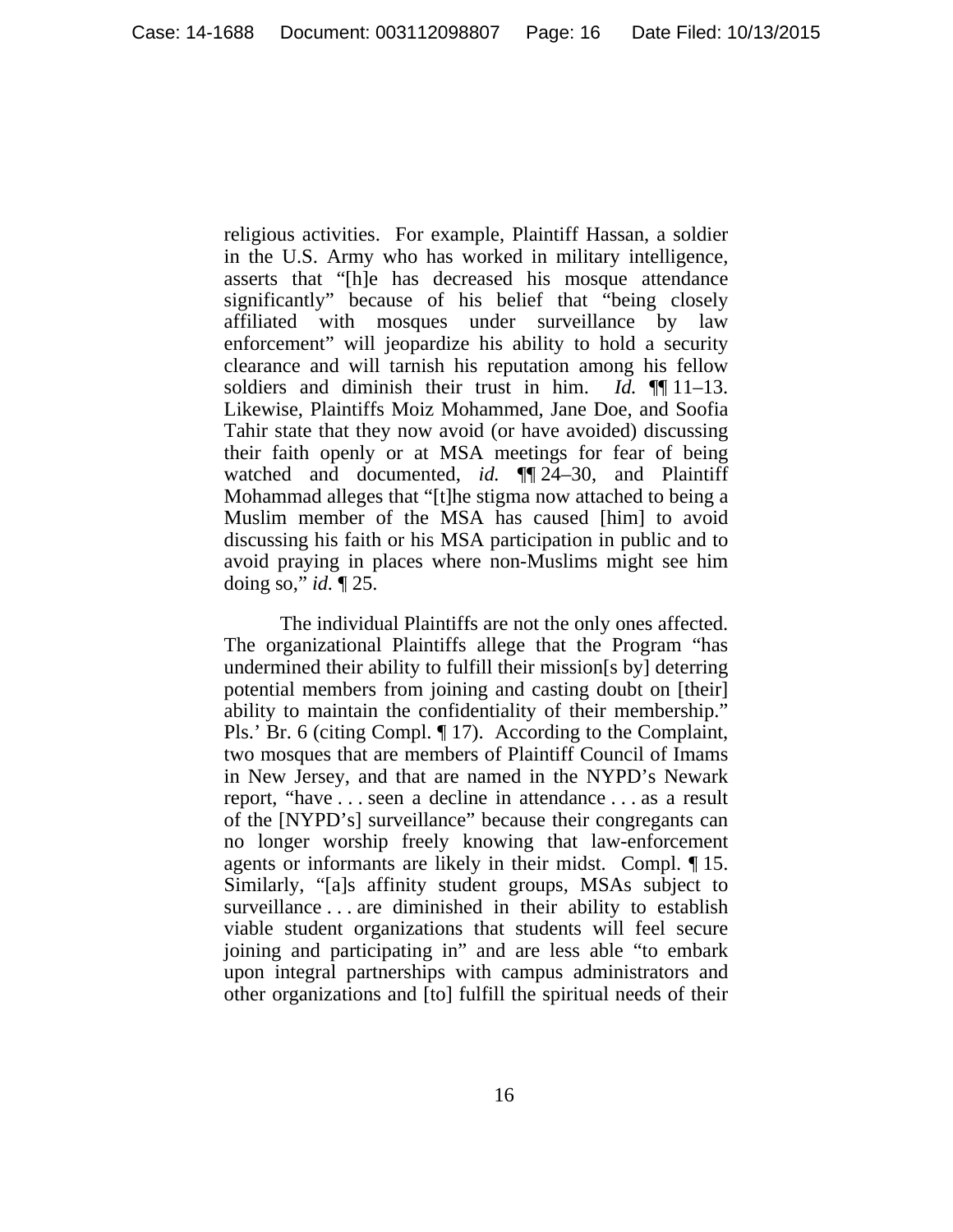religious activities. For example, Plaintiff Hassan, a soldier in the U.S. Army who has worked in military intelligence, asserts that "[h]e has decreased his mosque attendance significantly" because of his belief that "being closely affiliated with mosques under surveillance by law enforcement" will jeopardize his ability to hold a security clearance and will tarnish his reputation among his fellow soldiers and diminish their trust in him. *Id.* ¶¶ 11–13. Likewise, Plaintiffs Moiz Mohammed, Jane Doe, and Soofia Tahir state that they now avoid (or have avoided) discussing their faith openly or at MSA meetings for fear of being watched and documented, *id.* ¶¶ 24–30, and Plaintiff Mohammad alleges that "[t]he stigma now attached to being a Muslim member of the MSA has caused [him] to avoid discussing his faith or his MSA participation in public and to avoid praying in places where non-Muslims might see him doing so," *id.* ¶ 25.

The individual Plaintiffs are not the only ones affected. The organizational Plaintiffs allege that the Program "has undermined their ability to fulfill their mission[s by] deterring potential members from joining and casting doubt on [their] ability to maintain the confidentiality of their membership." Pls.' Br. 6 (citing Compl. ¶ 17). According to the Complaint, two mosques that are members of Plaintiff Council of Imams in New Jersey, and that are named in the NYPD's Newark report, "have . . . seen a decline in attendance . . . as a result of the [NYPD's] surveillance" because their congregants can no longer worship freely knowing that law-enforcement agents or informants are likely in their midst. Compl. ¶ 15. Similarly, "[a]s affinity student groups, MSAs subject to surveillance . . . are diminished in their ability to establish viable student organizations that students will feel secure joining and participating in" and are less able "to embark upon integral partnerships with campus administrators and other organizations and [to] fulfill the spiritual needs of their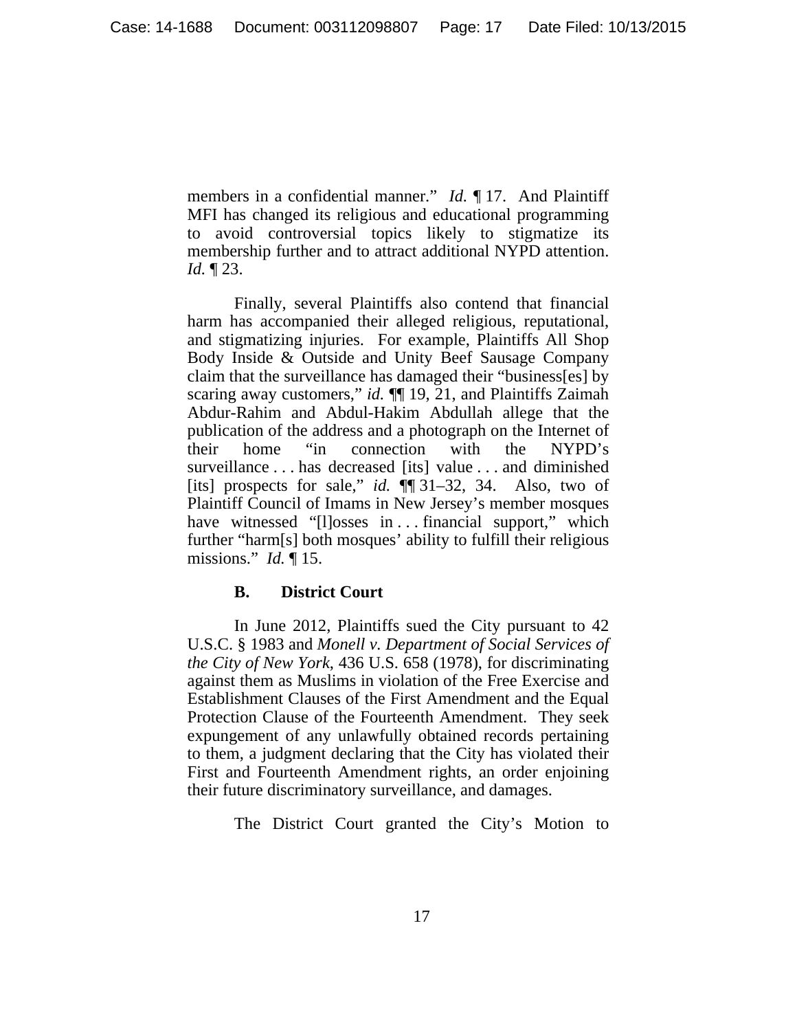members in a confidential manner." *Id.* ¶ 17. And Plaintiff MFI has changed its religious and educational programming to avoid controversial topics likely to stigmatize its membership further and to attract additional NYPD attention. *Id.* ¶ 23.

Finally, several Plaintiffs also contend that financial harm has accompanied their alleged religious, reputational, and stigmatizing injuries. For example, Plaintiffs All Shop Body Inside & Outside and Unity Beef Sausage Company claim that the surveillance has damaged their "business[es] by scaring away customers," *id.* ¶¶ 19, 21, and Plaintiffs Zaimah Abdur-Rahim and Abdul-Hakim Abdullah allege that the publication of the address and a photograph on the Internet of their home "in connection with the NYPD's surveillance . . . has decreased [its] value . . . and diminished [its] prospects for sale," *id.* ¶¶ 31–32, 34. Also, two of Plaintiff Council of Imams in New Jersey's member mosques have witnessed "[l]osses in . . . financial support," which further "harm[s] both mosques' ability to fulfill their religious missions." *Id.* ¶ 15.

### B. District Court

In June 2012, Plaintiffs sued the City pursuant to 42 U.S.C. § 1983 and *Monell v. Department of Social Services of the City of New York*, 436 U.S. 658 (1978), for discriminating against them as Muslims in violation of the Free Exercise and Establishment Clauses of the First Amendment and the Equal Protection Clause of the Fourteenth Amendment. They seek expungement of any unlawfully obtained records pertaining to them, a judgment declaring that the City has violated their First and Fourteenth Amendment rights, an order enjoining their future discriminatory surveillance, and damages.

The District Court granted the City's Motion to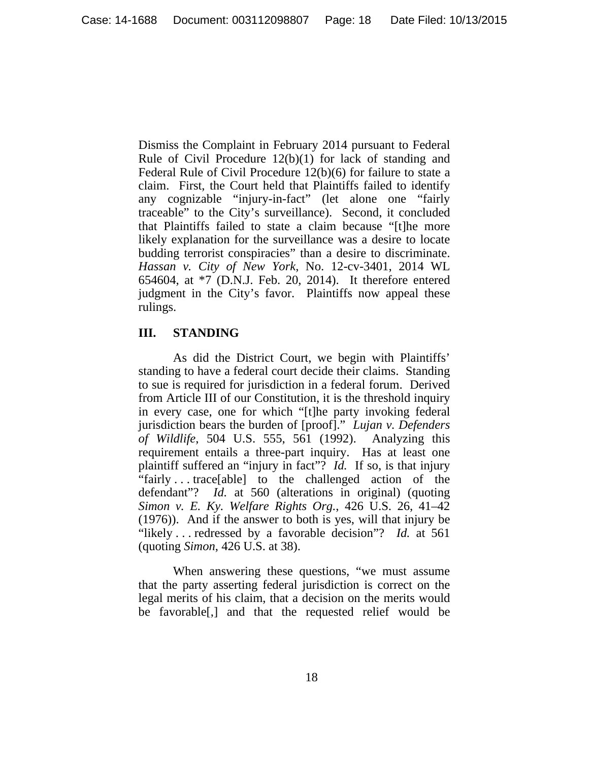Dismiss the Complaint in February 2014 pursuant to Federal Rule of Civil Procedure 12(b)(1) for lack of standing and Federal Rule of Civil Procedure 12(b)(6) for failure to state a claim. First, the Court held that Plaintiffs failed to identify any cognizable "injury-in-fact" (let alone one "fairly traceable" to the City's surveillance). Second, it concluded that Plaintiffs failed to state a claim because "[t]he more likely explanation for the surveillance was a desire to locate budding terrorist conspiracies" than a desire to discriminate. *Hassan v. City of New York*, No. 12-cv-3401, 2014 WL 654604, at *7 (D.N.J. Feb. 20, 2014). It therefore entered judgment in the City's favor. Plaintiffs now appeal these rulings.

## III. STANDING

As did the District Court, we begin with Plaintiffs' standing to have a federal court decide their claims. Standing to sue is required for jurisdiction in a federal forum. Derived from Article III of our Constitution, it is the threshold inquiry in every case, one for which "[t]he party invoking federal jurisdiction bears the burden of [proof]." *Lujan v. Defenders of Wildlife*, 504 U.S. 555, 561 (1992). Analyzing this requirement entails a three-part inquiry. Has at least one plaintiff suffered an "injury in fact"? *Id.* If so, is that injury "fairly . . . trace[able] to the challenged action of the defendant"? *Id.* at 560 (alterations in original) (quoting *Simon v. E. Ky. Welfare Rights Org.*, 426 U.S. 26, 41–42 (1976)). And if the answer to both is yes, will that injury be "likely . . . redressed by a favorable decision"? *Id.* at 561 (quoting *Simon*, 426 U.S. at 38).

When answering these questions, "we must assume that the party asserting federal jurisdiction is correct on the legal merits of his claim, that a decision on the merits would be favorable[,] and that the requested relief would be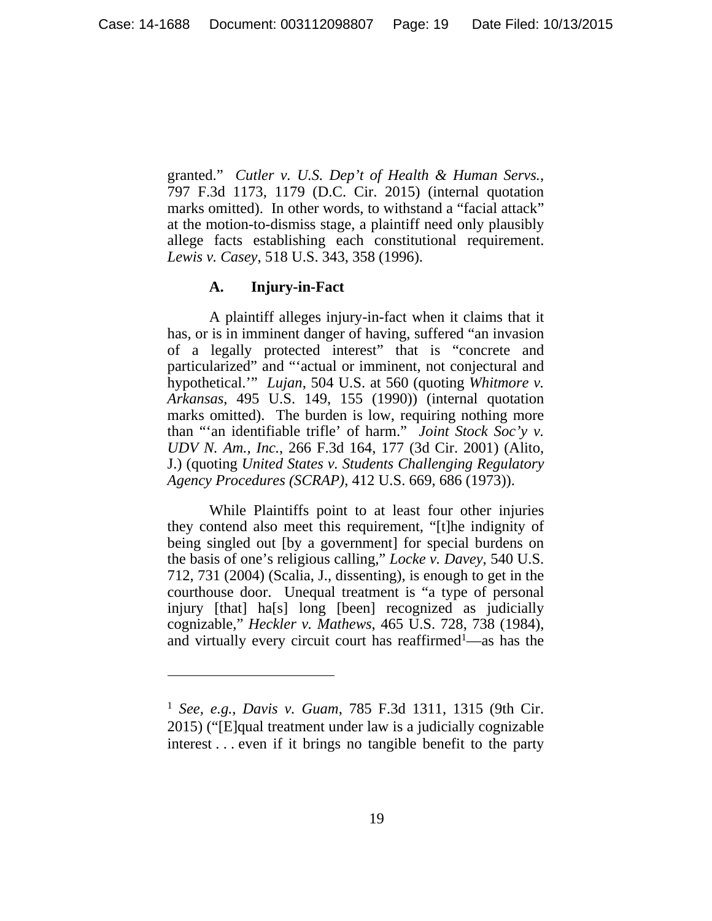granted." *Cutler v. U.S. Dep't of Health & Human Servs.*, 797 F.3d 1173, 1179 (D.C. Cir. 2015) (internal quotation marks omitted). In other words, to withstand a "facial attack" at the motion-to-dismiss stage, a plaintiff need only plausibly allege facts establishing each constitutional requirement. *Lewis v. Casey*, 518 U.S. 343, 358 (1996).

### A. Injury-in-Fact

A plaintiff alleges injury-in-fact when it claims that it has, or is in imminent danger of having, suffered "an invasion of a legally protected interest" that is "concrete and particularized" and "'actual or imminent, not conjectural and hypothetical.'" *Lujan*, 504 U.S. at 560 (quoting *Whitmore v. Arkansas*, 495 U.S. 149, 155 (1990)) (internal quotation marks omitted). The burden is low, requiring nothing more than "'an identifiable trifle' of harm." *Joint Stock Soc'y v. UDV N. Am., Inc.*, 266 F.3d 164, 177 (3d Cir. 2001) (Alito, J.) (quoting *United States v. Students Challenging Regulatory Agency Procedures (SCRAP)*, 412 U.S. 669, 686 (1973)).

While Plaintiffs point to at least four other injuries they contend also meet this requirement, "[t]he indignity of being singled out [by a government] for special burdens on the basis of one's religious calling," *Locke v. Davey*, 540 U.S. 712, 731 (2004) (Scalia, J., dissenting), is enough to get in the courthouse door. Unequal treatment is "a type of personal injury [that] ha[s] long [been] recognized as judicially cognizable," *Heckler v. Mathews*, 465 U.S. 728, 738 (1984), and virtually every circuit court has reaffirmed[1]—as has the

---

[1] *See, e.g.*, *Davis v. Guam*, 785 F.3d 1311, 1315 (9th Cir. 2015) ("[E]qual treatment under law is a judicially cognizable interest . . . even if it brings no tangible benefit to the party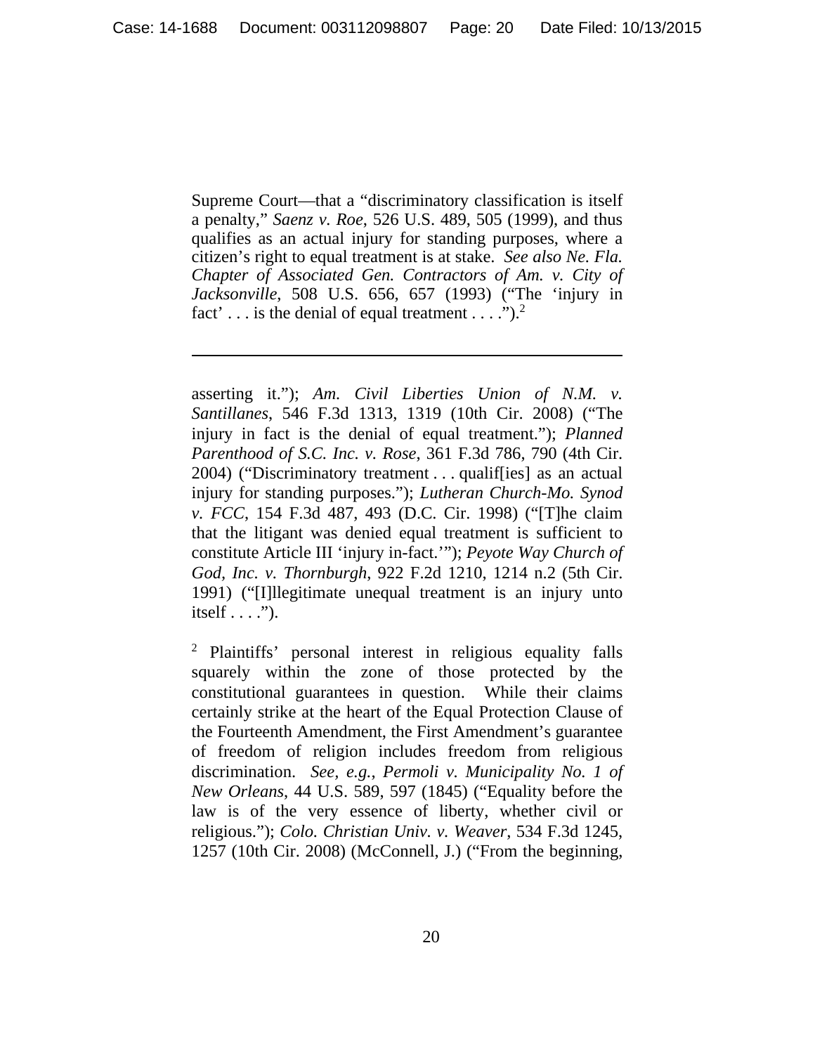Supreme Court—that a "discriminatory classification is itself a penalty," *Saenz v. Roe*, 526 U.S. 489, 505 (1999), and thus qualifies as an actual injury for standing purposes, where a citizen's right to equal treatment is at stake. *See also Ne. Fla. Chapter of Associated Gen. Contractors of Am. v. City of Jacksonville*, 508 U.S. 656, 657 (1993) ("The 'injury in fact' . . . is the denial of equal treatment . . . .").[2]

---

asserting it."); *Am. Civil Liberties Union of N.M. v. Santillanes*, 546 F.3d 1313, 1319 (10th Cir. 2008) ("The injury in fact is the denial of equal treatment."); *Planned Parenthood of S.C. Inc. v. Rose*, 361 F.3d 786, 790 (4th Cir. 2004) ("Discriminatory treatment . . . qualif[ies] as an actual injury for standing purposes."); *Lutheran Church-Mo. Synod v. FCC*, 154 F.3d 487, 493 (D.C. Cir. 1998) ("[T]he claim that the litigant was denied equal treatment is sufficient to constitute Article III 'injury in-fact.'"); *Peyote Way Church of God, Inc. v. Thornburgh*, 922 F.2d 1210, 1214 n.2 (5th Cir. 1991) ("[I]llegitimate unequal treatment is an injury unto itself . . . .").

[2] Plaintiffs' personal interest in religious equality falls squarely within the zone of those protected by the constitutional guarantees in question. While their claims certainly strike at the heart of the Equal Protection Clause of the Fourteenth Amendment, the First Amendment's guarantee of freedom of religion includes freedom from religious discrimination. *See, e.g.*, *Permoli v. Municipality No. 1 of New Orleans*, 44 U.S. 589, 597 (1845) ("Equality before the law is of the very essence of liberty, whether civil or religious."); *Colo. Christian Univ. v. Weaver*, 534 F.3d 1245, 1257 (10th Cir. 2008) (McConnell, J.) ("From the beginning,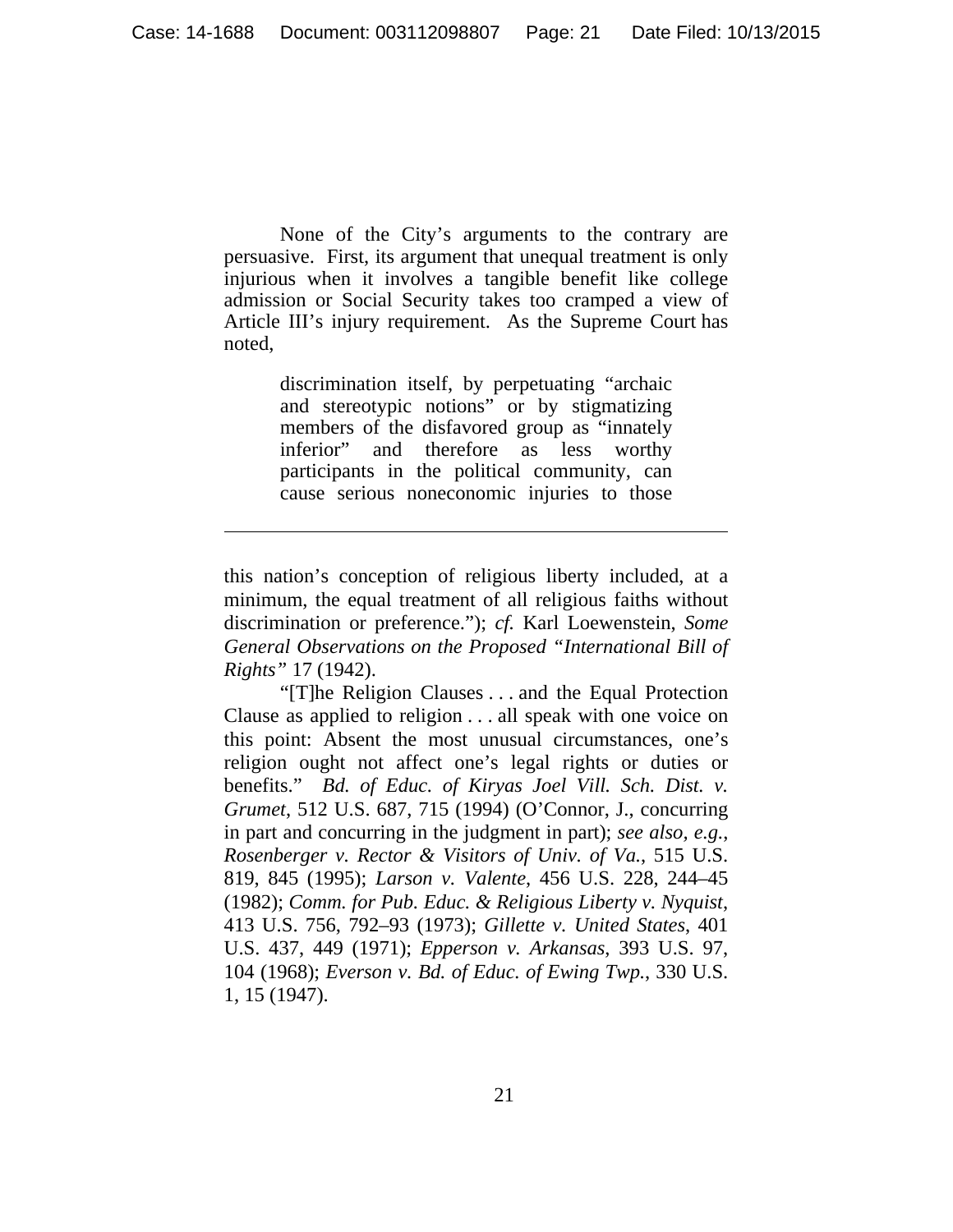None of the City's arguments to the contrary are persuasive. First, its argument that unequal treatment is only injurious when it involves a tangible benefit like college admission or Social Security takes too cramped a view of Article III's injury requirement. As the Supreme Court has noted,

> discrimination itself, by perpetuating "archaic and stereotypic notions" or by stigmatizing members of the disfavored group as "innately inferior" and therefore as less worthy participants in the political community, can cause serious noneconomic injuries to those

---

this nation's conception of religious liberty included, at a minimum, the equal treatment of all religious faiths without discrimination or preference."); *cf.* Karl Loewenstein, *Some General Observations on the Proposed "International Bill of Rights"* 17 (1942).

"[T]he Religion Clauses . . . and the Equal Protection Clause as applied to religion . . . all speak with one voice on this point: Absent the most unusual circumstances, one's religion ought not affect one's legal rights or duties or benefits." *Bd. of Educ. of Kiryas Joel Vill. Sch. Dist. v. Grumet*, 512 U.S. 687, 715 (1994) (O'Connor, J., concurring in part and concurring in the judgment in part); *see also, e.g.*, *Rosenberger v. Rector & Visitors of Univ. of Va.*, 515 U.S. 819, 845 (1995); *Larson v. Valente*, 456 U.S. 228, 244–45 (1982); *Comm. for Pub. Educ. & Religious Liberty v. Nyquist*, 413 U.S. 756, 792–93 (1973); *Gillette v. United States*, 401 U.S. 437, 449 (1971); *Epperson v. Arkansas*, 393 U.S. 97, 104 (1968); *Everson v. Bd. of Educ. of Ewing Twp.*, 330 U.S. 1, 15 (1947).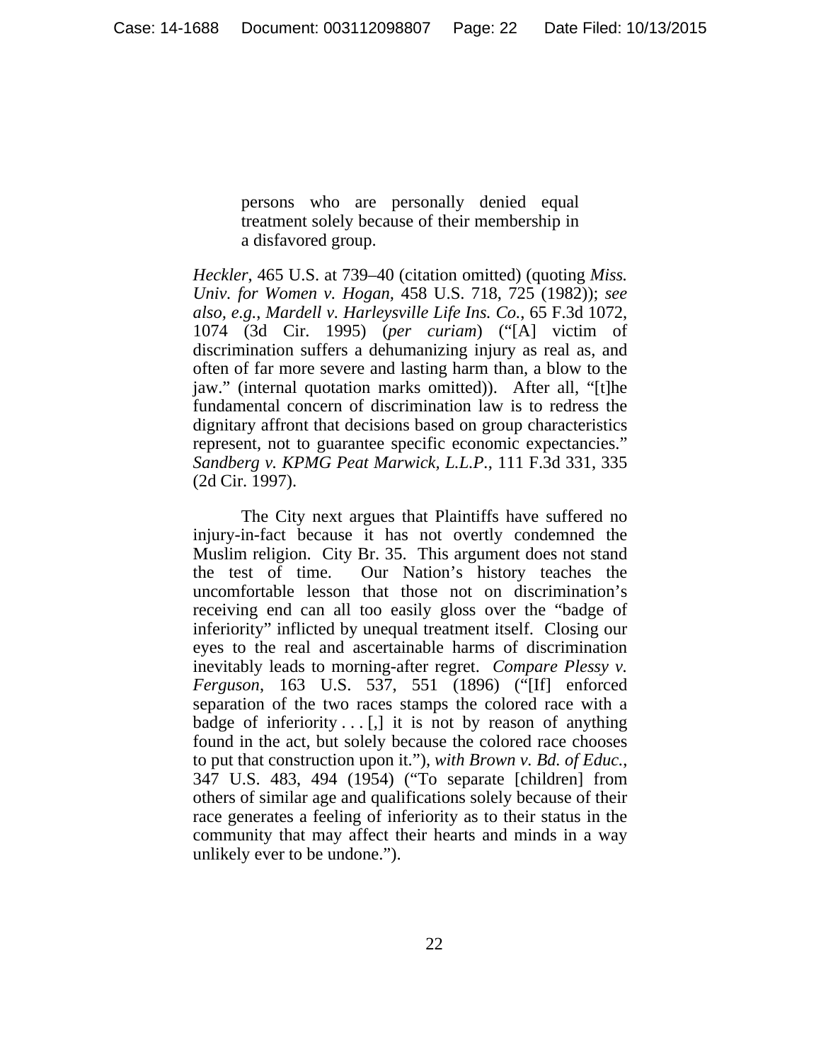> persons who are personally denied equal treatment solely because of their membership in a disfavored group.

*Heckler*, 465 U.S. at 739–40 (citation omitted) (quoting *Miss. Univ. for Women v. Hogan*, 458 U.S. 718, 725 (1982)); *see also, e.g.*, *Mardell v. Harleysville Life Ins. Co.*, 65 F.3d 1072, 1074 (3d Cir. 1995) (*per curiam*) ("[A] victim of discrimination suffers a dehumanizing injury as real as, and often of far more severe and lasting harm than, a blow to the jaw." (internal quotation marks omitted)). After all, "[t]he fundamental concern of discrimination law is to redress the dignitary affront that decisions based on group characteristics represent, not to guarantee specific economic expectancies." *Sandberg v. KPMG Peat Marwick, L.L.P.*, 111 F.3d 331, 335 (2d Cir. 1997).

The City next argues that Plaintiffs have suffered no injury-in-fact because it has not overtly condemned the Muslim religion. City Br. 35. This argument does not stand the test of time. Our Nation's history teaches the uncomfortable lesson that those not on discrimination's receiving end can all too easily gloss over the "badge of inferiority" inflicted by unequal treatment itself. Closing our eyes to the real and ascertainable harms of discrimination inevitably leads to morning-after regret. *Compare Plessy v. Ferguson*, 163 U.S. 537, 551 (1896) ("[If] enforced separation of the two races stamps the colored race with a badge of inferiority . . . [,] it is not by reason of anything found in the act, but solely because the colored race chooses to put that construction upon it."), *with Brown v. Bd. of Educ.*, 347 U.S. 483, 494 (1954) ("To separate [children] from others of similar age and qualifications solely because of their race generates a feeling of inferiority as to their status in the community that may affect their hearts and minds in a way unlikely ever to be undone.").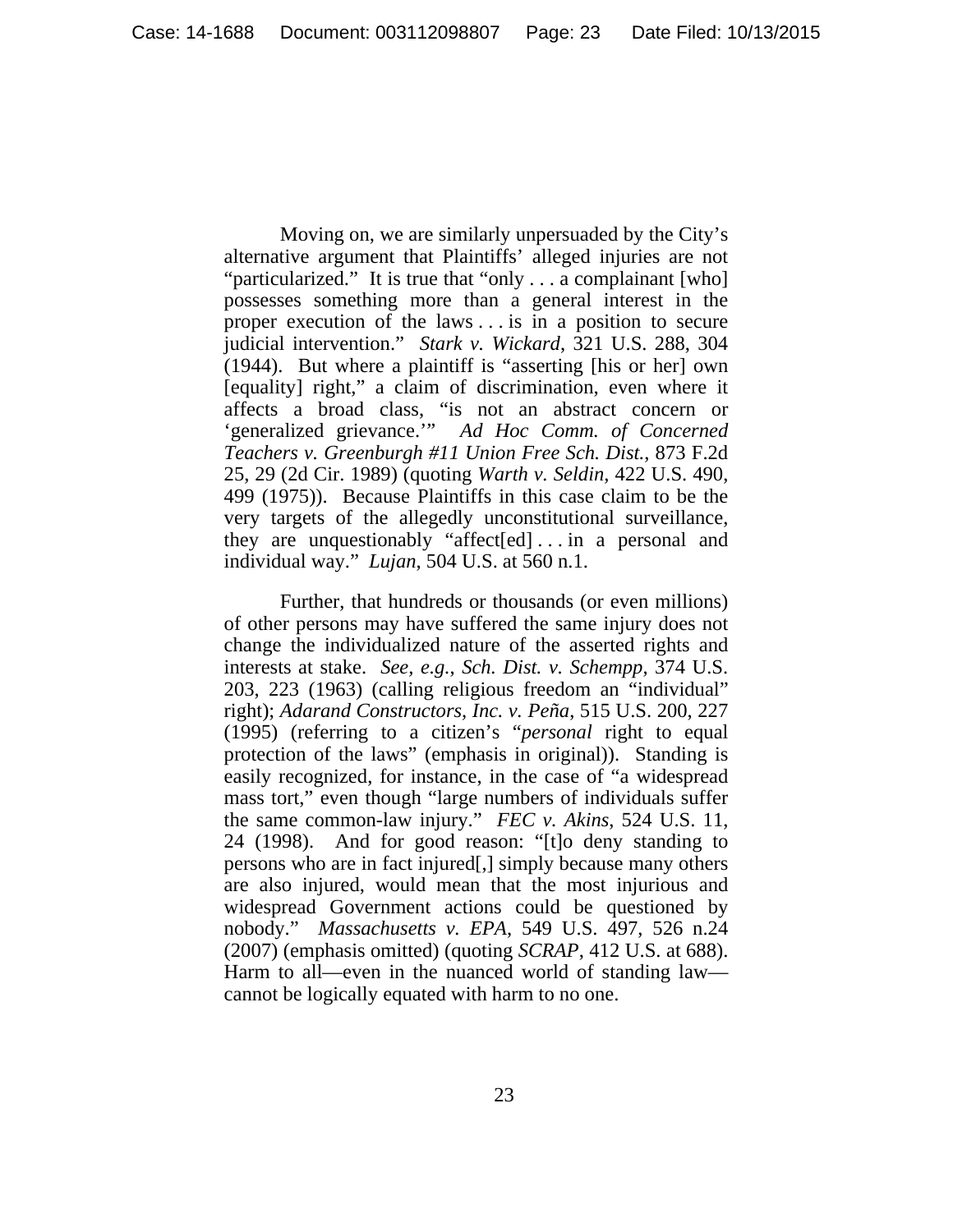Moving on, we are similarly unpersuaded by the City's alternative argument that Plaintiffs' alleged injuries are not "particularized." It is true that "only . . . a complainant [who] possesses something more than a general interest in the proper execution of the laws . . . is in a position to secure judicial intervention." *Stark v. Wickard*, 321 U.S. 288, 304 (1944). But where a plaintiff is "asserting [his or her] own [equality] right," a claim of discrimination, even where it affects a broad class, "is not an abstract concern or 'generalized grievance.'" *Ad Hoc Comm. of Concerned Teachers v. Greenburgh #11 Union Free Sch. Dist.*, 873 F.2d 25, 29 (2d Cir. 1989) (quoting *Warth v. Seldin*, 422 U.S. 490, 499 (1975)). Because Plaintiffs in this case claim to be the very targets of the allegedly unconstitutional surveillance, they are unquestionably "affect[ed] . . . in a personal and individual way." *Lujan*, 504 U.S. at 560 n.1.

Further, that hundreds or thousands (or even millions) of other persons may have suffered the same injury does not change the individualized nature of the asserted rights and interests at stake. *See, e.g.*, *Sch. Dist. v. Schempp*, 374 U.S. 203, 223 (1963) (calling religious freedom an "individual" right); *Adarand Constructors, Inc. v. Peña*, 515 U.S. 200, 227 (1995) (referring to a citizen's "*personal* right to equal protection of the laws" (emphasis in original)). Standing is easily recognized, for instance, in the case of "a widespread mass tort," even though "large numbers of individuals suffer the same common-law injury." *FEC v. Akins*, 524 U.S. 11, 24 (1998). And for good reason: "[t]o deny standing to persons who are in fact injured[,] simply because many others are also injured, would mean that the most injurious and widespread Government actions could be questioned by nobody." *Massachusetts v. EPA*, 549 U.S. 497, 526 n.24 (2007) (emphasis omitted) (quoting *SCRAP*, 412 U.S. at 688). Harm to all—even in the nuanced world of standing law—cannot be logically equated with harm to no one.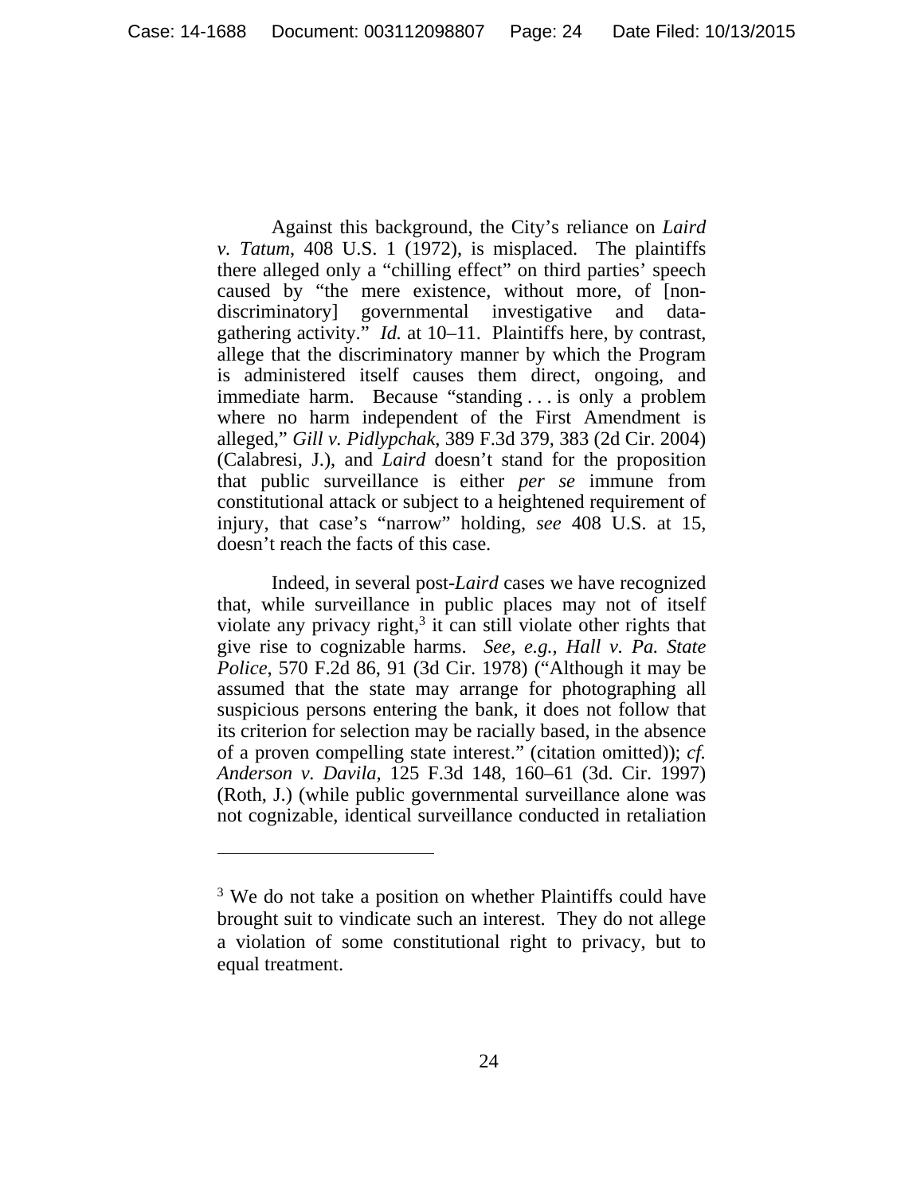Against this background, the City's reliance on *Laird v. Tatum*, 408 U.S. 1 (1972), is misplaced. The plaintiffs there alleged only a "chilling effect" on third parties' speech caused by "the mere existence, without more, of [non-discriminatory] governmental investigative and data-gathering activity." *Id.* at 10–11. Plaintiffs here, by contrast, allege that the discriminatory manner by which the Program is administered itself causes them direct, ongoing, and immediate harm. Because "standing . . . is only a problem where no harm independent of the First Amendment is alleged," *Gill v. Pidlypchak*, 389 F.3d 379, 383 (2d Cir. 2004) (Calabresi, J.), and *Laird* doesn't stand for the proposition that public surveillance is either *per se* immune from constitutional attack or subject to a heightened requirement of injury, that case's "narrow" holding, *see* 408 U.S. at 15, doesn't reach the facts of this case.

Indeed, in several post-*Laird* cases we have recognized that, while surveillance in public places may not of itself violate any privacy right,[3] it can still violate other rights that give rise to cognizable harms. *See, e.g.*, *Hall v. Pa. State Police*, 570 F.2d 86, 91 (3d Cir. 1978) ("Although it may be assumed that the state may arrange for photographing all suspicious persons entering the bank, it does not follow that its criterion for selection may be racially based, in the absence of a proven compelling state interest." (citation omitted)); *cf. Anderson v. Davila*, 125 F.3d 148, 160–61 (3d. Cir. 1997) (Roth, J.) (while public governmental surveillance alone was not cognizable, identical surveillance conducted in retaliation

[3] We do not take a position on whether Plaintiffs could have brought suit to vindicate such an interest. They do not allege a violation of some constitutional right to privacy, but to equal treatment.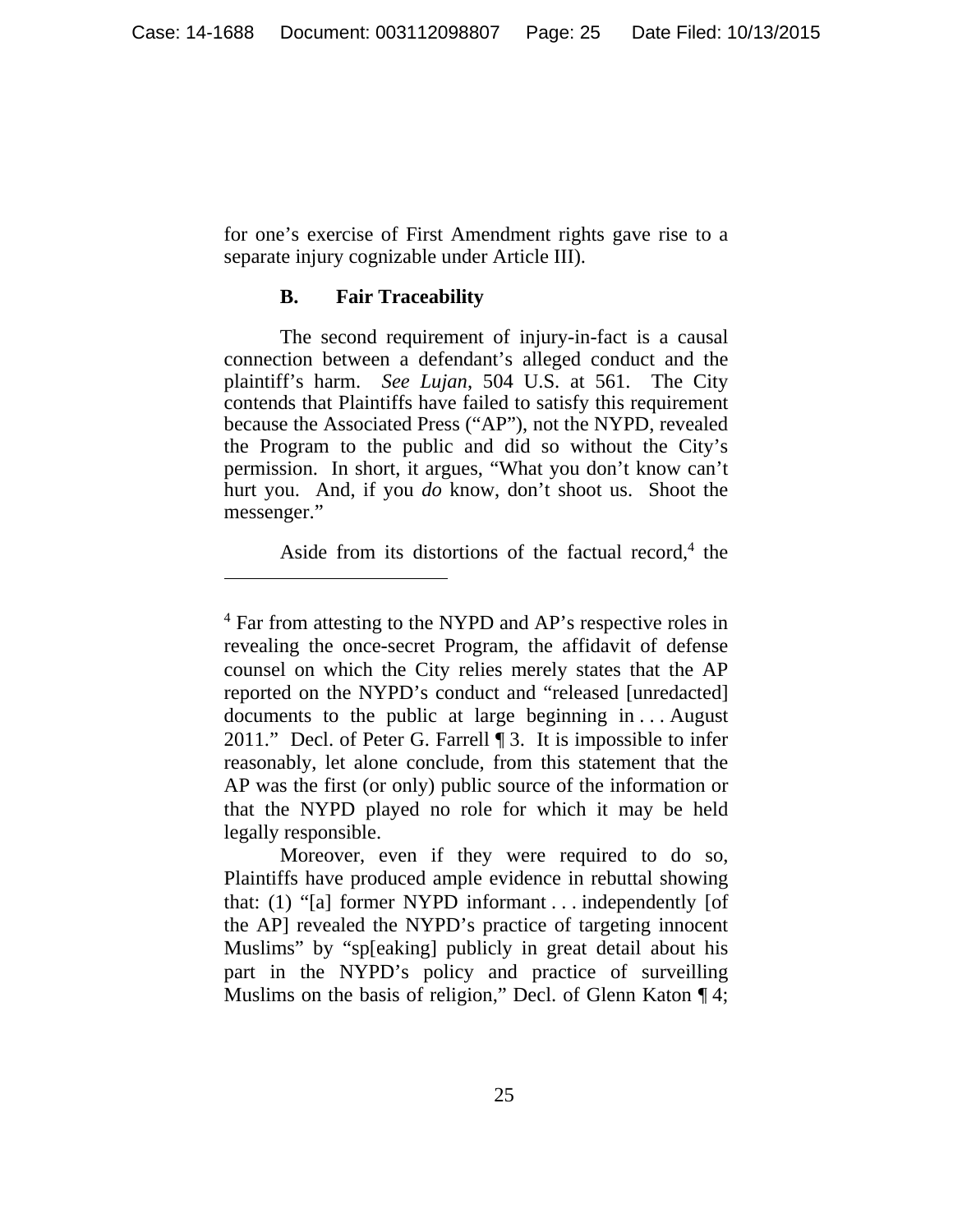for one's exercise of First Amendment rights gave rise to a separate injury cognizable under Article III).

### B. Fair Traceability

The second requirement of injury-in-fact is a causal connection between a defendant's alleged conduct and the plaintiff's harm. *See Lujan*, 504 U.S. at 561. The City contends that Plaintiffs have failed to satisfy this requirement because the Associated Press ("AP"), not the NYPD, revealed the Program to the public and did so without the City's permission. In short, it argues, "What you don't know can't hurt you. And, if you *do* know, don't shoot us. Shoot the messenger."

Aside from its distortions of the factual record,[4] the

---

[4] Far from attesting to the NYPD and AP's respective roles in revealing the once-secret Program, the affidavit of defense counsel on which the City relies merely states that the AP reported on the NYPD's conduct and "released [unredacted] documents to the public at large beginning in . . . August 2011." Decl. of Peter G. Farrell ¶ 3. It is impossible to infer reasonably, let alone conclude, from this statement that the AP was the first (or only) public source of the information or that the NYPD played no role for which it may be held legally responsible.

Moreover, even if they were required to do so, Plaintiffs have produced ample evidence in rebuttal showing that: (1) "[a] former NYPD informant . . . independently [of the AP] revealed the NYPD's practice of targeting innocent Muslims" by "sp[eaking] publicly in great detail about his part in the NYPD's policy and practice of surveilling Muslims on the basis of religion," Decl. of Glenn Katon ¶ 4;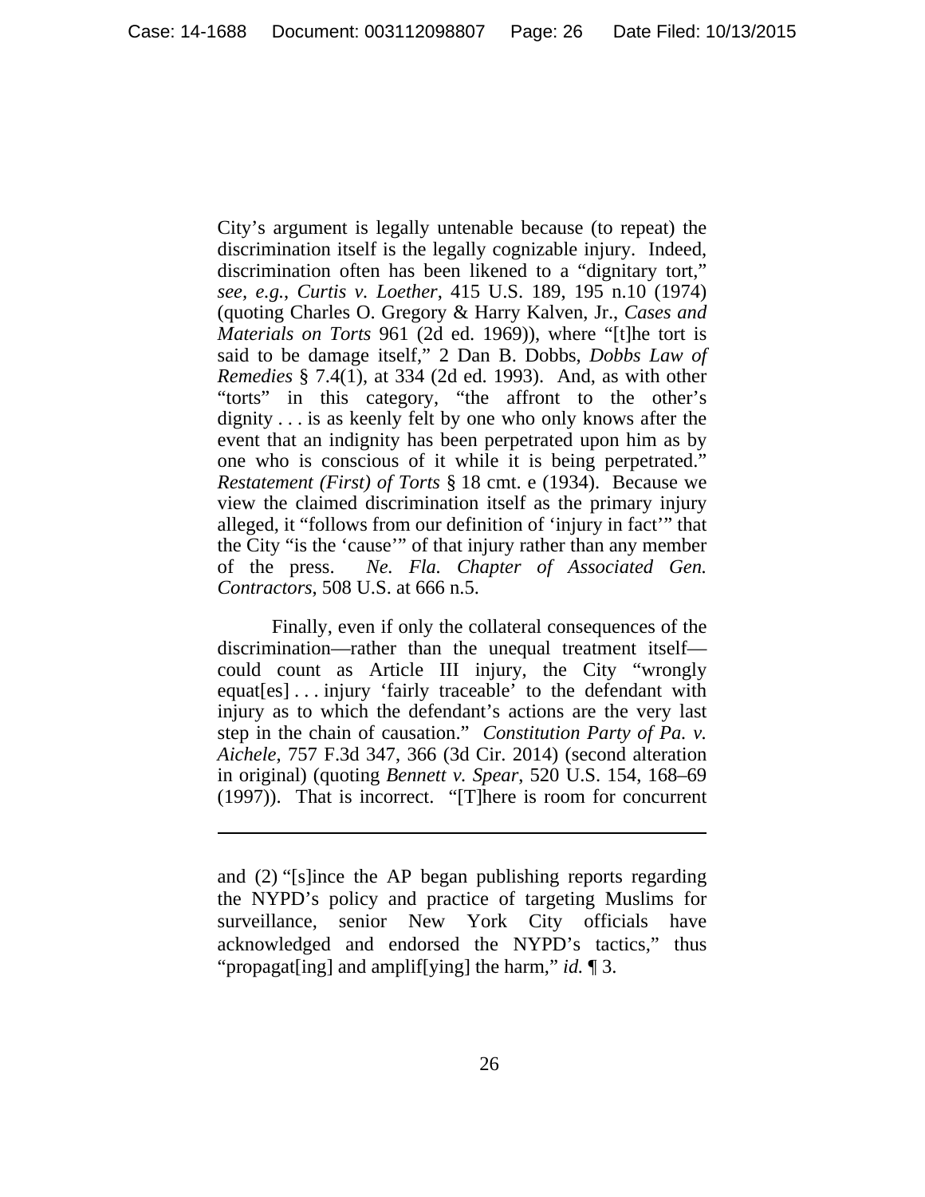City's argument is legally untenable because (to repeat) the discrimination itself is the legally cognizable injury. Indeed, discrimination often has been likened to a "dignitary tort," *see, e.g.*, *Curtis v. Loether*, 415 U.S. 189, 195 n.10 (1974) (quoting Charles O. Gregory & Harry Kalven, Jr., *Cases and Materials on Torts* 961 (2d ed. 1969)), where "[t]he tort is said to be damage itself," 2 Dan B. Dobbs, *Dobbs Law of Remedies* § 7.4(1), at 334 (2d ed. 1993). And, as with other "torts" in this category, "the affront to the other's dignity . . . is as keenly felt by one who only knows after the event that an indignity has been perpetrated upon him as by one who is conscious of it while it is being perpetrated." *Restatement (First) of Torts* § 18 cmt. e (1934). Because we view the claimed discrimination itself as the primary injury alleged, it "follows from our definition of 'injury in fact'" that the City "is the 'cause'" of that injury rather than any member of the press. *Ne. Fla. Chapter of Associated Gen. Contractors*, 508 U.S. at 666 n.5.

Finally, even if only the collateral consequences of the discrimination—rather than the unequal treatment itself—could count as Article III injury, the City "wrongly equat[es] . . . injury 'fairly traceable' to the defendant with injury as to which the defendant's actions are the very last step in the chain of causation." *Constitution Party of Pa. v. Aichele*, 757 F.3d 347, 366 (3d Cir. 2014) (second alteration in original) (quoting *Bennett v. Spear*, 520 U.S. 154, 168–69 (1997)). That is incorrect. "[T]here is room for concurrent

---

and (2) "[s]ince the AP began publishing reports regarding the NYPD's policy and practice of targeting Muslims for surveillance, senior New York City officials have acknowledged and endorsed the NYPD's tactics," thus "propagat[ing] and amplif[ying] the harm," *id.* ¶ 3.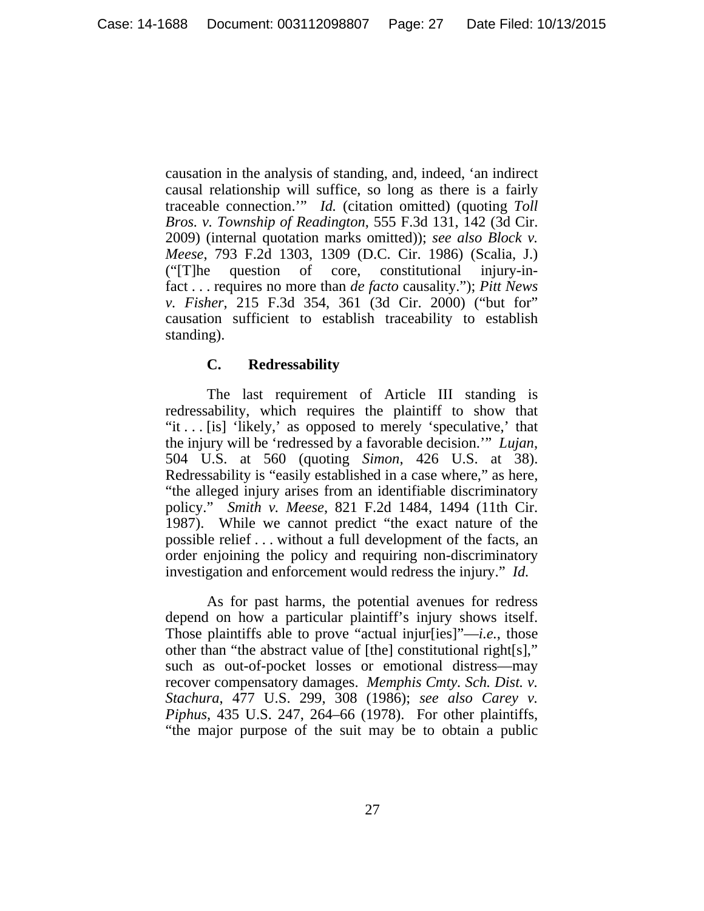causation in the analysis of standing, and, indeed, 'an indirect causal relationship will suffice, so long as there is a fairly traceable connection.'" *Id.* (citation omitted) (quoting *Toll Bros. v. Township of Readington*, 555 F.3d 131, 142 (3d Cir. 2009) (internal quotation marks omitted)); *see also Block v. Meese*, 793 F.2d 1303, 1309 (D.C. Cir. 1986) (Scalia, J.) ("[T]he question of core, constitutional injury-in-fact . . . requires no more than *de facto* causality."); *Pitt News v. Fisher*, 215 F.3d 354, 361 (3d Cir. 2000) ("but for" causation sufficient to establish traceability to establish standing).

### C. Redressability

The last requirement of Article III standing is redressability, which requires the plaintiff to show that "it . . . [is] 'likely,' as opposed to merely 'speculative,' that the injury will be 'redressed by a favorable decision.'" *Lujan*, 504 U.S. at 560 (quoting *Simon*, 426 U.S. at 38). Redressability is "easily established in a case where," as here, "the alleged injury arises from an identifiable discriminatory policy." *Smith v. Meese*, 821 F.2d 1484, 1494 (11th Cir. 1987). While we cannot predict "the exact nature of the possible relief . . . without a full development of the facts, an order enjoining the policy and requiring non-discriminatory investigation and enforcement would redress the injury." *Id.*

As for past harms, the potential avenues for redress depend on how a particular plaintiff's injury shows itself. Those plaintiffs able to prove "actual injur[ies]"—*i.e.*, those other than "the abstract value of [the] constitutional right[s]," such as out-of-pocket losses or emotional distress—may recover compensatory damages. *Memphis Cmty. Sch. Dist. v. Stachura*, 477 U.S. 299, 308 (1986); *see also Carey v. Piphus*, 435 U.S. 247, 264–66 (1978). For other plaintiffs, "the major purpose of the suit may be to obtain a public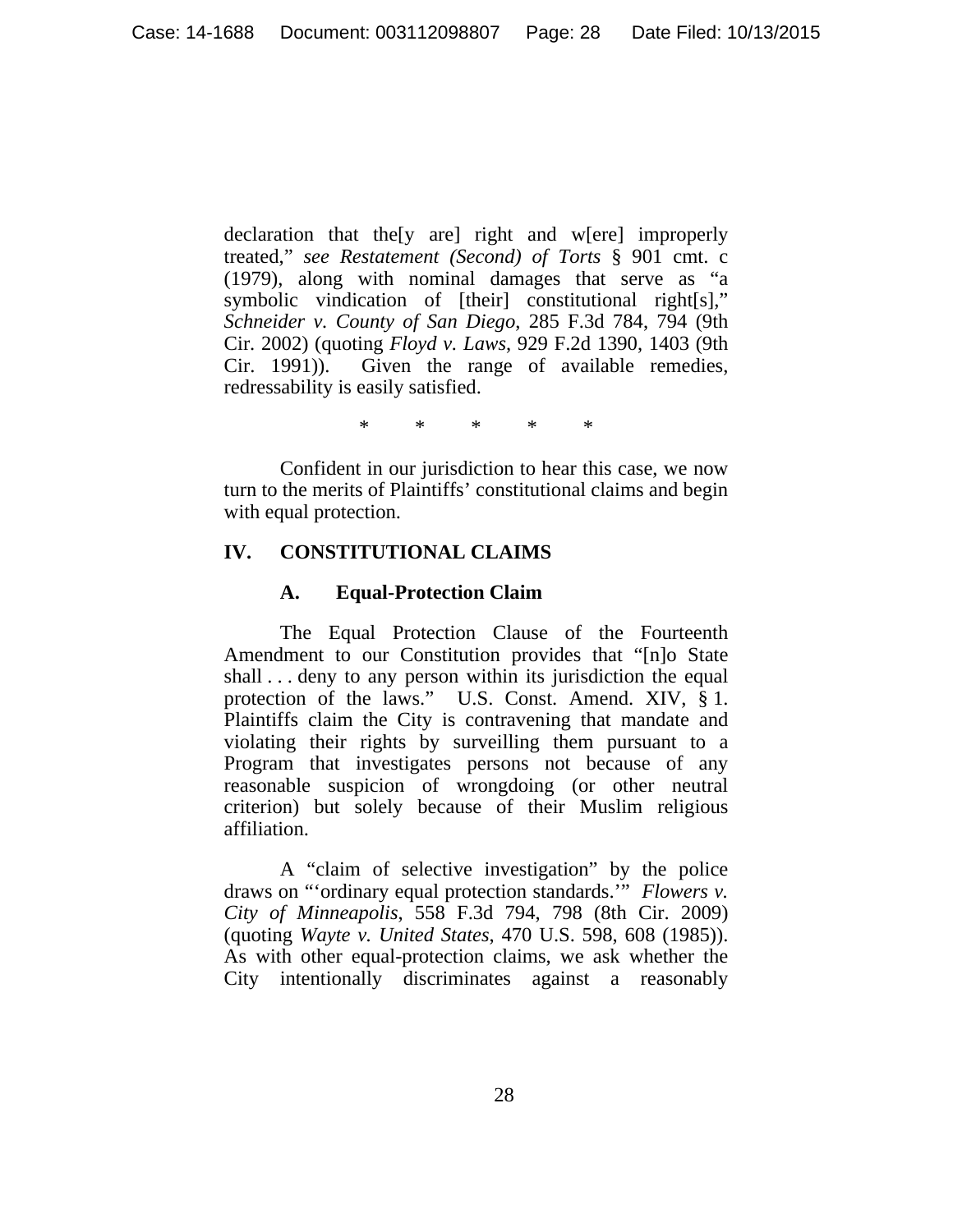declaration that the[y are] right and w[ere] improperly treated," *see Restatement (Second) of Torts* § 901 cmt. c (1979), along with nominal damages that serve as "a symbolic vindication of [their] constitutional right[s]," *Schneider v. County of San Diego*, 285 F.3d 784, 794 (9th Cir. 2002) (quoting *Floyd v. Laws*, 929 F.2d 1390, 1403 (9th Cir. 1991)). Given the range of available remedies, redressability is easily satisfied.

\* \* \* \* \*

Confident in our jurisdiction to hear this case, we now turn to the merits of Plaintiffs' constitutional claims and begin with equal protection.

## IV. CONSTITUTIONAL CLAIMS

### A. Equal-Protection Claim

The Equal Protection Clause of the Fourteenth Amendment to our Constitution provides that "[n]o State shall . . . deny to any person within its jurisdiction the equal protection of the laws." U.S. Const. Amend. XIV, § 1. Plaintiffs claim the City is contravening that mandate and violating their rights by surveilling them pursuant to a Program that investigates persons not because of any reasonable suspicion of wrongdoing (or other neutral criterion) but solely because of their Muslim religious affiliation.

A "claim of selective investigation" by the police draws on "'ordinary equal protection standards.'" *Flowers v. City of Minneapolis*, 558 F.3d 794, 798 (8th Cir. 2009) (quoting *Wayte v. United States*, 470 U.S. 598, 608 (1985)). As with other equal-protection claims, we ask whether the City intentionally discriminates against a reasonably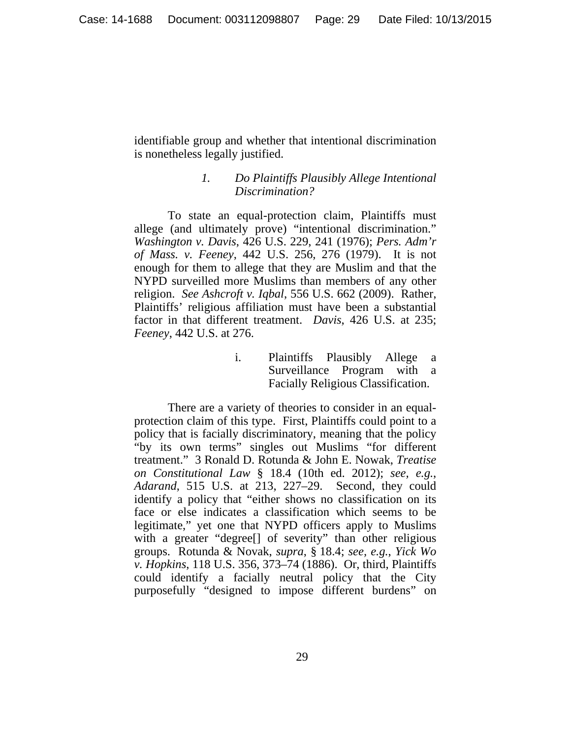identifiable group and whether that intentional discrimination is nonetheless legally justified.

### 1. *Do Plaintiffs Plausibly Allege Intentional Discrimination?*

To state an equal-protection claim, Plaintiffs must allege (and ultimately prove) "intentional discrimination." *Washington v. Davis*, 426 U.S. 229, 241 (1976); *Pers. Adm'r of Mass. v. Feeney*, 442 U.S. 256, 276 (1979). It is not enough for them to allege that they are Muslim and that the NYPD surveilled more Muslims than members of any other religion. *See Ashcroft v. Iqbal*, 556 U.S. 662 (2009). Rather, Plaintiffs' religious affiliation must have been a substantial factor in that different treatment. *Davis*, 426 U.S. at 235; *Feeney*, 442 U.S. at 276.

#### i. Plaintiffs Plausibly Allege a Surveillance Program with a Facially Religious Classification.

There are a variety of theories to consider in an equal-protection claim of this type. First, Plaintiffs could point to a policy that is facially discriminatory, meaning that the policy "by its own terms" singles out Muslims "for different treatment." 3 Ronald D. Rotunda & John E. Nowak, *Treatise on Constitutional Law* § 18.4 (10th ed. 2012); *see, e.g.*, *Adarand*, 515 U.S. at 213, 227–29. Second, they could identify a policy that "either shows no classification on its face or else indicates a classification which seems to be legitimate," yet one that NYPD officers apply to Muslims with a greater "degree[] of severity" than other religious groups. Rotunda & Nowak, *supra*, § 18.4; *see, e.g.*, *Yick Wo v. Hopkins*, 118 U.S. 356, 373–74 (1886). Or, third, Plaintiffs could identify a facially neutral policy that the City purposefully "designed to impose different burdens" on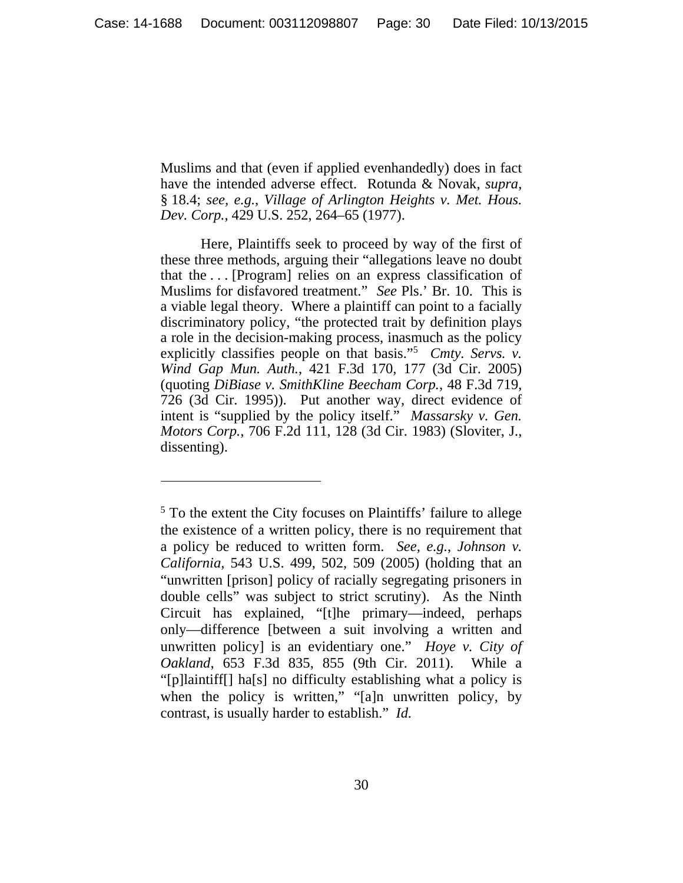Muslims and that (even if applied evenhandedly) does in fact have the intended adverse effect. Rotunda & Novak, *supra*, § 18.4; *see, e.g.*, *Village of Arlington Heights v. Met. Hous. Dev. Corp.*, 429 U.S. 252, 264–65 (1977).

Here, Plaintiffs seek to proceed by way of the first of these three methods, arguing their "allegations leave no doubt that the . . . [Program] relies on an express classification of Muslims for disfavored treatment." *See* Pls.' Br. 10. This is a viable legal theory. Where a plaintiff can point to a facially discriminatory policy, "the protected trait by definition plays a role in the decision-making process, inasmuch as the policy explicitly classifies people on that basis."[5] *Cmty. Servs. v. Wind Gap Mun. Auth.*, 421 F.3d 170, 177 (3d Cir. 2005) (quoting *DiBiase v. SmithKline Beecham Corp.*, 48 F.3d 719, 726 (3d Cir. 1995)). Put another way, direct evidence of intent is "supplied by the policy itself." *Massarsky v. Gen. Motors Corp.*, 706 F.2d 111, 128 (3d Cir. 1983) (Sloviter, J., dissenting).

---

[5] To the extent the City focuses on Plaintiffs' failure to allege the existence of a written policy, there is no requirement that a policy be reduced to written form. *See, e.g.*, *Johnson v. California*, 543 U.S. 499, 502, 509 (2005) (holding that an "unwritten [prison] policy of racially segregating prisoners in double cells" was subject to strict scrutiny). As the Ninth Circuit has explained, "[t]he primary—indeed, perhaps only—difference [between a suit involving a written and unwritten policy] is an evidentiary one." *Hoye v. City of Oakland*, 653 F.3d 835, 855 (9th Cir. 2011). While a "[p]laintiff[] ha[s] no difficulty establishing what a policy is when the policy is written," "[a]n unwritten policy, by contrast, is usually harder to establish." *Id.*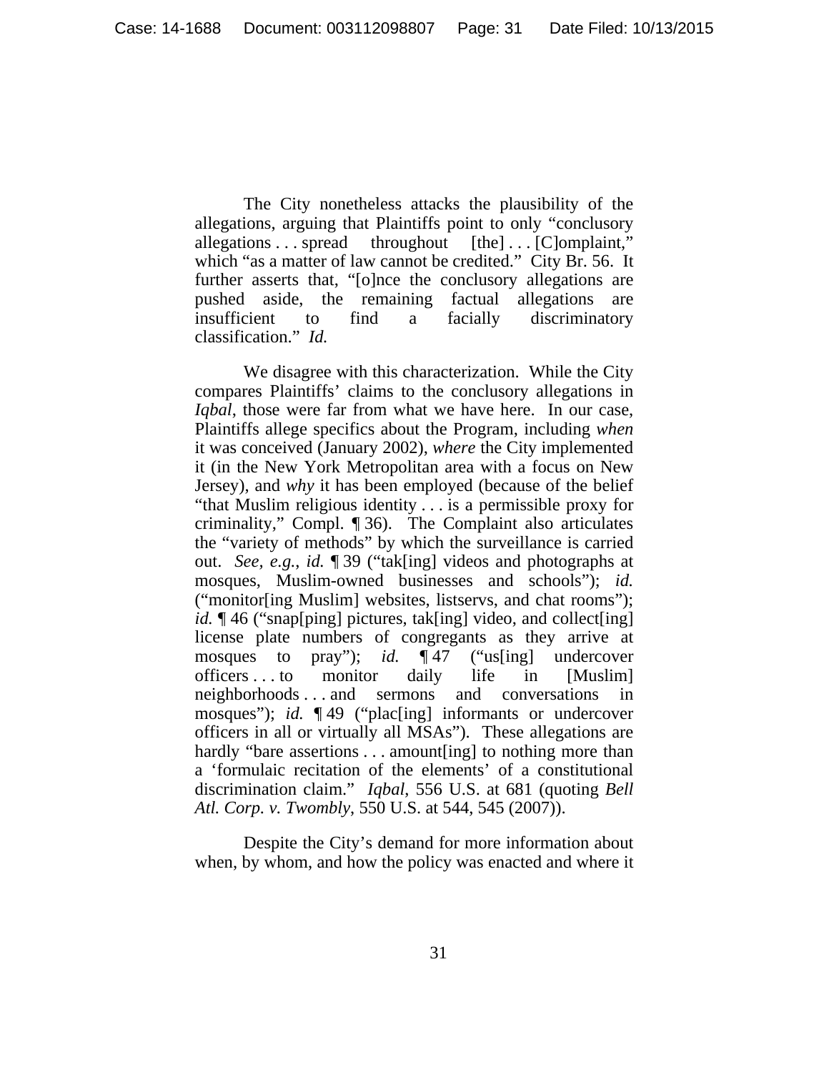The City nonetheless attacks the plausibility of the allegations, arguing that Plaintiffs point to only "conclusory allegations . . . spread throughout [the] . . . [C]omplaint," which "as a matter of law cannot be credited." City Br. 56. It further asserts that, "[o]nce the conclusory allegations are pushed aside, the remaining factual allegations are insufficient to find a facially discriminatory classification." *Id.*

We disagree with this characterization. While the City compares Plaintiffs' claims to the conclusory allegations in *Iqbal*, those were far from what we have here. In our case, Plaintiffs allege specifics about the Program, including *when* it was conceived (January 2002), *where* the City implemented it (in the New York Metropolitan area with a focus on New Jersey), and *why* it has been employed (because of the belief "that Muslim religious identity . . . is a permissible proxy for criminality," Compl. ¶ 36). The Complaint also articulates the "variety of methods" by which the surveillance is carried out. *See, e.g.*, *id.* ¶ 39 ("tak[ing] videos and photographs at mosques, Muslim-owned businesses and schools"); *id.* ("monitor[ing Muslim] websites, listservs, and chat rooms"); *id.* ¶ 46 ("snap[ping] pictures, tak[ing] video, and collect[ing] license plate numbers of congregants as they arrive at mosques to pray"); *id.* ¶ 47 ("us[ing] undercover officers . . . to monitor daily life in [Muslim] neighborhoods . . . and sermons and conversations in mosques"); *id.* ¶ 49 ("plac[ing] informants or undercover officers in all or virtually all MSAs"). These allegations are hardly "bare assertions . . . amount[ing] to nothing more than a 'formulaic recitation of the elements' of a constitutional discrimination claim." *Iqbal*, 556 U.S. at 681 (quoting *Bell Atl. Corp. v. Twombly*, 550 U.S. at 544, 545 (2007)).

Despite the City's demand for more information about when, by whom, and how the policy was enacted and where it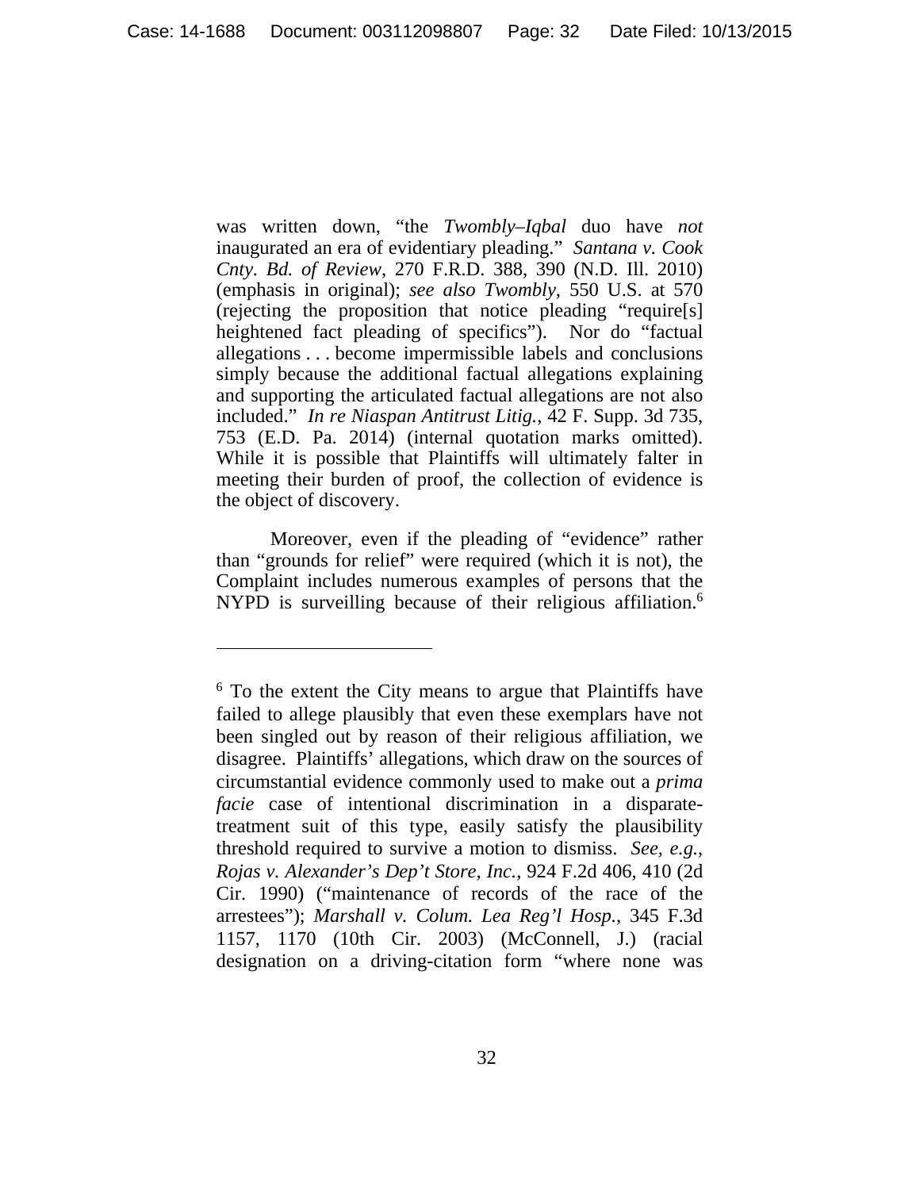was written down, "the *Twombly–Iqbal* duo have *not* inaugurated an era of evidentiary pleading." *Santana v. Cook Cnty. Bd. of Review*, 270 F.R.D. 388, 390 (N.D. Ill. 2010) (emphasis in original); *see also Twombly*, 550 U.S. at 570 (rejecting the proposition that notice pleading "require[s] heightened fact pleading of specifics"). Nor do "factual allegations . . . become impermissible labels and conclusions simply because the additional factual allegations explaining and supporting the articulated factual allegations are not also included." *In re Niaspan Antitrust Litig.*, 42 F. Supp. 3d 735, 753 (E.D. Pa. 2014) (internal quotation marks omitted). While it is possible that Plaintiffs will ultimately falter in meeting their burden of proof, the collection of evidence is the object of discovery.

Moreover, even if the pleading of "evidence" rather than "grounds for relief" were required (which it is not), the Complaint includes numerous examples of persons that the NYPD is surveilling because of their religious affiliation.[6]

---

[6] To the extent the City means to argue that Plaintiffs have failed to allege plausibly that even these exemplars have not been singled out by reason of their religious affiliation, we disagree. Plaintiffs' allegations, which draw on the sources of circumstantial evidence commonly used to make out a *prima facie* case of intentional discrimination in a disparate-treatment suit of this type, easily satisfy the plausibility threshold required to survive a motion to dismiss. *See, e.g.*, *Rojas v. Alexander's Dep't Store, Inc.*, 924 F.2d 406, 410 (2d Cir. 1990) ("maintenance of records of the race of the arrestees"); *Marshall v. Colum. Lea Reg'l Hosp.*, 345 F.3d 1157, 1170 (10th Cir. 2003) (McConnell, J.) (racial designation on a driving-citation form "where none was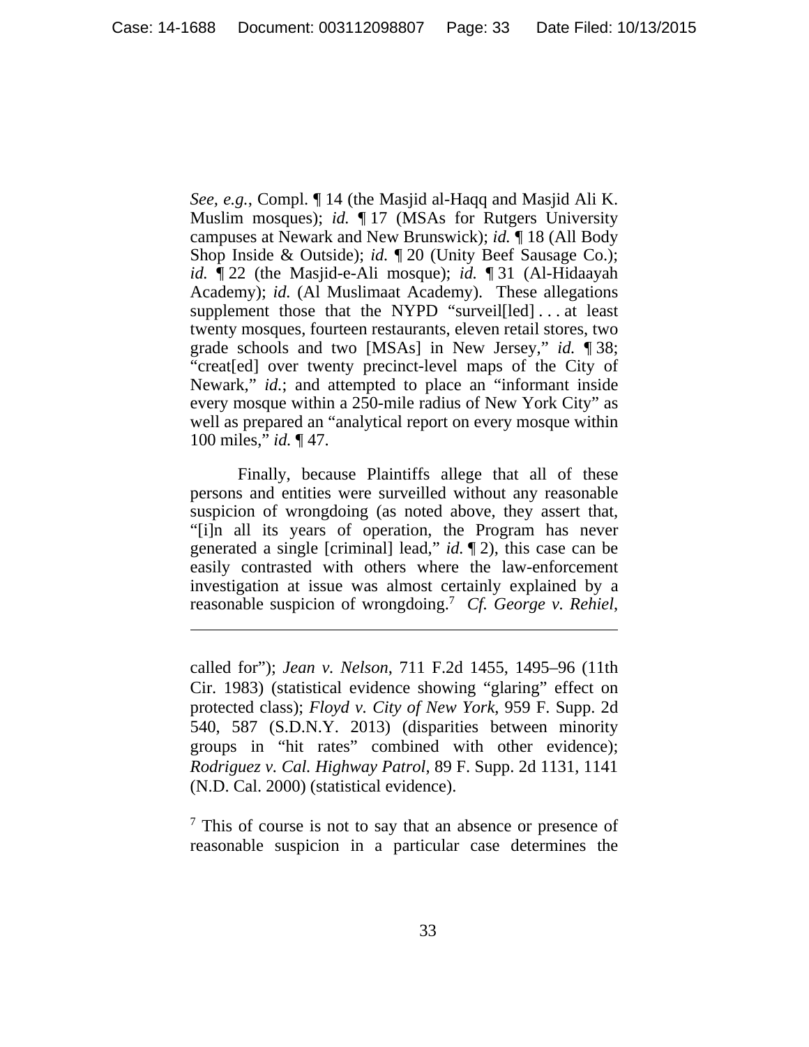*See, e.g.*, Compl. ¶ 14 (the Masjid al-Haqq and Masjid Ali K. Muslim mosques); *id.* ¶ 17 (MSAs for Rutgers University campuses at Newark and New Brunswick); *id.* ¶ 18 (All Body Shop Inside & Outside); *id.* ¶ 20 (Unity Beef Sausage Co.); *id.* ¶ 22 (the Masjid-e-Ali mosque); *id.* ¶ 31 (Al-Hidaayah Academy); *id.* (Al Muslimaat Academy). These allegations supplement those that the NYPD "surveil[led] . . . at least twenty mosques, fourteen restaurants, eleven retail stores, two grade schools and two [MSAs] in New Jersey," *id.* ¶ 38; "creat[ed] over twenty precinct-level maps of the City of Newark," *id.*; and attempted to place an "informant inside every mosque within a 250-mile radius of New York City" as well as prepared an "analytical report on every mosque within 100 miles," *id.* ¶ 47.

Finally, because Plaintiffs allege that all of these persons and entities were surveilled without any reasonable suspicion of wrongdoing (as noted above, they assert that, "[i]n all its years of operation, the Program has never generated a single [criminal] lead," *id.* ¶ 2), this case can be easily contrasted with others where the law-enforcement investigation at issue was almost certainly explained by a reasonable suspicion of wrongdoing.[7] *Cf. George v. Rehiel*,

---

called for"); *Jean v. Nelson*, 711 F.2d 1455, 1495–96 (11th Cir. 1983) (statistical evidence showing "glaring" effect on protected class); *Floyd v. City of New York*, 959 F. Supp. 2d 540, 587 (S.D.N.Y. 2013) (disparities between minority groups in "hit rates" combined with other evidence); *Rodriguez v. Cal. Highway Patrol*, 89 F. Supp. 2d 1131, 1141 (N.D. Cal. 2000) (statistical evidence).

[7] This of course is not to say that an absence or presence of reasonable suspicion in a particular case determines the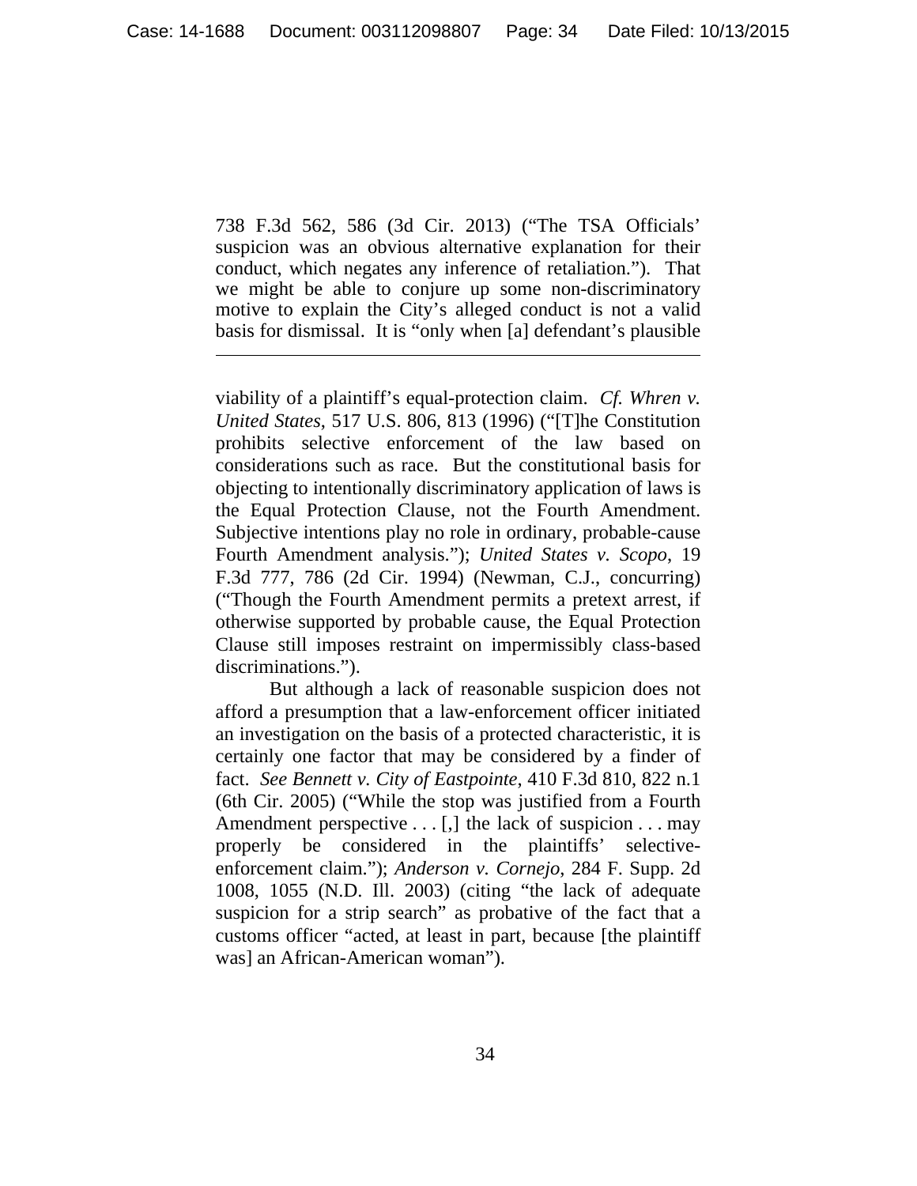738 F.3d 562, 586 (3d Cir. 2013) ("The TSA Officials' suspicion was an obvious alternative explanation for their conduct, which negates any inference of retaliation."). That we might be able to conjure up some non-discriminatory motive to explain the City's alleged conduct is not a valid basis for dismissal. It is "only when [a] defendant's plausible

---

viability of a plaintiff's equal-protection claim. *Cf. Whren v. United States*, 517 U.S. 806, 813 (1996) ("[T]he Constitution prohibits selective enforcement of the law based on considerations such as race. But the constitutional basis for objecting to intentionally discriminatory application of laws is the Equal Protection Clause, not the Fourth Amendment. Subjective intentions play no role in ordinary, probable-cause Fourth Amendment analysis."); *United States v. Scopo*, 19 F.3d 777, 786 (2d Cir. 1994) (Newman, C.J., concurring) ("Though the Fourth Amendment permits a pretext arrest, if otherwise supported by probable cause, the Equal Protection Clause still imposes restraint on impermissibly class-based discriminations.").

But although a lack of reasonable suspicion does not afford a presumption that a law-enforcement officer initiated an investigation on the basis of a protected characteristic, it is certainly one factor that may be considered by a finder of fact. *See Bennett v. City of Eastpointe*, 410 F.3d 810, 822 n.1 (6th Cir. 2005) ("While the stop was justified from a Fourth Amendment perspective . . . [,] the lack of suspicion . . . may properly be considered in the plaintiffs' selective-enforcement claim."); *Anderson v. Cornejo*, 284 F. Supp. 2d 1008, 1055 (N.D. Ill. 2003) (citing "the lack of adequate suspicion for a strip search" as probative of the fact that a customs officer "acted, at least in part, because [the plaintiff was] an African-American woman").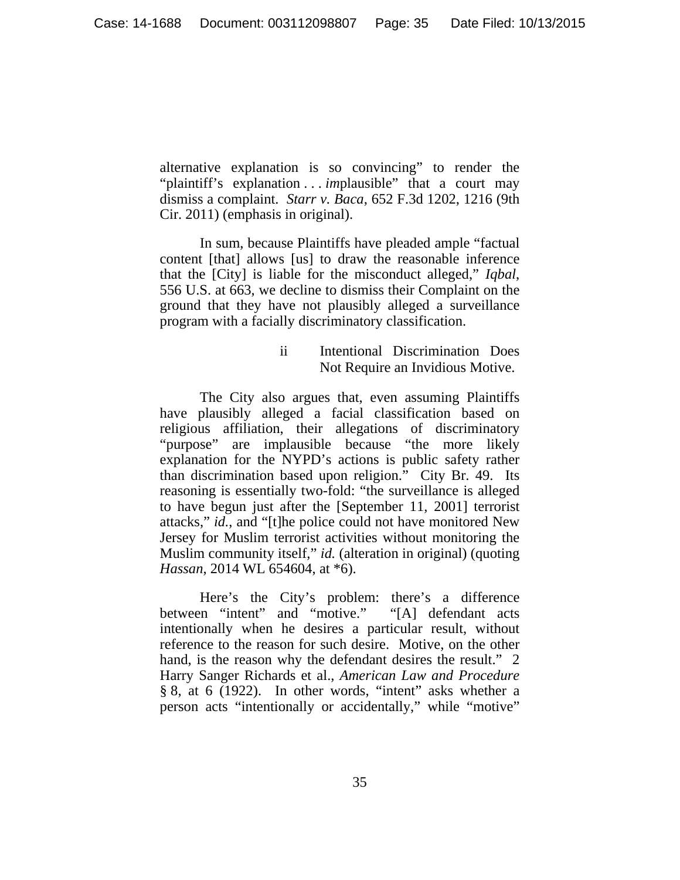alternative explanation is so convincing" to render the "plaintiff's explanation . . . *im*plausible" that a court may dismiss a complaint. *Starr v. Baca*, 652 F.3d 1202, 1216 (9th Cir. 2011) (emphasis in original).

In sum, because Plaintiffs have pleaded ample "factual content [that] allows [us] to draw the reasonable inference that the [City] is liable for the misconduct alleged," *Iqbal*, 556 U.S. at 663, we decline to dismiss their Complaint on the ground that they have not plausibly alleged a surveillance program with a facially discriminatory classification.

#### ii Intentional Discrimination Does Not Require an Invidious Motive.

The City also argues that, even assuming Plaintiffs have plausibly alleged a facial classification based on religious affiliation, their allegations of discriminatory "purpose" are implausible because "the more likely explanation for the NYPD's actions is public safety rather than discrimination based upon religion." City Br. 49. Its reasoning is essentially two-fold: "the surveillance is alleged to have begun just after the [September 11, 2001] terrorist attacks," *id.*, and "[t]he police could not have monitored New Jersey for Muslim terrorist activities without monitoring the Muslim community itself," *id.* (alteration in original) (quoting *Hassan*, 2014 WL 654604, at *6).

Here's the City's problem: there's a difference between "intent" and "motive." "[A] defendant acts intentionally when he desires a particular result, without reference to the reason for such desire. Motive, on the other hand, is the reason why the defendant desires the result." 2 Harry Sanger Richards et al., *American Law and Procedure* § 8, at 6 (1922). In other words, "intent" asks whether a person acts "intentionally or accidentally," while "motive"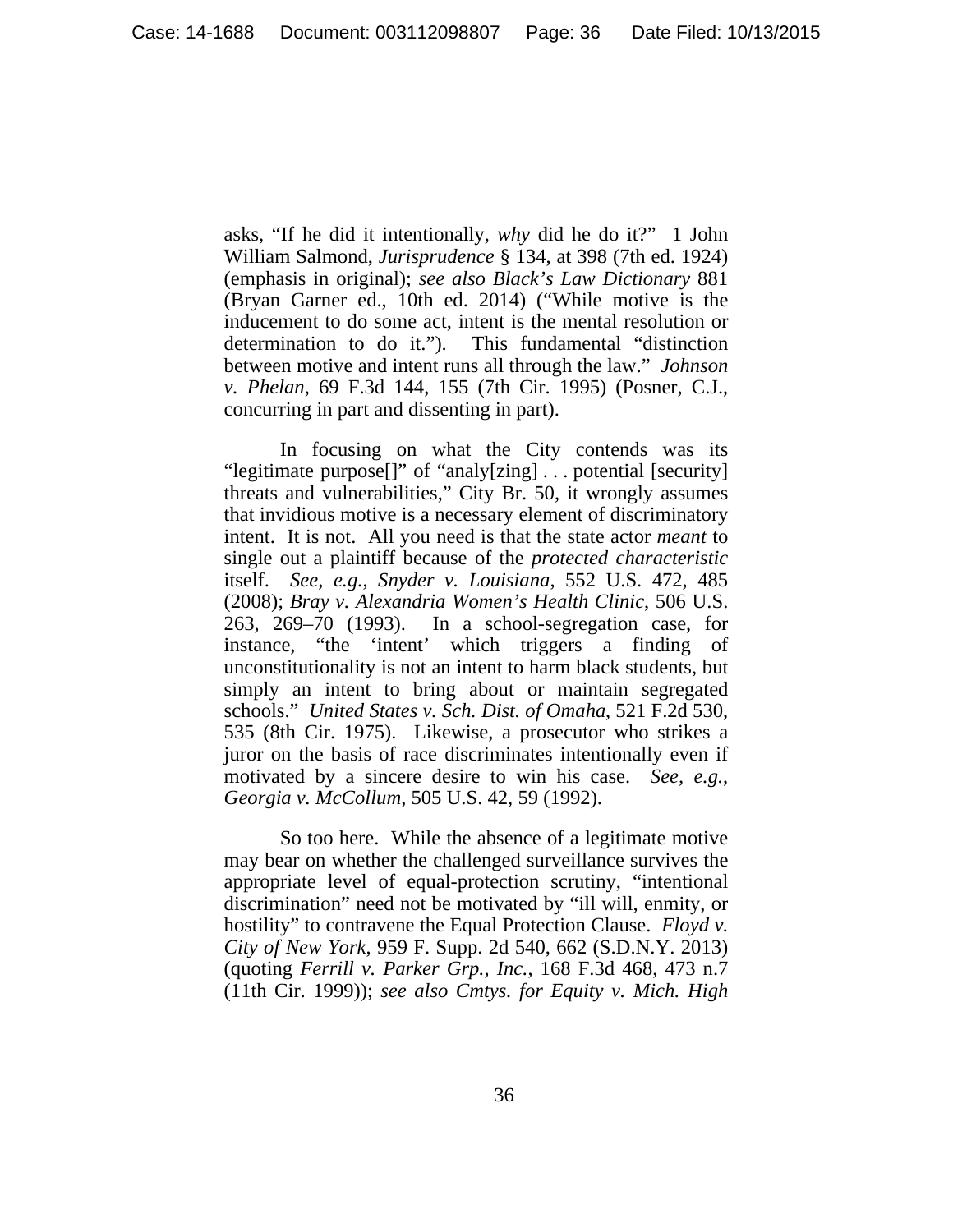asks, "If he did it intentionally, *why* did he do it?" 1 John William Salmond, *Jurisprudence* § 134, at 398 (7th ed. 1924) (emphasis in original); *see also Black's Law Dictionary* 881 (Bryan Garner ed., 10th ed. 2014) ("While motive is the inducement to do some act, intent is the mental resolution or determination to do it."). This fundamental "distinction between motive and intent runs all through the law." *Johnson v. Phelan*, 69 F.3d 144, 155 (7th Cir. 1995) (Posner, C.J., concurring in part and dissenting in part).

In focusing on what the City contends was its "legitimate purpose[]" of "analy[zing] . . . potential [security] threats and vulnerabilities," City Br. 50, it wrongly assumes that invidious motive is a necessary element of discriminatory intent. It is not. All you need is that the state actor *meant* to single out a plaintiff because of the *protected characteristic* itself. *See, e.g.*, *Snyder v. Louisiana*, 552 U.S. 472, 485 (2008); *Bray v. Alexandria Women's Health Clinic*, 506 U.S. 263, 269–70 (1993). In a school-segregation case, for instance, "the 'intent' which triggers a finding of unconstitutionality is not an intent to harm black students, but simply an intent to bring about or maintain segregated schools." *United States v. Sch. Dist. of Omaha*, 521 F.2d 530, 535 (8th Cir. 1975). Likewise, a prosecutor who strikes a juror on the basis of race discriminates intentionally even if motivated by a sincere desire to win his case. *See, e.g.*, *Georgia v. McCollum*, 505 U.S. 42, 59 (1992).

So too here. While the absence of a legitimate motive may bear on whether the challenged surveillance survives the appropriate level of equal-protection scrutiny, "intentional discrimination" need not be motivated by "ill will, enmity, or hostility" to contravene the Equal Protection Clause. *Floyd v. City of New York*, 959 F. Supp. 2d 540, 662 (S.D.N.Y. 2013) (quoting *Ferrill v. Parker Grp., Inc.*, 168 F.3d 468, 473 n.7 (11th Cir. 1999)); *see also Cmtys. for Equity v. Mich. High*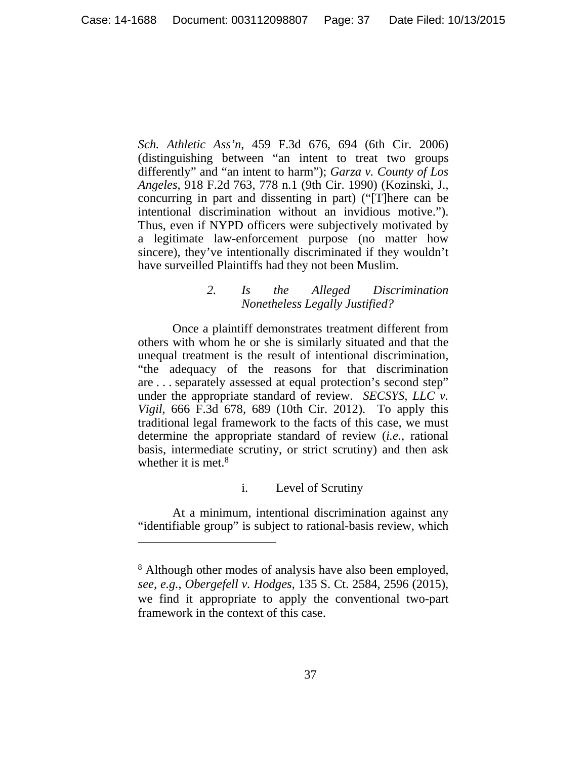*Sch. Athletic Ass'n*, 459 F.3d 676, 694 (6th Cir. 2006) (distinguishing between "an intent to treat two groups differently" and "an intent to harm"); *Garza v. County of Los Angeles*, 918 F.2d 763, 778 n.1 (9th Cir. 1990) (Kozinski, J., concurring in part and dissenting in part) ("[T]here can be intentional discrimination without an invidious motive."). Thus, even if NYPD officers were subjectively motivated by a legitimate law-enforcement purpose (no matter how sincere), they've intentionally discriminated if they wouldn't have surveilled Plaintiffs had they not been Muslim.

### 2. *Is the Alleged Discrimination Nonetheless Legally Justified?*

Once a plaintiff demonstrates treatment different from others with whom he or she is similarly situated and that the unequal treatment is the result of intentional discrimination, "the adequacy of the reasons for that discrimination are . . . separately assessed at equal protection's second step" under the appropriate standard of review. *SECSYS, LLC v. Vigil*, 666 F.3d 678, 689 (10th Cir. 2012). To apply this traditional legal framework to the facts of this case, we must determine the appropriate standard of review (*i.e.*, rational basis, intermediate scrutiny, or strict scrutiny) and then ask whether it is met.[8]

#### i. Level of Scrutiny

At a minimum, intentional discrimination against any "identifiable group" is subject to rational-basis review, which

---

[8] Although other modes of analysis have also been employed, *see, e.g.*, *Obergefell v. Hodges*, 135 S. Ct. 2584, 2596 (2015), we find it appropriate to apply the conventional two-part framework in the context of this case.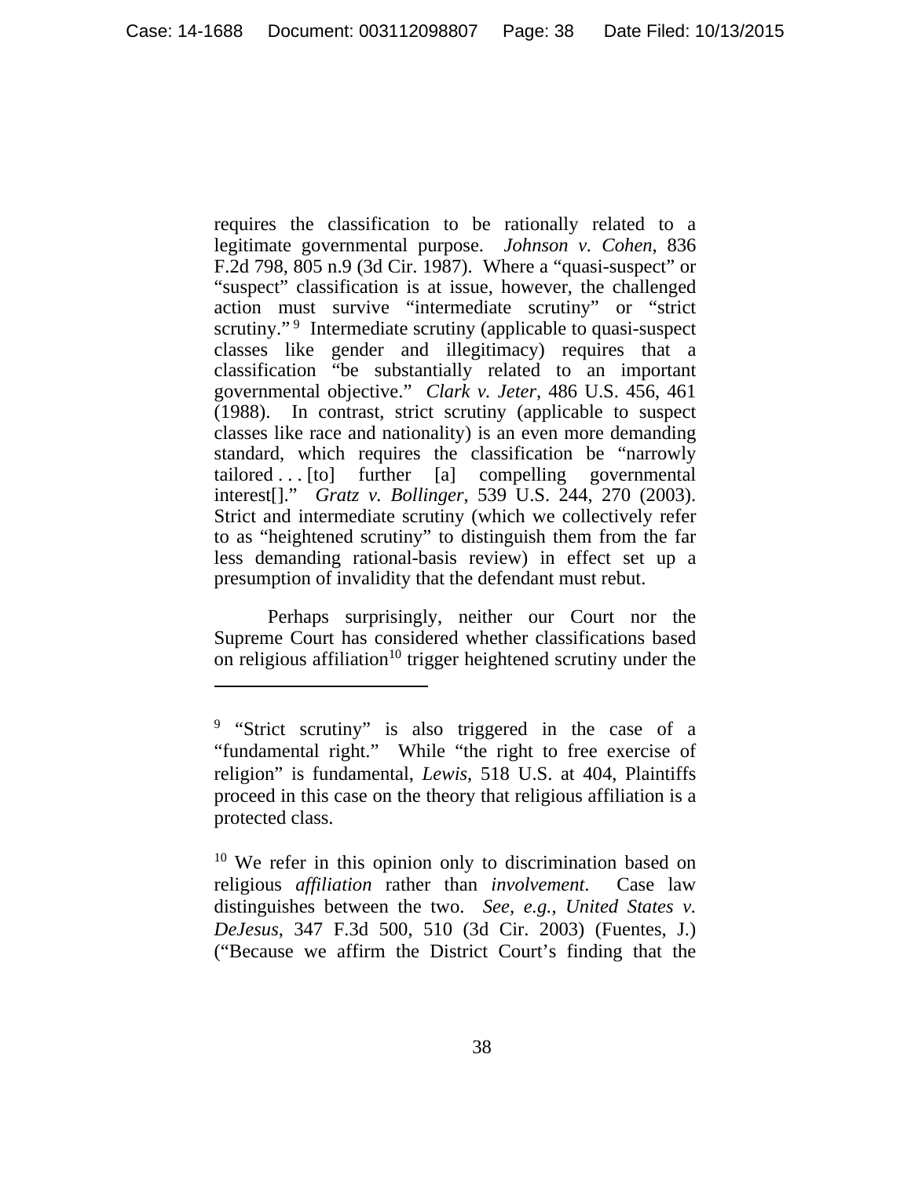requires the classification to be rationally related to a legitimate governmental purpose. *Johnson v. Cohen*, 836 F.2d 798, 805 n.9 (3d Cir. 1987). Where a "quasi-suspect" or "suspect" classification is at issue, however, the challenged action must survive "intermediate scrutiny" or "strict scrutiny."[9] Intermediate scrutiny (applicable to quasi-suspect classes like gender and illegitimacy) requires that a classification "be substantially related to an important governmental objective." *Clark v. Jeter*, 486 U.S. 456, 461 (1988). In contrast, strict scrutiny (applicable to suspect classes like race and nationality) is an even more demanding standard, which requires the classification be "narrowly tailored . . . [to] further [a] compelling governmental interest[]." *Gratz v. Bollinger*, 539 U.S. 244, 270 (2003). Strict and intermediate scrutiny (which we collectively refer to as "heightened scrutiny" to distinguish them from the far less demanding rational-basis review) in effect set up a presumption of invalidity that the defendant must rebut.

Perhaps surprisingly, neither our Court nor the Supreme Court has considered whether classifications based on religious affiliation[10] trigger heightened scrutiny under the

---

[9] "Strict scrutiny" is also triggered in the case of a "fundamental right." While "the right to free exercise of religion" is fundamental, *Lewis*, 518 U.S. at 404, Plaintiffs proceed in this case on the theory that religious affiliation is a protected class.

[10] We refer in this opinion only to discrimination based on religious *affiliation* rather than *involvement*. Case law distinguishes between the two. *See, e.g.*, *United States v. DeJesus*, 347 F.3d 500, 510 (3d Cir. 2003) (Fuentes, J.) ("Because we affirm the District Court's finding that the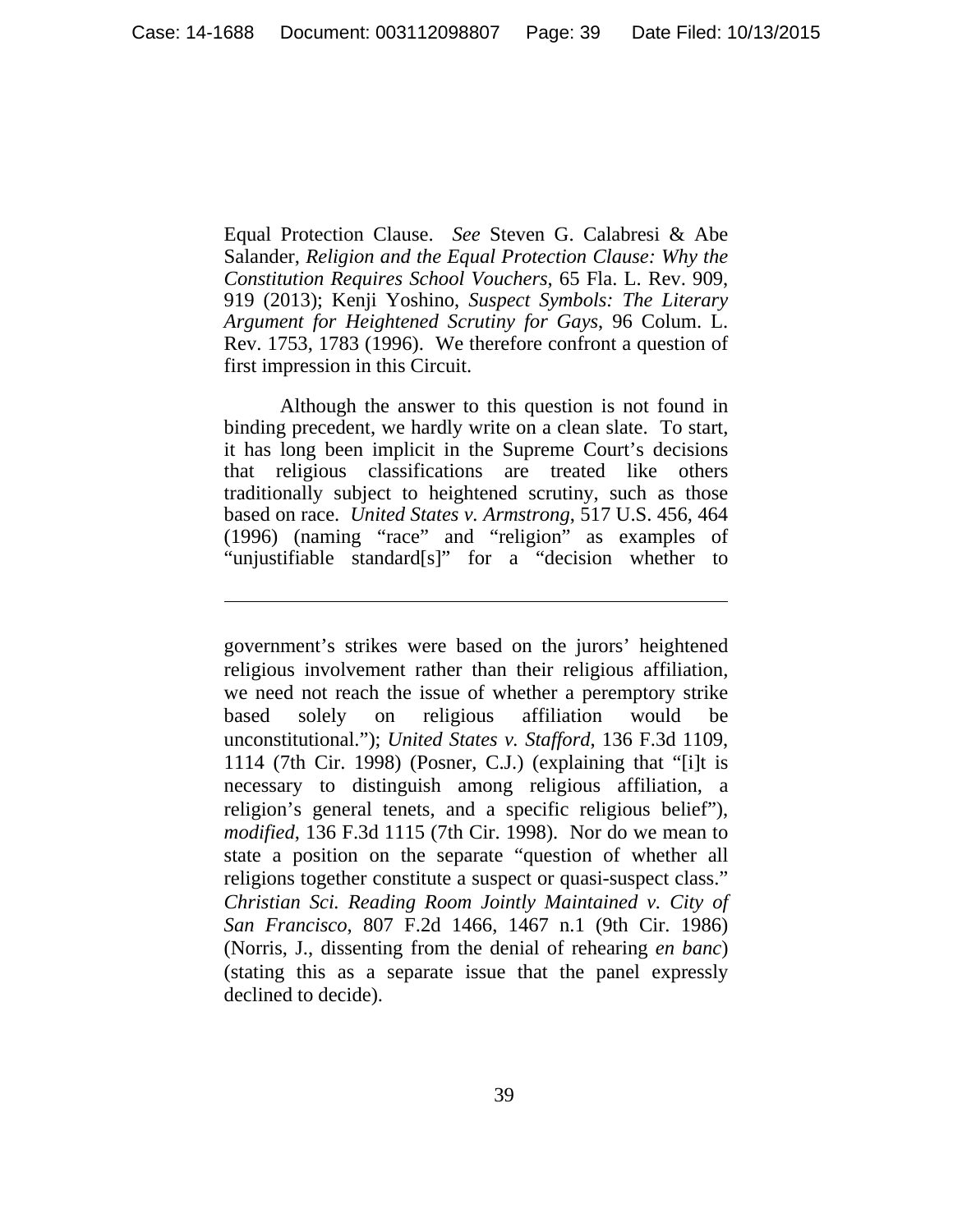Equal Protection Clause. *See* Steven G. Calabresi & Abe Salander, *Religion and the Equal Protection Clause: Why the Constitution Requires School Vouchers*, 65 Fla. L. Rev. 909, 919 (2013); Kenji Yoshino, *Suspect Symbols: The Literary Argument for Heightened Scrutiny for Gays*, 96 Colum. L. Rev. 1753, 1783 (1996). We therefore confront a question of first impression in this Circuit.

Although the answer to this question is not found in binding precedent, we hardly write on a clean slate. To start, it has long been implicit in the Supreme Court's decisions that religious classifications are treated like others traditionally subject to heightened scrutiny, such as those based on race. *United States v. Armstrong*, 517 U.S. 456, 464 (1996) (naming "race" and "religion" as examples of "unjustifiable standard[s]" for a "decision whether to

---

government's strikes were based on the jurors' heightened religious involvement rather than their religious affiliation, we need not reach the issue of whether a peremptory strike based solely on religious affiliation would be unconstitutional."); *United States v. Stafford*, 136 F.3d 1109, 1114 (7th Cir. 1998) (Posner, C.J.) (explaining that "[i]t is necessary to distinguish among religious affiliation, a religion's general tenets, and a specific religious belief"), *modified*, 136 F.3d 1115 (7th Cir. 1998). Nor do we mean to state a position on the separate "question of whether all religions together constitute a suspect or quasi-suspect class." *Christian Sci. Reading Room Jointly Maintained v. City of San Francisco*, 807 F.2d 1466, 1467 n.1 (9th Cir. 1986) (Norris, J., dissenting from the denial of rehearing *en banc*) (stating this as a separate issue that the panel expressly declined to decide).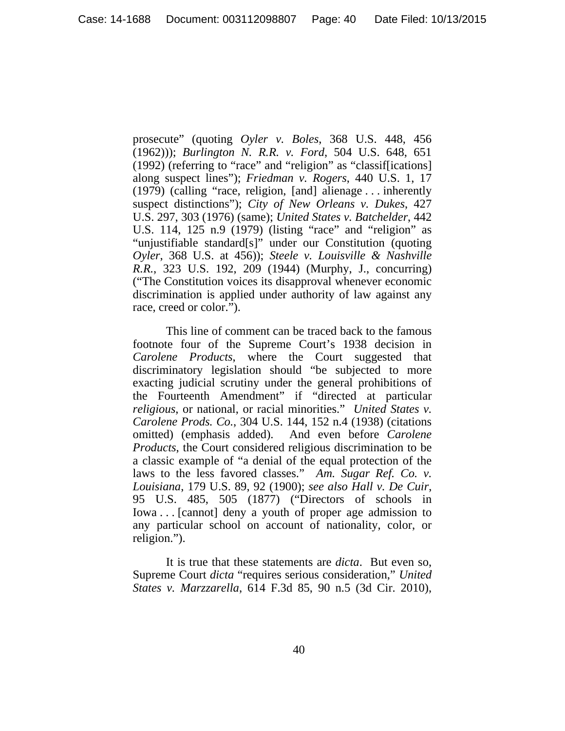prosecute" (quoting *Oyler v. Boles*, 368 U.S. 448, 456 (1962))); *Burlington N. R.R. v. Ford*, 504 U.S. 648, 651 (1992) (referring to "race" and "religion" as "classif[ications] along suspect lines"); *Friedman v. Rogers*, 440 U.S. 1, 17 (1979) (calling "race, religion, [and] alienage . . . inherently suspect distinctions"); *City of New Orleans v. Dukes*, 427 U.S. 297, 303 (1976) (same); *United States v. Batchelder*, 442 U.S. 114, 125 n.9 (1979) (listing "race" and "religion" as "unjustifiable standard[s]" under our Constitution (quoting *Oyler*, 368 U.S. at 456)); *Steele v. Louisville & Nashville R.R.*, 323 U.S. 192, 209 (1944) (Murphy, J., concurring) ("The Constitution voices its disapproval whenever economic discrimination is applied under authority of law against any race, creed or color.").

This line of comment can be traced back to the famous footnote four of the Supreme Court's 1938 decision in *Carolene Products*, where the Court suggested that discriminatory legislation should "be subjected to more exacting judicial scrutiny under the general prohibitions of the Fourteenth Amendment" if "directed at particular *religious*, or national, or racial minorities." *United States v. Carolene Prods. Co.*, 304 U.S. 144, 152 n.4 (1938) (citations omitted) (emphasis added). And even before *Carolene Products*, the Court considered religious discrimination to be a classic example of "a denial of the equal protection of the laws to the less favored classes." *Am. Sugar Ref. Co. v. Louisiana*, 179 U.S. 89, 92 (1900); *see also Hall v. De Cuir*, 95 U.S. 485, 505 (1877) ("Directors of schools in Iowa . . . [cannot] deny a youth of proper age admission to any particular school on account of nationality, color, or religion.").

It is true that these statements are *dicta*. But even so, Supreme Court *dicta* "requires serious consideration," *United States v. Marzzarella*, 614 F.3d 85, 90 n.5 (3d Cir. 2010),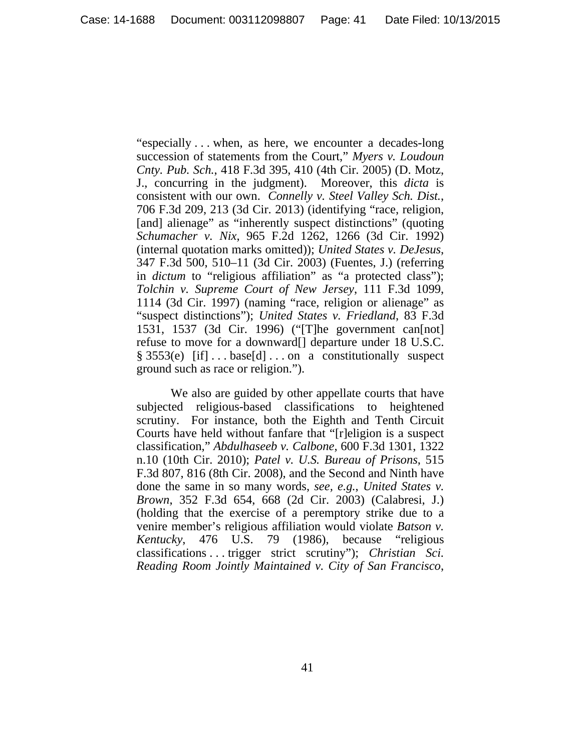"especially . . . when, as here, we encounter a decades-long succession of statements from the Court," *Myers v. Loudoun Cnty. Pub. Sch.*, 418 F.3d 395, 410 (4th Cir. 2005) (D. Motz, J., concurring in the judgment). Moreover, this *dicta* is consistent with our own. *Connelly v. Steel Valley Sch. Dist.*, 706 F.3d 209, 213 (3d Cir. 2013) (identifying "race, religion, [and] alienage" as "inherently suspect distinctions" (quoting *Schumacher v. Nix*, 965 F.2d 1262, 1266 (3d Cir. 1992) (internal quotation marks omitted)); *United States v. DeJesus*, 347 F.3d 500, 510–11 (3d Cir. 2003) (Fuentes, J.) (referring in *dictum* to "religious affiliation" as "a protected class"); *Tolchin v. Supreme Court of New Jersey*, 111 F.3d 1099, 1114 (3d Cir. 1997) (naming "race, religion or alienage" as "suspect distinctions"); *United States v. Friedland*, 83 F.3d 1531, 1537 (3d Cir. 1996) ("[T]he government can[not] refuse to move for a downward[] departure under 18 U.S.C. § 3553(e) [if] . . . base[d] . . . on a constitutionally suspect ground such as race or religion.").

We also are guided by other appellate courts that have subjected religious-based classifications to heightened scrutiny. For instance, both the Eighth and Tenth Circuit Courts have held without fanfare that "[r]eligion is a suspect classification," *Abdulhaseeb v. Calbone*, 600 F.3d 1301, 1322 n.10 (10th Cir. 2010); *Patel v. U.S. Bureau of Prisons*, 515 F.3d 807, 816 (8th Cir. 2008), and the Second and Ninth have done the same in so many words, *see, e.g.*, *United States v. Brown*, 352 F.3d 654, 668 (2d Cir. 2003) (Calabresi, J.) (holding that the exercise of a peremptory strike due to a venire member's religious affiliation would violate *Batson v. Kentucky*, 476 U.S. 79 (1986), because "religious classifications . . . trigger strict scrutiny"); *Christian Sci. Reading Room Jointly Maintained v. City of San Francisco*,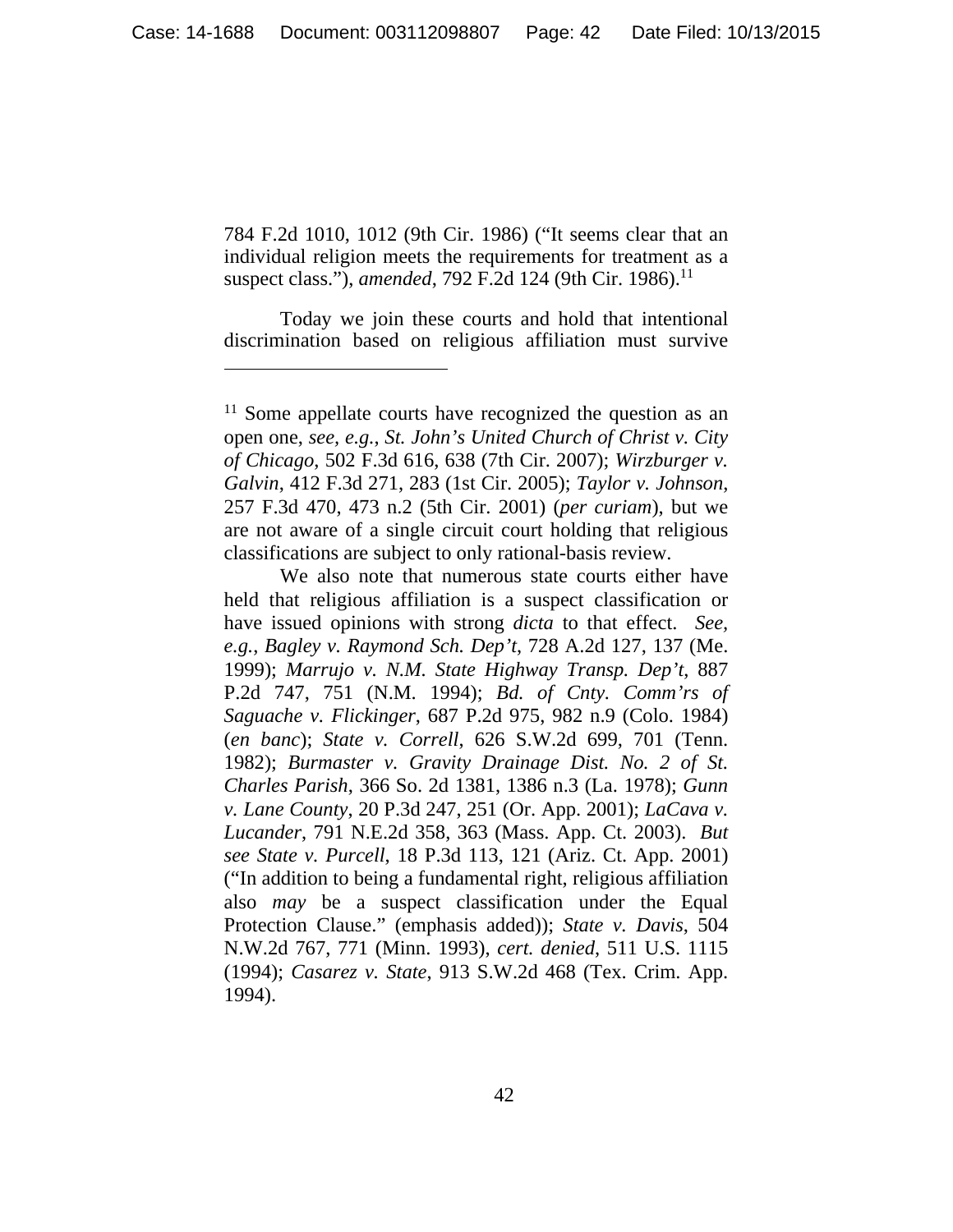784 F.2d 1010, 1012 (9th Cir. 1986) ("It seems clear that an individual religion meets the requirements for treatment as a suspect class."), *amended*, 792 F.2d 124 (9th Cir. 1986).[11]

Today we join these courts and hold that intentional discrimination based on religious affiliation must survive

---

[11] Some appellate courts have recognized the question as an open one, *see, e.g.*, *St. John's United Church of Christ v. City of Chicago*, 502 F.3d 616, 638 (7th Cir. 2007); *Wirzburger v. Galvin*, 412 F.3d 271, 283 (1st Cir. 2005); *Taylor v. Johnson*, 257 F.3d 470, 473 n.2 (5th Cir. 2001) (*per curiam*), but we are not aware of a single circuit court holding that religious classifications are subject to only rational-basis review.

We also note that numerous state courts either have held that religious affiliation is a suspect classification or have issued opinions with strong *dicta* to that effect. *See, e.g.*, *Bagley v. Raymond Sch. Dep't*, 728 A.2d 127, 137 (Me. 1999); *Marrujo v. N.M. State Highway Transp. Dep't*, 887 P.2d 747, 751 (N.M. 1994); *Bd. of Cnty. Comm'rs of Saguache v. Flickinger*, 687 P.2d 975, 982 n.9 (Colo. 1984) (*en banc*); *State v. Correll*, 626 S.W.2d 699, 701 (Tenn. 1982); *Burmaster v. Gravity Drainage Dist. No. 2 of St. Charles Parish*, 366 So. 2d 1381, 1386 n.3 (La. 1978); *Gunn v. Lane County*, 20 P.3d 247, 251 (Or. App. 2001); *LaCava v. Lucander*, 791 N.E.2d 358, 363 (Mass. App. Ct. 2003). *But see State v. Purcell*, 18 P.3d 113, 121 (Ariz. Ct. App. 2001) ("In addition to being a fundamental right, religious affiliation also *may* be a suspect classification under the Equal Protection Clause." (emphasis added)); *State v. Davis*, 504 N.W.2d 767, 771 (Minn. 1993), *cert. denied*, 511 U.S. 1115 (1994); *Casarez v. State*, 913 S.W.2d 468 (Tex. Crim. App. 1994).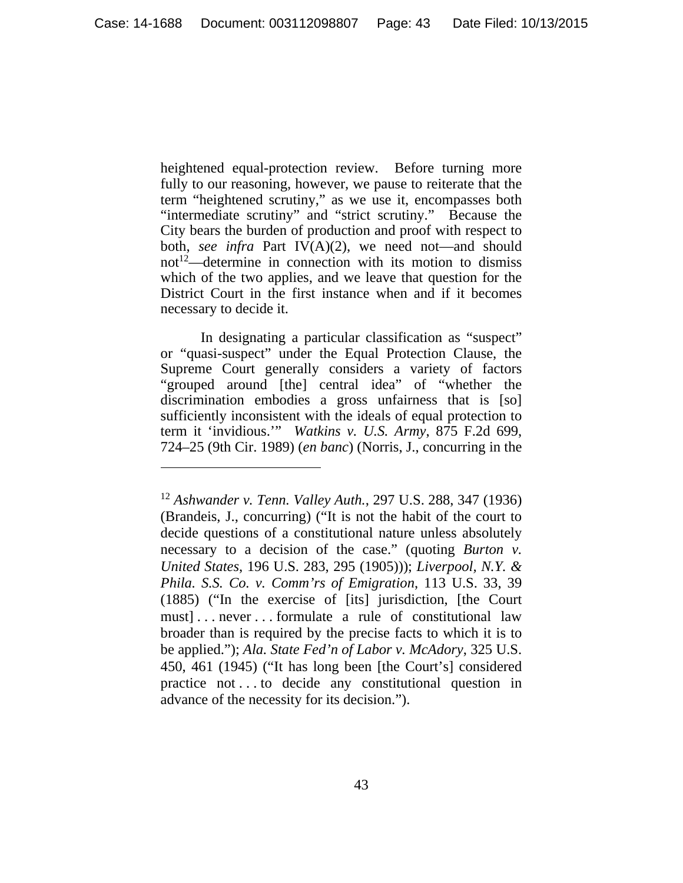heightened equal-protection review. Before turning more fully to our reasoning, however, we pause to reiterate that the term "heightened scrutiny," as we use it, encompasses both "intermediate scrutiny" and "strict scrutiny." Because the City bears the burden of production and proof with respect to both, *see infra* Part IV(A)(2), we need not—and should not[12]—determine in connection with its motion to dismiss which of the two applies, and we leave that question for the District Court in the first instance when and if it becomes necessary to decide it.

In designating a particular classification as "suspect" or "quasi-suspect" under the Equal Protection Clause, the Supreme Court generally considers a variety of factors "grouped around [the] central idea" of "whether the discrimination embodies a gross unfairness that is [so] sufficiently inconsistent with the ideals of equal protection to term it 'invidious.'" *Watkins v. U.S. Army*, 875 F.2d 699, 724–25 (9th Cir. 1989) (*en banc*) (Norris, J., concurring in the

---

[12] *Ashwander v. Tenn. Valley Auth.*, 297 U.S. 288, 347 (1936) (Brandeis, J., concurring) ("It is not the habit of the court to decide questions of a constitutional nature unless absolutely necessary to a decision of the case." (quoting *Burton v. United States*, 196 U.S. 283, 295 (1905))); *Liverpool, N.Y. & Phila. S.S. Co. v. Comm'rs of Emigration*, 113 U.S. 33, 39 (1885) ("In the exercise of [its] jurisdiction, [the Court must] . . . never . . . formulate a rule of constitutional law broader than is required by the precise facts to which it is to be applied."); *Ala. State Fed'n of Labor v. McAdory*, 325 U.S. 450, 461 (1945) ("It has long been [the Court's] considered practice not . . . to decide any constitutional question in advance of the necessity for its decision.").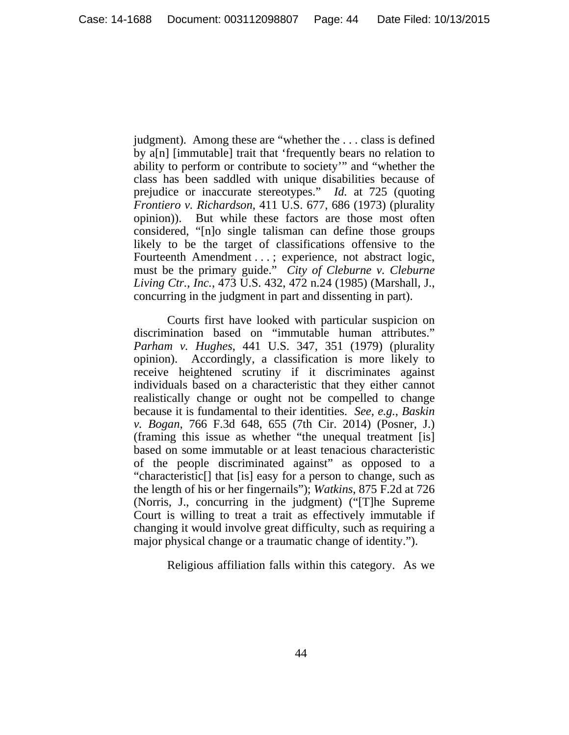judgment). Among these are "whether the . . . class is defined by a[n] [immutable] trait that 'frequently bears no relation to ability to perform or contribute to society'" and "whether the class has been saddled with unique disabilities because of prejudice or inaccurate stereotypes." *Id.* at 725 (quoting *Frontiero v. Richardson*, 411 U.S. 677, 686 (1973) (plurality opinion)). But while these factors are those most often considered, "[n]o single talisman can define those groups likely to be the target of classifications offensive to the Fourteenth Amendment . . . ; experience, not abstract logic, must be the primary guide." *City of Cleburne v. Cleburne Living Ctr., Inc.*, 473 U.S. 432, 472 n.24 (1985) (Marshall, J., concurring in the judgment in part and dissenting in part).

Courts first have looked with particular suspicion on discrimination based on "immutable human attributes." *Parham v. Hughes*, 441 U.S. 347, 351 (1979) (plurality opinion). Accordingly, a classification is more likely to receive heightened scrutiny if it discriminates against individuals based on a characteristic that they either cannot realistically change or ought not be compelled to change because it is fundamental to their identities. *See, e.g.*, *Baskin v. Bogan*, 766 F.3d 648, 655 (7th Cir. 2014) (Posner, J.) (framing this issue as whether "the unequal treatment [is] based on some immutable or at least tenacious characteristic of the people discriminated against" as opposed to a "characteristic[] that [is] easy for a person to change, such as the length of his or her fingernails"); *Watkins*, 875 F.2d at 726 (Norris, J., concurring in the judgment) ("[T]he Supreme Court is willing to treat a trait as effectively immutable if changing it would involve great difficulty, such as requiring a major physical change or a traumatic change of identity.").

Religious affiliation falls within this category. As we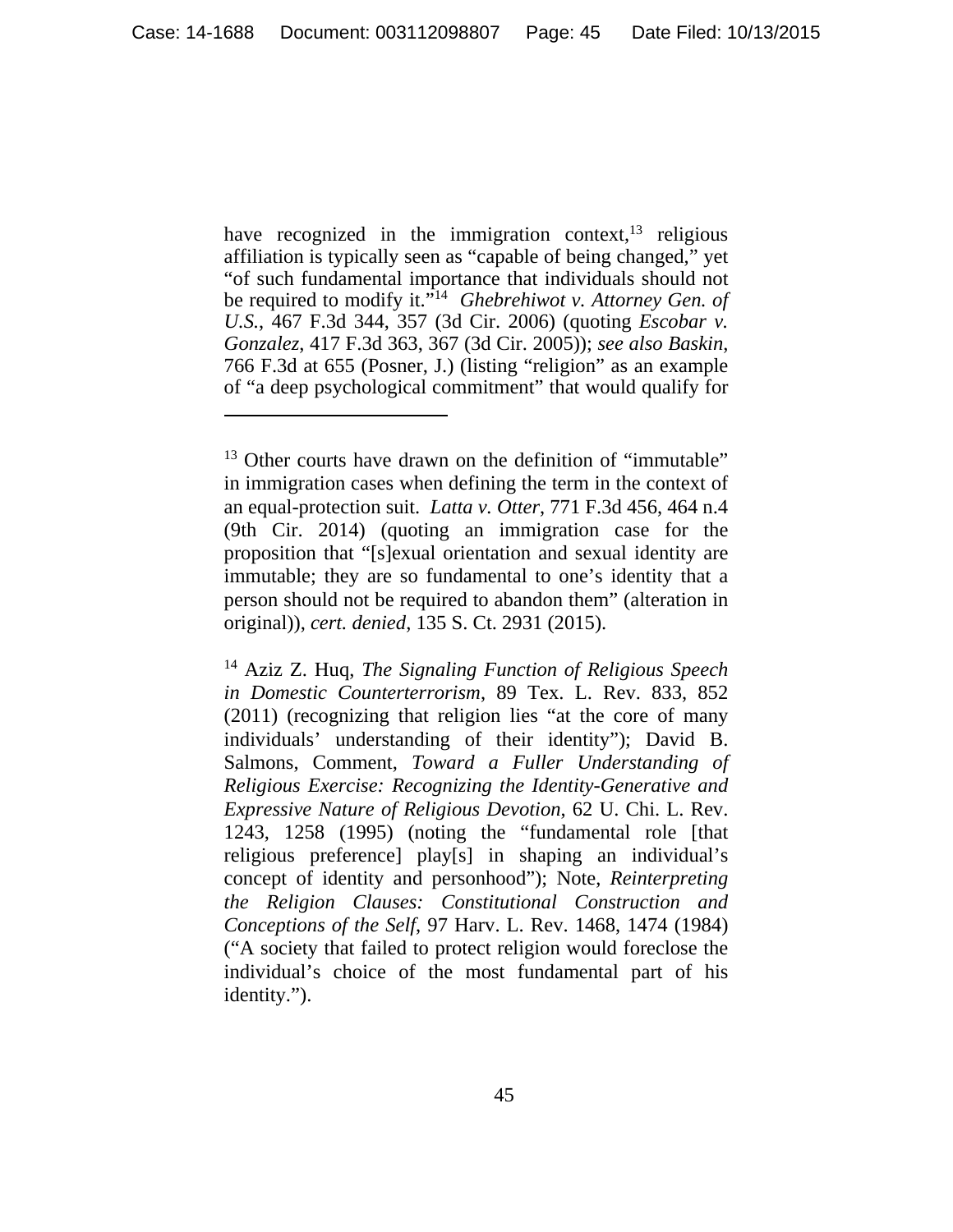have recognized in the immigration context,[13] religious affiliation is typically seen as "capable of being changed," yet "of such fundamental importance that individuals should not be required to modify it."[14] *Ghebrehiwot v. Attorney Gen. of U.S.*, 467 F.3d 344, 357 (3d Cir. 2006) (quoting *Escobar v. Gonzalez*, 417 F.3d 363, 367 (3d Cir. 2005)); *see also Baskin*, 766 F.3d at 655 (Posner, J.) (listing "religion" as an example of "a deep psychological commitment" that would qualify for

---

[13] Other courts have drawn on the definition of "immutable" in immigration cases when defining the term in the context of an equal-protection suit. *Latta v. Otter*, 771 F.3d 456, 464 n.4 (9th Cir. 2014) (quoting an immigration case for the proposition that "[s]exual orientation and sexual identity are immutable; they are so fundamental to one's identity that a person should not be required to abandon them" (alteration in original)), *cert. denied*, 135 S. Ct. 2931 (2015).

[14] Aziz Z. Huq, *The Signaling Function of Religious Speech in Domestic Counterterrorism*, 89 Tex. L. Rev. 833, 852 (2011) (recognizing that religion lies "at the core of many individuals' understanding of their identity"); David B. Salmons, Comment, *Toward a Fuller Understanding of Religious Exercise: Recognizing the Identity-Generative and Expressive Nature of Religious Devotion*, 62 U. Chi. L. Rev. 1243, 1258 (1995) (noting the "fundamental role [that religious preference] play[s] in shaping an individual's concept of identity and personhood"); Note, *Reinterpreting the Religion Clauses: Constitutional Construction and Conceptions of the Self*, 97 Harv. L. Rev. 1468, 1474 (1984) ("A society that failed to protect religion would foreclose the individual's choice of the most fundamental part of his identity.").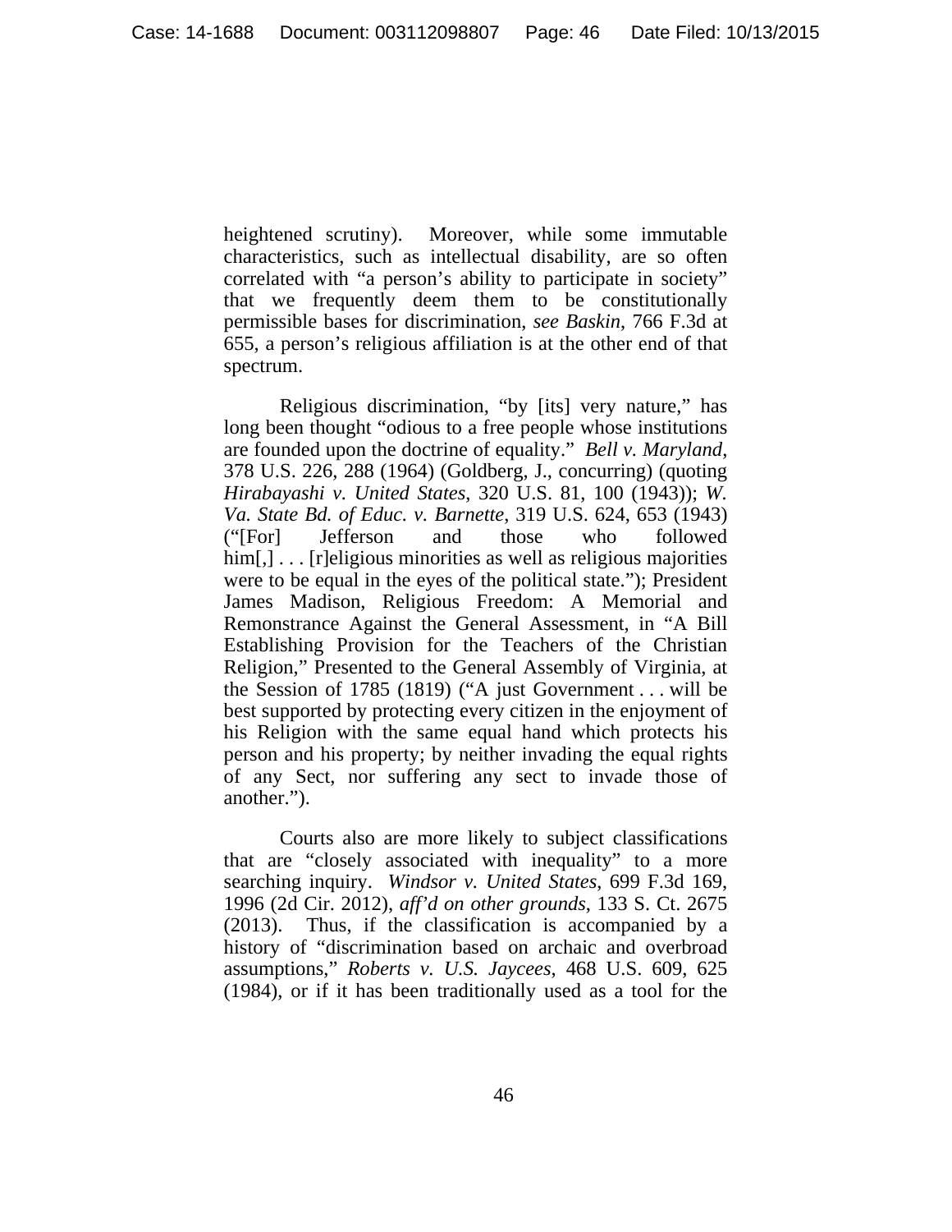heightened scrutiny). Moreover, while some immutable characteristics, such as intellectual disability, are so often correlated with "a person's ability to participate in society" that we frequently deem them to be constitutionally permissible bases for discrimination, *see Baskin*, 766 F.3d at 655, a person's religious affiliation is at the other end of that spectrum.

Religious discrimination, "by [its] very nature," has long been thought "odious to a free people whose institutions are founded upon the doctrine of equality." *Bell v. Maryland*, 378 U.S. 226, 288 (1964) (Goldberg, J., concurring) (quoting *Hirabayashi v. United States*, 320 U.S. 81, 100 (1943)); *W. Va. State Bd. of Educ. v. Barnette*, 319 U.S. 624, 653 (1943) ("[For] Jefferson and those who followed him[,] . . . [r]eligious minorities as well as religious majorities were to be equal in the eyes of the political state."); President James Madison, Religious Freedom: A Memorial and Remonstrance Against the General Assessment, in "A Bill Establishing Provision for the Teachers of the Christian Religion," Presented to the General Assembly of Virginia, at the Session of 1785 (1819) ("A just Government . . . will be best supported by protecting every citizen in the enjoyment of his Religion with the same equal hand which protects his person and his property; by neither invading the equal rights of any Sect, nor suffering any sect to invade those of another.").

Courts also are more likely to subject classifications that are "closely associated with inequality" to a more searching inquiry. *Windsor v. United States*, 699 F.3d 169, 1996 (2d Cir. 2012), *aff'd on other grounds*, 133 S. Ct. 2675 (2013). Thus, if the classification is accompanied by a history of "discrimination based on archaic and overbroad assumptions," *Roberts v. U.S. Jaycees*, 468 U.S. 609, 625 (1984), or if it has been traditionally used as a tool for the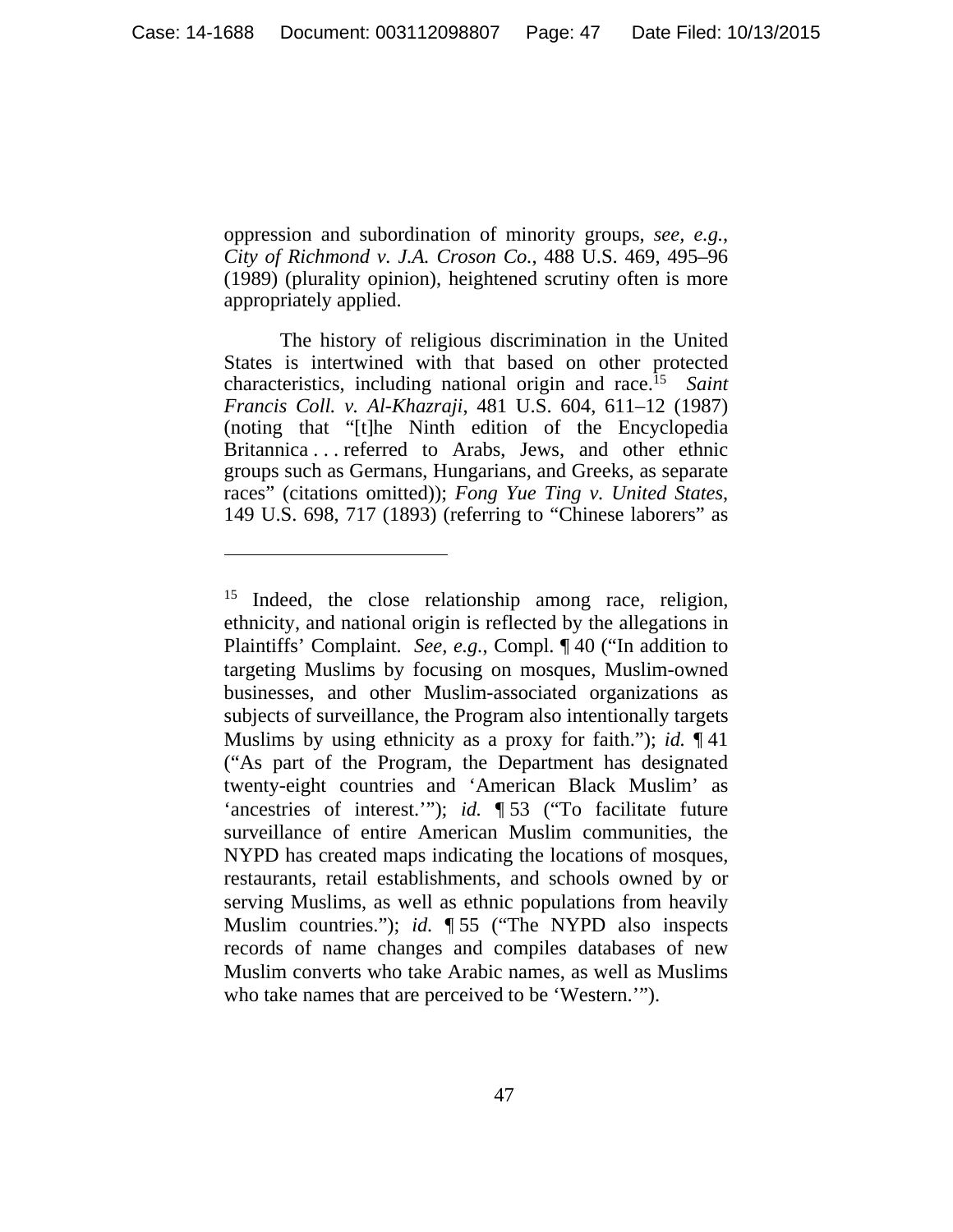oppression and subordination of minority groups, *see, e.g.*, *City of Richmond v. J.A. Croson Co.*, 488 U.S. 469, 495–96 (1989) (plurality opinion), heightened scrutiny often is more appropriately applied.

The history of religious discrimination in the United States is intertwined with that based on other protected characteristics, including national origin and race.[15] *Saint Francis Coll. v. Al-Khazraji*, 481 U.S. 604, 611–12 (1987) (noting that "[t]he Ninth edition of the Encyclopedia Britannica . . . referred to Arabs, Jews, and other ethnic groups such as Germans, Hungarians, and Greeks, as separate races" (citations omitted)); *Fong Yue Ting v. United States*, 149 U.S. 698, 717 (1893) (referring to "Chinese laborers" as

---

[15] Indeed, the close relationship among race, religion, ethnicity, and national origin is reflected by the allegations in Plaintiffs' Complaint. *See, e.g.*, Compl. ¶ 40 ("In addition to targeting Muslims by focusing on mosques, Muslim-owned businesses, and other Muslim-associated organizations as subjects of surveillance, the Program also intentionally targets Muslims by using ethnicity as a proxy for faith."); *id.* ¶ 41 ("As part of the Program, the Department has designated twenty-eight countries and 'American Black Muslim' as 'ancestries of interest.'"); *id.* ¶ 53 ("To facilitate future surveillance of entire American Muslim communities, the NYPD has created maps indicating the locations of mosques, restaurants, retail establishments, and schools owned by or serving Muslims, as well as ethnic populations from heavily Muslim countries."); *id.* ¶ 55 ("The NYPD also inspects records of name changes and compiles databases of new Muslim converts who take Arabic names, as well as Muslims who take names that are perceived to be 'Western.'").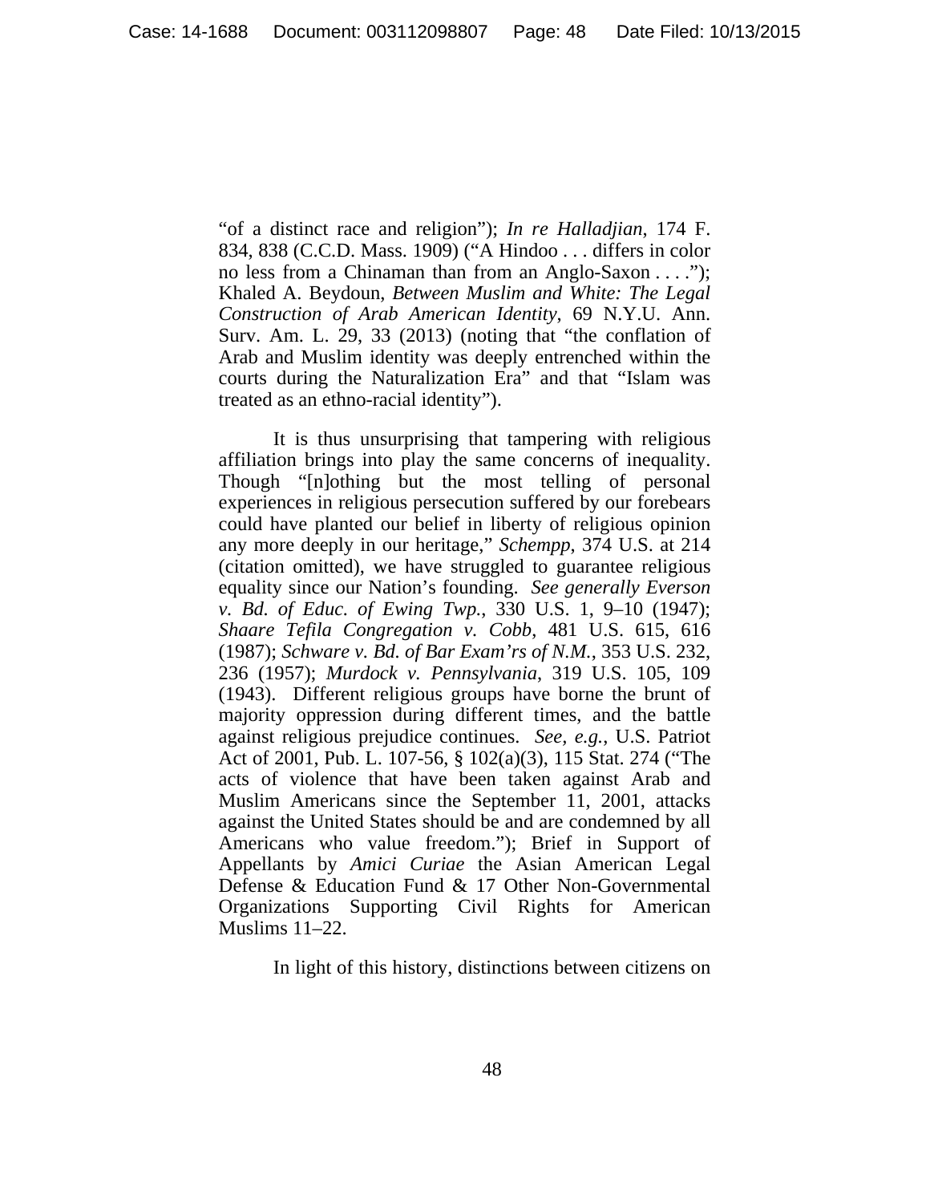"of a distinct race and religion"); *In re Halladjian*, 174 F. 834, 838 (C.C.D. Mass. 1909) ("A Hindoo . . . differs in color no less from a Chinaman than from an Anglo-Saxon . . . ."); Khaled A. Beydoun, *Between Muslim and White: The Legal Construction of Arab American Identity*, 69 N.Y.U. Ann. Surv. Am. L. 29, 33 (2013) (noting that "the conflation of Arab and Muslim identity was deeply entrenched within the courts during the Naturalization Era" and that "Islam was treated as an ethno-racial identity").

It is thus unsurprising that tampering with religious affiliation brings into play the same concerns of inequality. Though "[n]othing but the most telling of personal experiences in religious persecution suffered by our forebears could have planted our belief in liberty of religious opinion any more deeply in our heritage," *Schempp*, 374 U.S. at 214 (citation omitted), we have struggled to guarantee religious equality since our Nation's founding. *See generally Everson v. Bd. of Educ. of Ewing Twp.*, 330 U.S. 1, 9–10 (1947); *Shaare Tefila Congregation v. Cobb*, 481 U.S. 615, 616 (1987); *Schware v. Bd. of Bar Exam'rs of N.M.*, 353 U.S. 232, 236 (1957); *Murdock v. Pennsylvania*, 319 U.S. 105, 109 (1943). Different religious groups have borne the brunt of majority oppression during different times, and the battle against religious prejudice continues. *See, e.g.*, U.S. Patriot Act of 2001, Pub. L. 107-56, § 102(a)(3), 115 Stat. 274 ("The acts of violence that have been taken against Arab and Muslim Americans since the September 11, 2001, attacks against the United States should be and are condemned by all Americans who value freedom."); Brief in Support of Appellants by *Amici Curiae* the Asian American Legal Defense & Education Fund & 17 Other Non-Governmental Organizations Supporting Civil Rights for American Muslims 11–22.

In light of this history, distinctions between citizens on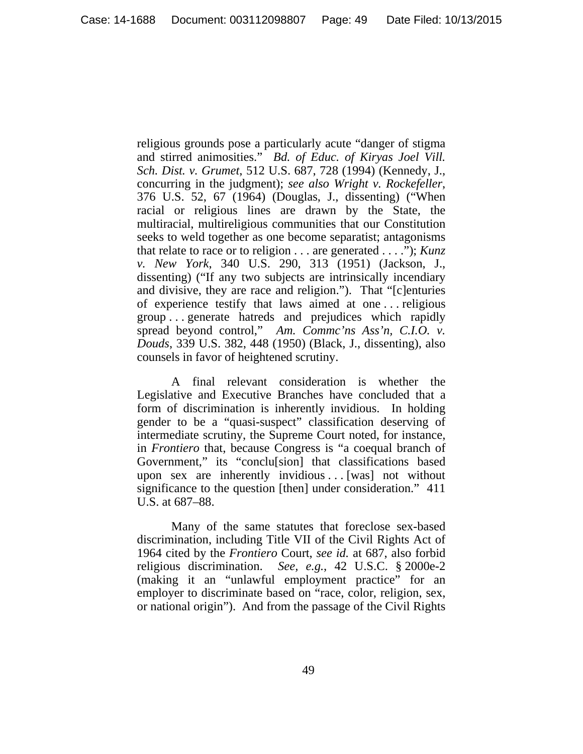religious grounds pose a particularly acute "danger of stigma and stirred animosities." *Bd. of Educ. of Kiryas Joel Vill. Sch. Dist. v. Grumet*, 512 U.S. 687, 728 (1994) (Kennedy, J., concurring in the judgment); *see also Wright v. Rockefeller*, 376 U.S. 52, 67 (1964) (Douglas, J., dissenting) ("When racial or religious lines are drawn by the State, the multiracial, multireligious communities that our Constitution seeks to weld together as one become separatist; antagonisms that relate to race or to religion . . . are generated . . . ."); *Kunz v. New York*, 340 U.S. 290, 313 (1951) (Jackson, J., dissenting) ("If any two subjects are intrinsically incendiary and divisive, they are race and religion."). That "[c]enturies of experience testify that laws aimed at one . . . religious group . . . generate hatreds and prejudices which rapidly spread beyond control," *Am. Commc'ns Ass'n, C.I.O. v. Douds*, 339 U.S. 382, 448 (1950) (Black, J., dissenting), also counsels in favor of heightened scrutiny.

A final relevant consideration is whether the Legislative and Executive Branches have concluded that a form of discrimination is inherently invidious. In holding gender to be a "quasi-suspect" classification deserving of intermediate scrutiny, the Supreme Court noted, for instance, in *Frontiero* that, because Congress is "a coequal branch of Government," its "conclu[sion] that classifications based upon sex are inherently invidious . . . [was] not without significance to the question [then] under consideration." 411 U.S. at 687–88.

Many of the same statutes that foreclose sex-based discrimination, including Title VII of the Civil Rights Act of 1964 cited by the *Frontiero* Court, *see id.* at 687, also forbid religious discrimination. *See, e.g.*, 42 U.S.C. § 2000e-2 (making it an "unlawful employment practice" for an employer to discriminate based on "race, color, religion, sex, or national origin"). And from the passage of the Civil Rights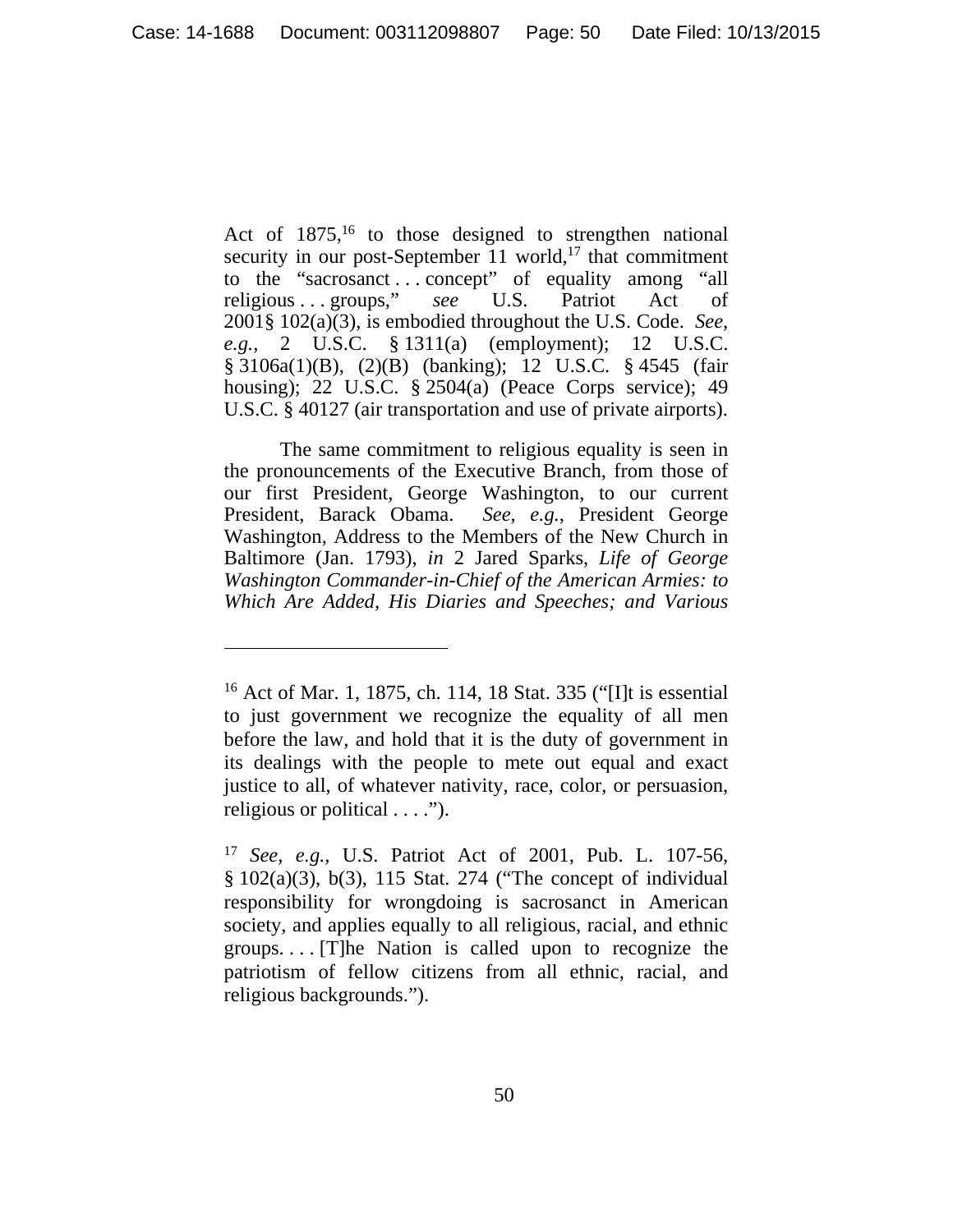Act of 1875,[16] to those designed to strengthen national security in our post-September 11 world,[17] that commitment to the "sacrosanct . . . concept" of equality among "all religious . . . groups," *see* U.S. Patriot Act of 2001§ 102(a)(3), is embodied throughout the U.S. Code. *See, e.g.*, 2 U.S.C. § 1311(a) (employment); 12 U.S.C. § 3106a(1)(B), (2)(B) (banking); 12 U.S.C. § 4545 (fair housing); 22 U.S.C. § 2504(a) (Peace Corps service); 49 U.S.C. § 40127 (air transportation and use of private airports).

The same commitment to religious equality is seen in the pronouncements of the Executive Branch, from those of our first President, George Washington, to our current President, Barack Obama. *See, e.g.*, President George Washington, Address to the Members of the New Church in Baltimore (Jan. 1793), *in* 2 Jared Sparks, *Life of George Washington Commander-in-Chief of the American Armies: to Which Are Added, His Diaries and Speeches; and Various*

---

[16] Act of Mar. 1, 1875, ch. 114, 18 Stat. 335 ("[I]t is essential to just government we recognize the equality of all men before the law, and hold that it is the duty of government in its dealings with the people to mete out equal and exact justice to all, of whatever nativity, race, color, or persuasion, religious or political . . . .").

[17] *See, e.g.*, U.S. Patriot Act of 2001, Pub. L. 107-56, § 102(a)(3), b(3), 115 Stat. 274 ("The concept of individual responsibility for wrongdoing is sacrosanct in American society, and applies equally to all religious, racial, and ethnic groups. . . . [T]he Nation is called upon to recognize the patriotism of fellow citizens from all ethnic, racial, and religious backgrounds.").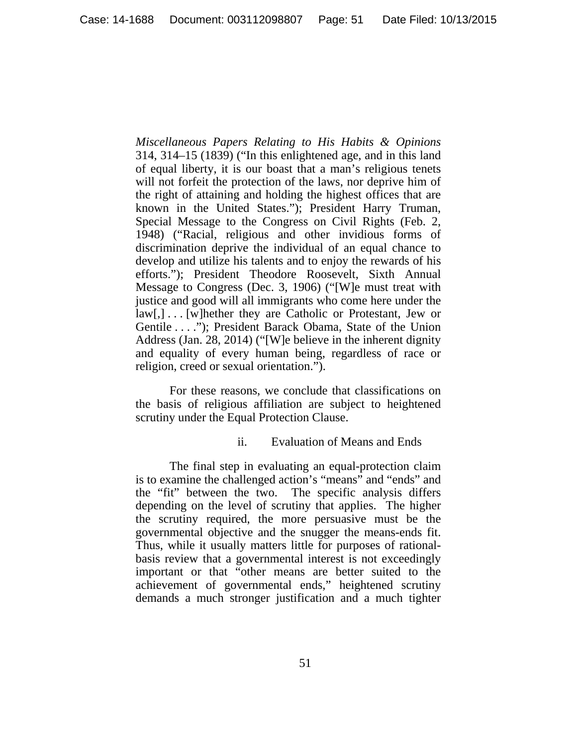*Miscellaneous Papers Relating to His Habits & Opinions* 314, 314–15 (1839) ("In this enlightened age, and in this land of equal liberty, it is our boast that a man's religious tenets will not forfeit the protection of the laws, nor deprive him of the right of attaining and holding the highest offices that are known in the United States."); President Harry Truman, Special Message to the Congress on Civil Rights (Feb. 2, 1948) ("Racial, religious and other invidious forms of discrimination deprive the individual of an equal chance to develop and utilize his talents and to enjoy the rewards of his efforts."); President Theodore Roosevelt, Sixth Annual Message to Congress (Dec. 3, 1906) ("[W]e must treat with justice and good will all immigrants who come here under the law[,] . . . [w]hether they are Catholic or Protestant, Jew or Gentile . . . ."); President Barack Obama, State of the Union Address (Jan. 28, 2014) ("[W]e believe in the inherent dignity and equality of every human being, regardless of race or religion, creed or sexual orientation.").

For these reasons, we conclude that classifications on the basis of religious affiliation are subject to heightened scrutiny under the Equal Protection Clause.

ii. Evaluation of Means and Ends

The final step in evaluating an equal-protection claim is to examine the challenged action's "means" and "ends" and the "fit" between the two. The specific analysis differs depending on the level of scrutiny that applies. The higher the scrutiny required, the more persuasive must be the governmental objective and the snugger the means-ends fit. Thus, while it usually matters little for purposes of rational-basis review that a governmental interest is not exceedingly important or that "other means are better suited to the achievement of governmental ends," heightened scrutiny demands a much stronger justification and a much tighter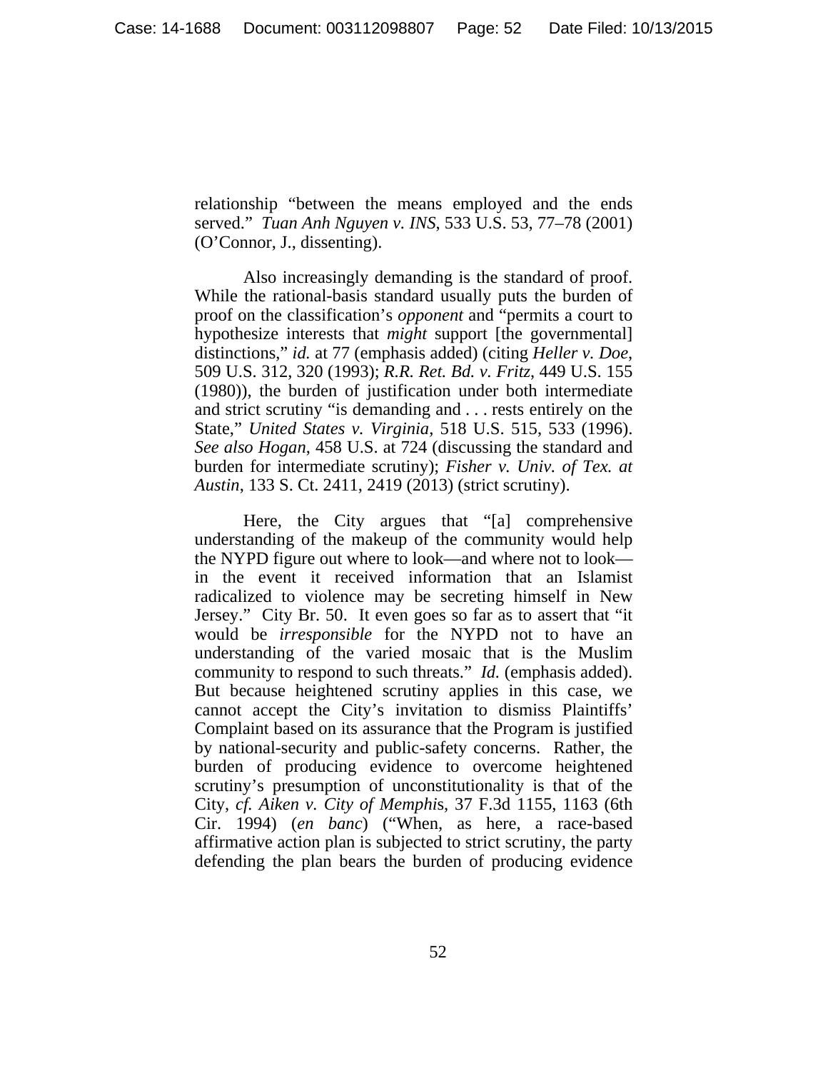relationship "between the means employed and the ends served." *Tuan Anh Nguyen v. INS*, 533 U.S. 53, 77–78 (2001) (O'Connor, J., dissenting).

Also increasingly demanding is the standard of proof. While the rational-basis standard usually puts the burden of proof on the classification's *opponent* and "permits a court to hypothesize interests that *might* support [the governmental] distinctions," *id.* at 77 (emphasis added) (citing *Heller v. Doe*, 509 U.S. 312, 320 (1993); *R.R. Ret. Bd. v. Fritz*, 449 U.S. 155 (1980)), the burden of justification under both intermediate and strict scrutiny "is demanding and . . . rests entirely on the State," *United States v. Virginia*, 518 U.S. 515, 533 (1996). *See also Hogan*, 458 U.S. at 724 (discussing the standard and burden for intermediate scrutiny); *Fisher v. Univ. of Tex. at Austin*, 133 S. Ct. 2411, 2419 (2013) (strict scrutiny).

Here, the City argues that "[a] comprehensive understanding of the makeup of the community would help the NYPD figure out where to look—and where not to look—in the event it received information that an Islamist radicalized to violence may be secreting himself in New Jersey." City Br. 50. It even goes so far as to assert that "it would be *irresponsible* for the NYPD not to have an understanding of the varied mosaic that is the Muslim community to respond to such threats." *Id.* (emphasis added). But because heightened scrutiny applies in this case, we cannot accept the City's invitation to dismiss Plaintiffs' Complaint based on its assurance that the Program is justified by national-security and public-safety concerns. Rather, the burden of producing evidence to overcome heightened scrutiny's presumption of unconstitutionality is that of the City, *cf. Aiken v. City of Memphis*, 37 F.3d 1155, 1163 (6th Cir. 1994) (*en banc*) ("When, as here, a race-based affirmative action plan is subjected to strict scrutiny, the party defending the plan bears the burden of producing evidence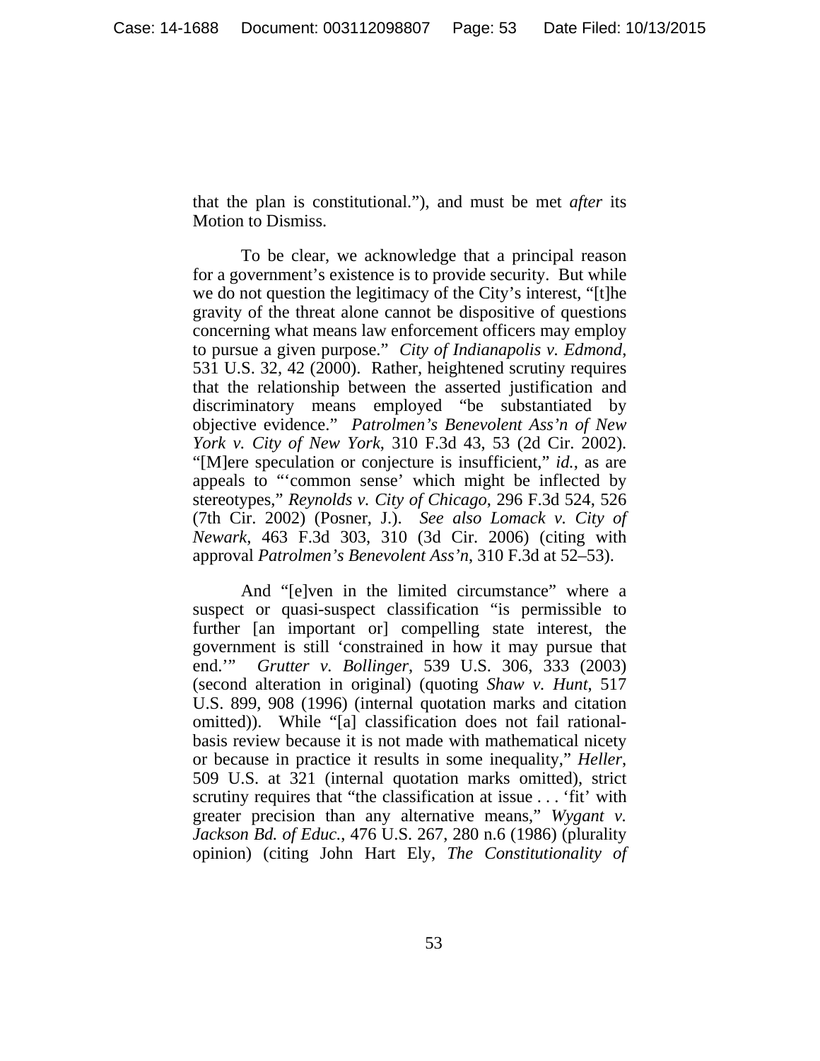that the plan is constitutional."), and must be met *after* its Motion to Dismiss.

To be clear, we acknowledge that a principal reason for a government's existence is to provide security. But while we do not question the legitimacy of the City's interest, "[t]he gravity of the threat alone cannot be dispositive of questions concerning what means law enforcement officers may employ to pursue a given purpose." *City of Indianapolis v. Edmond*, 531 U.S. 32, 42 (2000). Rather, heightened scrutiny requires that the relationship between the asserted justification and discriminatory means employed "be substantiated by objective evidence." *Patrolmen's Benevolent Ass'n of New York v. City of New York*, 310 F.3d 43, 53 (2d Cir. 2002). "[M]ere speculation or conjecture is insufficient," *id.*, as are appeals to "'common sense' which might be inflected by stereotypes," *Reynolds v. City of Chicago*, 296 F.3d 524, 526 (7th Cir. 2002) (Posner, J.). *See also Lomack v. City of Newark*, 463 F.3d 303, 310 (3d Cir. 2006) (citing with approval *Patrolmen's Benevolent Ass'n*, 310 F.3d at 52–53).

And "[e]ven in the limited circumstance" where a suspect or quasi-suspect classification "is permissible to further [an important or] compelling state interest, the government is still 'constrained in how it may pursue that end.'" *Grutter v. Bollinger*, 539 U.S. 306, 333 (2003) (second alteration in original) (quoting *Shaw v. Hunt*, 517 U.S. 899, 908 (1996) (internal quotation marks and citation omitted)). While "[a] classification does not fail rational-basis review because it is not made with mathematical nicety or because in practice it results in some inequality," *Heller*, 509 U.S. at 321 (internal quotation marks omitted), strict scrutiny requires that "the classification at issue . . . 'fit' with greater precision than any alternative means," *Wygant v. Jackson Bd. of Educ.*, 476 U.S. 267, 280 n.6 (1986) (plurality opinion) (citing John Hart Ely, *The Constitutionality of*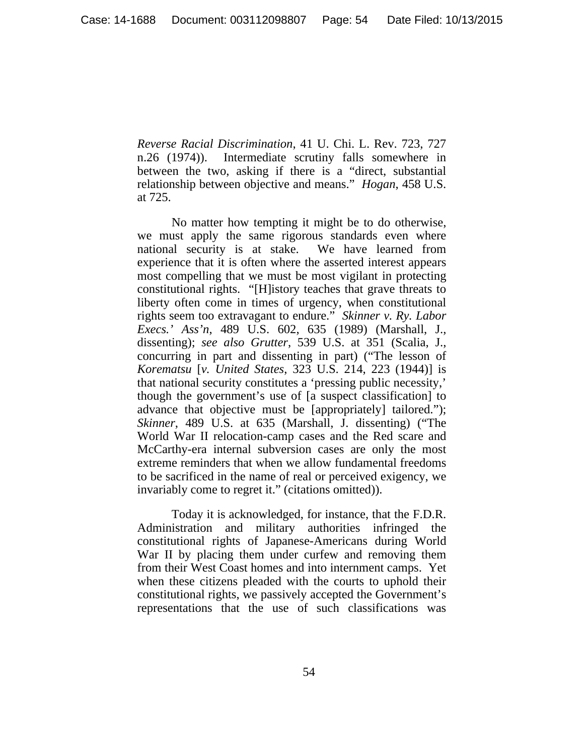*Reverse Racial Discrimination*, 41 U. Chi. L. Rev. 723, 727 n.26 (1974)). Intermediate scrutiny falls somewhere in between the two, asking if there is a "direct, substantial relationship between objective and means." *Hogan*, 458 U.S. at 725.

No matter how tempting it might be to do otherwise, we must apply the same rigorous standards even where national security is at stake. We have learned from experience that it is often where the asserted interest appears most compelling that we must be most vigilant in protecting constitutional rights. "[H]istory teaches that grave threats to liberty often come in times of urgency, when constitutional rights seem too extravagant to endure." *Skinner v. Ry. Labor Execs.' Ass'n*, 489 U.S. 602, 635 (1989) (Marshall, J., dissenting); *see also Grutter*, 539 U.S. at 351 (Scalia, J., concurring in part and dissenting in part) ("The lesson of *Korematsu* [*v. United States*, 323 U.S. 214, 223 (1944)] is that national security constitutes a 'pressing public necessity,' though the government's use of [a suspect classification] to advance that objective must be [appropriately] tailored."); *Skinner*, 489 U.S. at 635 (Marshall, J. dissenting) ("The World War II relocation-camp cases and the Red scare and McCarthy-era internal subversion cases are only the most extreme reminders that when we allow fundamental freedoms to be sacrificed in the name of real or perceived exigency, we invariably come to regret it." (citations omitted)).

Today it is acknowledged, for instance, that the F.D.R. Administration and military authorities infringed the constitutional rights of Japanese-Americans during World War II by placing them under curfew and removing them from their West Coast homes and into internment camps. Yet when these citizens pleaded with the courts to uphold their constitutional rights, we passively accepted the Government's representations that the use of such classifications was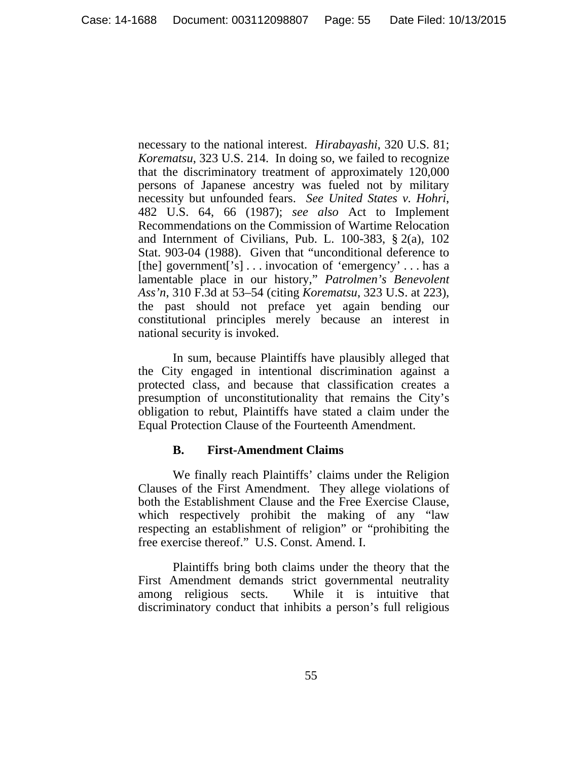necessary to the national interest. *Hirabayashi*, 320 U.S. 81; *Korematsu*, 323 U.S. 214. In doing so, we failed to recognize that the discriminatory treatment of approximately 120,000 persons of Japanese ancestry was fueled not by military necessity but unfounded fears. *See United States v. Hohri*, 482 U.S. 64, 66 (1987); *see also* Act to Implement Recommendations on the Commission of Wartime Relocation and Internment of Civilians, Pub. L. 100-383, § 2(a), 102 Stat. 903-04 (1988). Given that "unconditional deference to [the] government['s] . . . invocation of 'emergency' . . . has a lamentable place in our history," *Patrolmen's Benevolent Ass'n*, 310 F.3d at 53–54 (citing *Korematsu*, 323 U.S. at 223), the past should not preface yet again bending our constitutional principles merely because an interest in national security is invoked.

In sum, because Plaintiffs have plausibly alleged that the City engaged in intentional discrimination against a protected class, and because that classification creates a presumption of unconstitutionality that remains the City's obligation to rebut, Plaintiffs have stated a claim under the Equal Protection Clause of the Fourteenth Amendment.

### B. First-Amendment Claims

We finally reach Plaintiffs' claims under the Religion Clauses of the First Amendment. They allege violations of both the Establishment Clause and the Free Exercise Clause, which respectively prohibit the making of any "law respecting an establishment of religion" or "prohibiting the free exercise thereof." U.S. Const. Amend. I.

Plaintiffs bring both claims under the theory that the First Amendment demands strict governmental neutrality among religious sects. While it is intuitive that discriminatory conduct that inhibits a person's full religious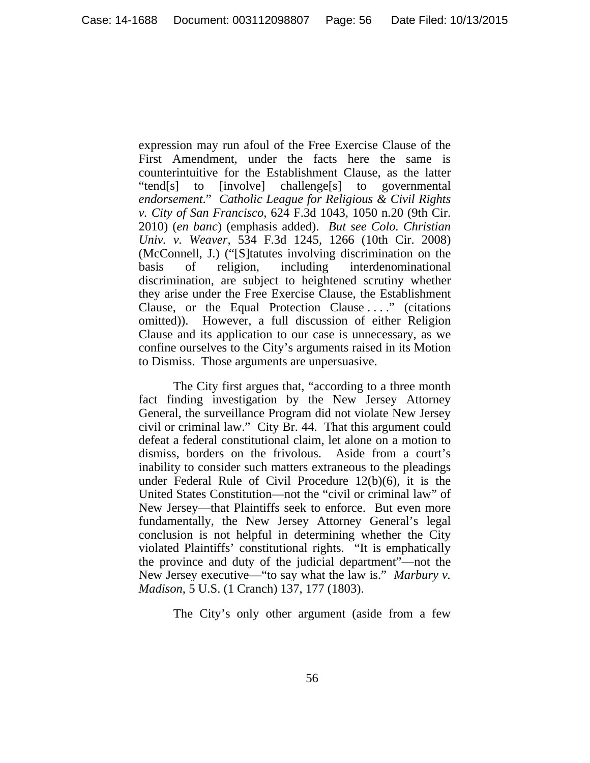expression may run afoul of the Free Exercise Clause of the First Amendment, under the facts here the same is counterintuitive for the Establishment Clause, as the latter "tend[s] to [involve] challenge[s] to governmental *endorsement*." *Catholic League for Religious & Civil Rights v. City of San Francisco*, 624 F.3d 1043, 1050 n.20 (9th Cir. 2010) (*en banc*) (emphasis added). *But see Colo. Christian Univ. v. Weaver*, 534 F.3d 1245, 1266 (10th Cir. 2008) (McConnell, J.) ("[S]tatutes involving discrimination on the basis of religion, including interdenominational discrimination, are subject to heightened scrutiny whether they arise under the Free Exercise Clause, the Establishment Clause, or the Equal Protection Clause . . . ." (citations omitted)). However, a full discussion of either Religion Clause and its application to our case is unnecessary, as we confine ourselves to the City's arguments raised in its Motion to Dismiss. Those arguments are unpersuasive.

The City first argues that, "according to a three month fact finding investigation by the New Jersey Attorney General, the surveillance Program did not violate New Jersey civil or criminal law." City Br. 44. That this argument could defeat a federal constitutional claim, let alone on a motion to dismiss, borders on the frivolous. Aside from a court's inability to consider such matters extraneous to the pleadings under Federal Rule of Civil Procedure 12(b)(6), it is the United States Constitution—not the "civil or criminal law" of New Jersey—that Plaintiffs seek to enforce. But even more fundamentally, the New Jersey Attorney General's legal conclusion is not helpful in determining whether the City violated Plaintiffs' constitutional rights. "It is emphatically the province and duty of the judicial department"—not the New Jersey executive—"to say what the law is." *Marbury v. Madison*, 5 U.S. (1 Cranch) 137, 177 (1803).

The City's only other argument (aside from a few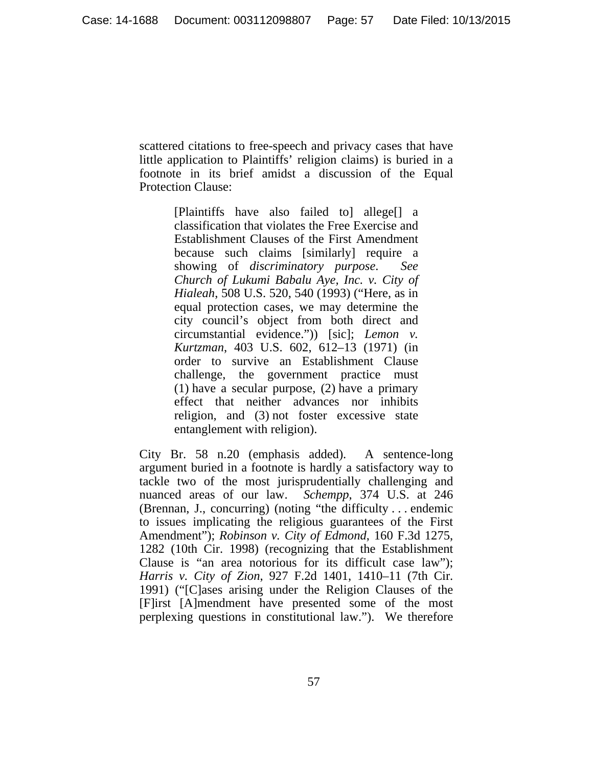scattered citations to free-speech and privacy cases that have little application to Plaintiffs' religion claims) is buried in a footnote in its brief amidst a discussion of the Equal Protection Clause:

> [Plaintiffs have also failed to] allege[] a classification that violates the Free Exercise and Establishment Clauses of the First Amendment because such claims [similarly] require a showing of *discriminatory purpose*. *See Church of Lukumi Babalu Aye, Inc. v. City of Hialeah*, 508 U.S. 520, 540 (1993) ("Here, as in equal protection cases, we may determine the city council's object from both direct and circumstantial evidence.")) [sic]; *Lemon v. Kurtzman*, 403 U.S. 602, 612–13 (1971) (in order to survive an Establishment Clause challenge, the government practice must (1) have a secular purpose, (2) have a primary effect that neither advances nor inhibits religion, and (3) not foster excessive state entanglement with religion).

City Br. 58 n.20 (emphasis added). A sentence-long argument buried in a footnote is hardly a satisfactory way to tackle two of the most jurisprudentially challenging and nuanced areas of our law. *Schempp*, 374 U.S. at 246 (Brennan, J., concurring) (noting "the difficulty . . . endemic to issues implicating the religious guarantees of the First Amendment"); *Robinson v. City of Edmond*, 160 F.3d 1275, 1282 (10th Cir. 1998) (recognizing that the Establishment Clause is "an area notorious for its difficult case law"); *Harris v. City of Zion*, 927 F.2d 1401, 1410–11 (7th Cir. 1991) ("[C]ases arising under the Religion Clauses of the [F]irst [A]mendment have presented some of the most perplexing questions in constitutional law."). We therefore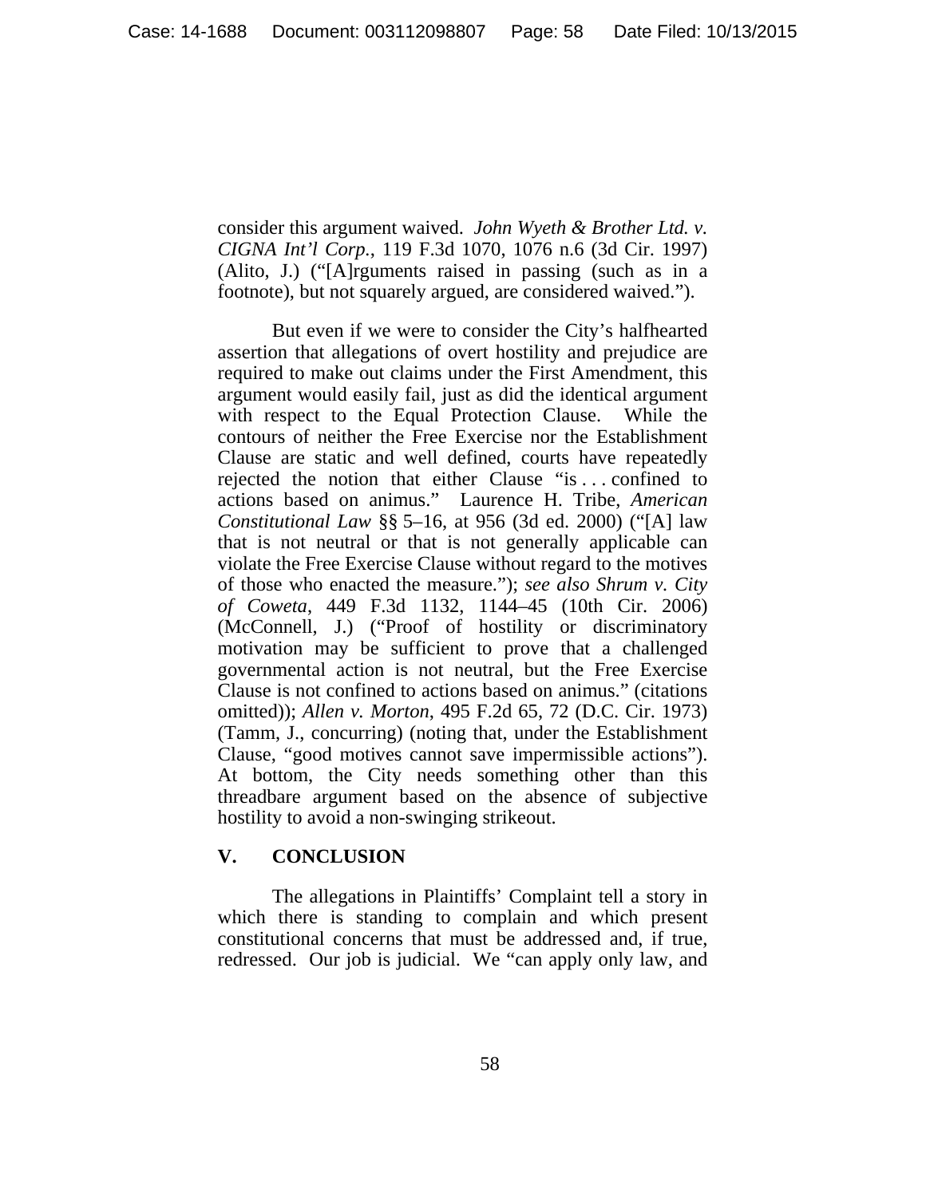consider this argument waived. *John Wyeth & Brother Ltd. v. CIGNA Int'l Corp.*, 119 F.3d 1070, 1076 n.6 (3d Cir. 1997) (Alito, J.) ("[A]rguments raised in passing (such as in a footnote), but not squarely argued, are considered waived.").

But even if we were to consider the City's halfhearted assertion that allegations of overt hostility and prejudice are required to make out claims under the First Amendment, this argument would easily fail, just as did the identical argument with respect to the Equal Protection Clause. While the contours of neither the Free Exercise nor the Establishment Clause are static and well defined, courts have repeatedly rejected the notion that either Clause "is . . . confined to actions based on animus." Laurence H. Tribe, *American Constitutional Law* §§ 5–16, at 956 (3d ed. 2000) ("[A] law that is not neutral or that is not generally applicable can violate the Free Exercise Clause without regard to the motives of those who enacted the measure."); *see also Shrum v. City of Coweta*, 449 F.3d 1132, 1144–45 (10th Cir. 2006) (McConnell, J.) ("Proof of hostility or discriminatory motivation may be sufficient to prove that a challenged governmental action is not neutral, but the Free Exercise Clause is not confined to actions based on animus." (citations omitted)); *Allen v. Morton*, 495 F.2d 65, 72 (D.C. Cir. 1973) (Tamm, J., concurring) (noting that, under the Establishment Clause, "good motives cannot save impermissible actions"). At bottom, the City needs something other than this threadbare argument based on the absence of subjective hostility to avoid a non-swinging strikeout.

## V. CONCLUSION

The allegations in Plaintiffs' Complaint tell a story in which there is standing to complain and which present constitutional concerns that must be addressed and, if true, redressed. Our job is judicial. We "can apply only law, and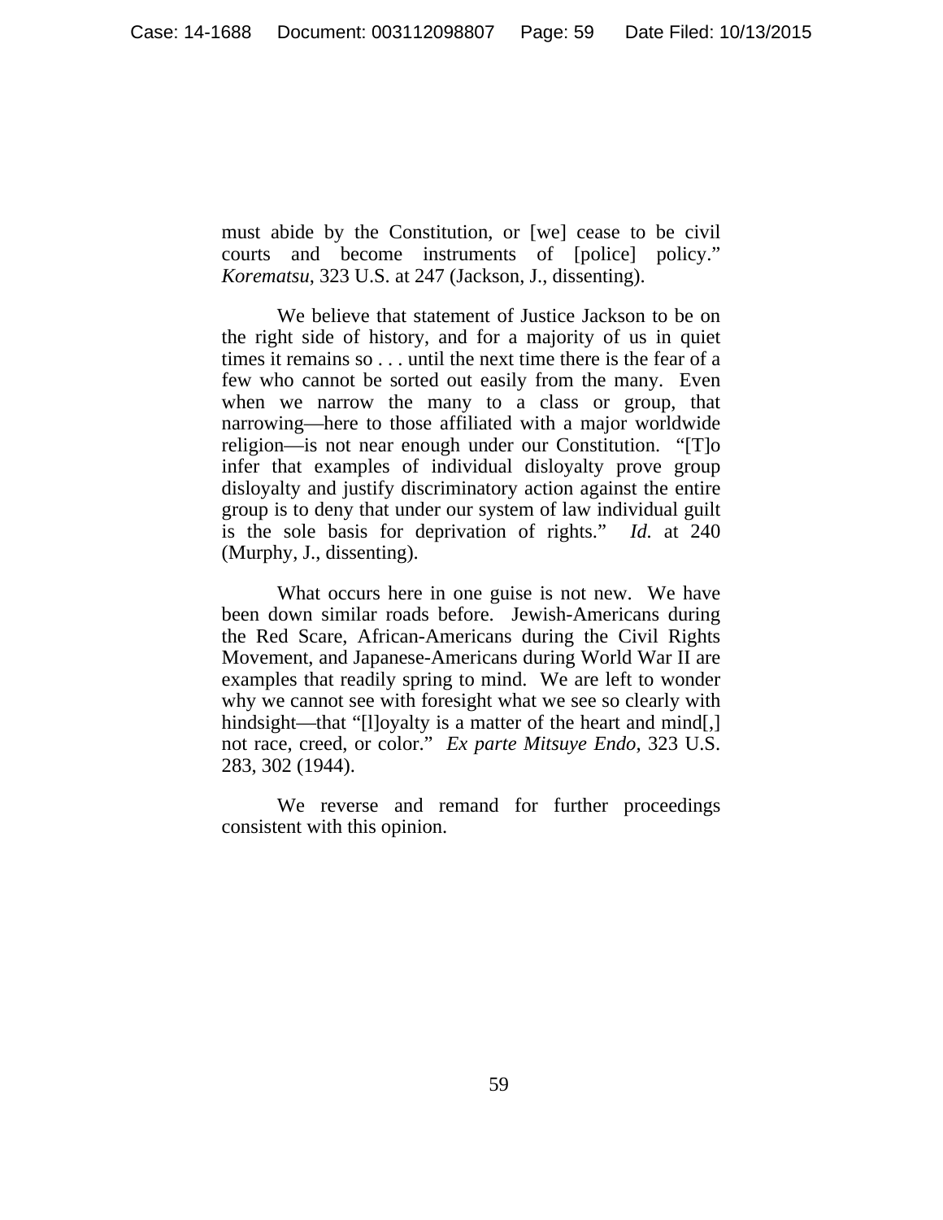must abide by the Constitution, or [we] cease to be civil courts and become instruments of [police] policy." *Korematsu*, 323 U.S. at 247 (Jackson, J., dissenting).

We believe that statement of Justice Jackson to be on the right side of history, and for a majority of us in quiet times it remains so . . . until the next time there is the fear of a few who cannot be sorted out easily from the many. Even when we narrow the many to a class or group, that narrowing—here to those affiliated with a major worldwide religion—is not near enough under our Constitution. "[T]o infer that examples of individual disloyalty prove group disloyalty and justify discriminatory action against the entire group is to deny that under our system of law individual guilt is the sole basis for deprivation of rights." *Id.* at 240 (Murphy, J., dissenting).

What occurs here in one guise is not new. We have been down similar roads before. Jewish-Americans during the Red Scare, African-Americans during the Civil Rights Movement, and Japanese-Americans during World War II are examples that readily spring to mind. We are left to wonder why we cannot see with foresight what we see so clearly with hindsight—that "[l]oyalty is a matter of the heart and mind[,] not race, creed, or color." *Ex parte Mitsuye Endo*, 323 U.S. 283, 302 (1944).

We reverse and remand for further proceedings consistent with this opinion.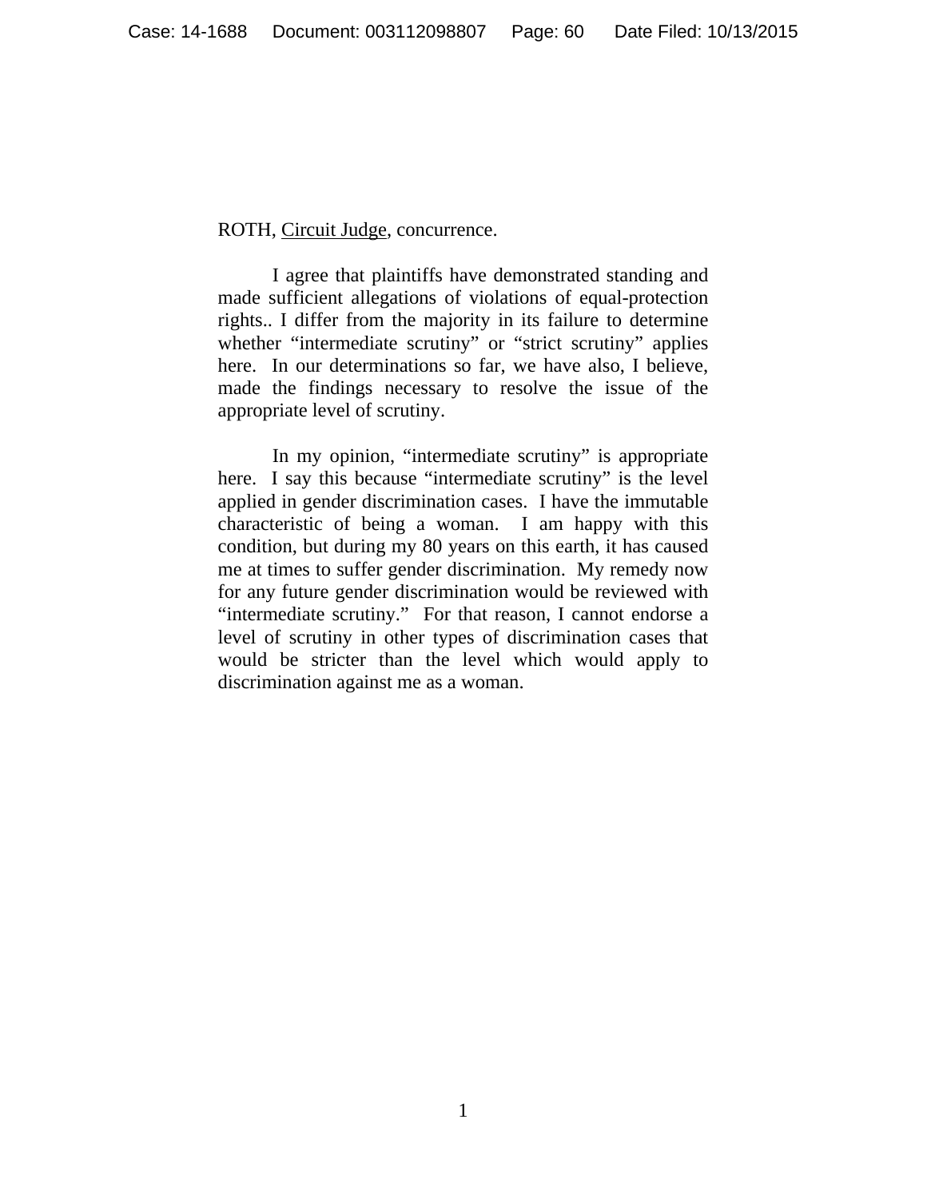ROTH, Circuit Judge, concurrence.

I agree that plaintiffs have demonstrated standing and made sufficient allegations of violations of equal-protection rights.. I differ from the majority in its failure to determine whether "intermediate scrutiny" or "strict scrutiny" applies here. In our determinations so far, we have also, I believe, made the findings necessary to resolve the issue of the appropriate level of scrutiny.

In my opinion, "intermediate scrutiny" is appropriate here. I say this because "intermediate scrutiny" is the level applied in gender discrimination cases. I have the immutable characteristic of being a woman. I am happy with this condition, but during my 80 years on this earth, it has caused me at times to suffer gender discrimination. My remedy now for any future gender discrimination would be reviewed with "intermediate scrutiny." For that reason, I cannot endorse a level of scrutiny in other types of discrimination cases that would be stricter than the level which would apply to discrimination against me as a woman.